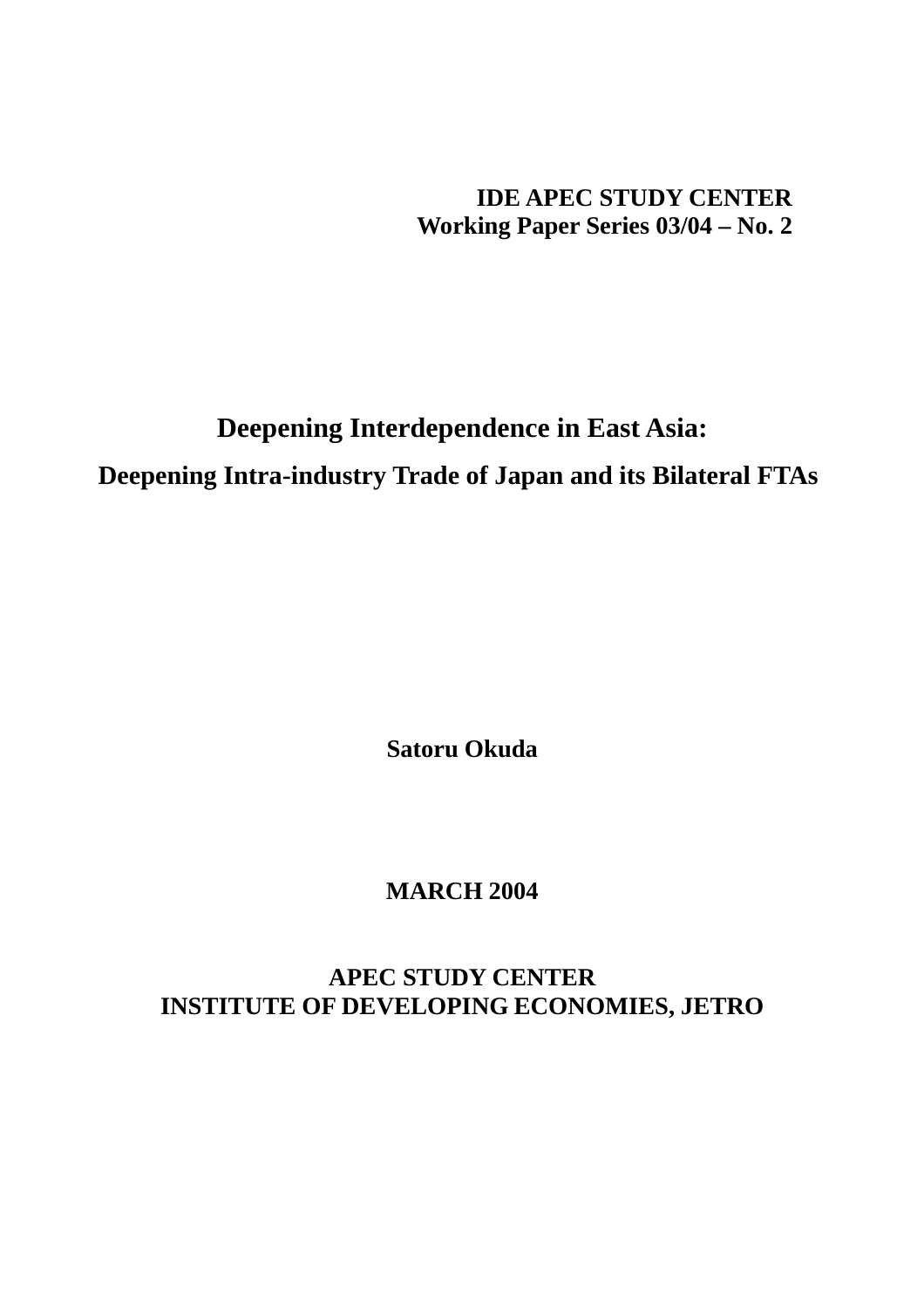**IDE APEC STUDY CENTER**
**Working Paper Series 03/04 – No. 2**

# Deepening Interdependence in East Asia:

## Deepening Intra-industry Trade of Japan and its Bilateral FTAs

**Satoru Okuda**

**MARCH 2004**

**APEC STUDY CENTER**
**INSTITUTE OF DEVELOPING ECONOMIES, JETRO**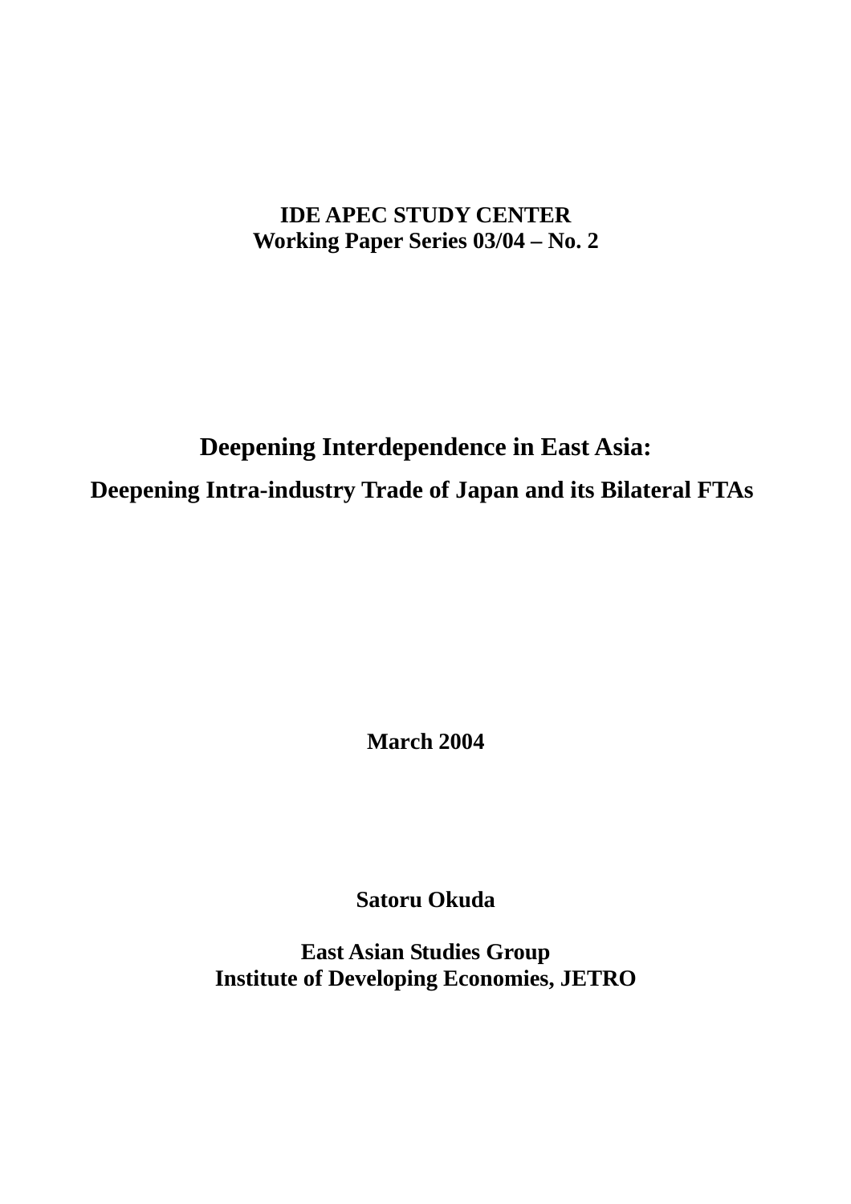**IDE APEC STUDY CENTER**
**Working Paper Series 03/04 – No. 2**

# Deepening Interdependence in East Asia:

## Deepening Intra-industry Trade of Japan and its Bilateral FTAs

**March 2004**

**Satoru Okuda**

**East Asian Studies Group**
**Institute of Developing Economies, JETRO**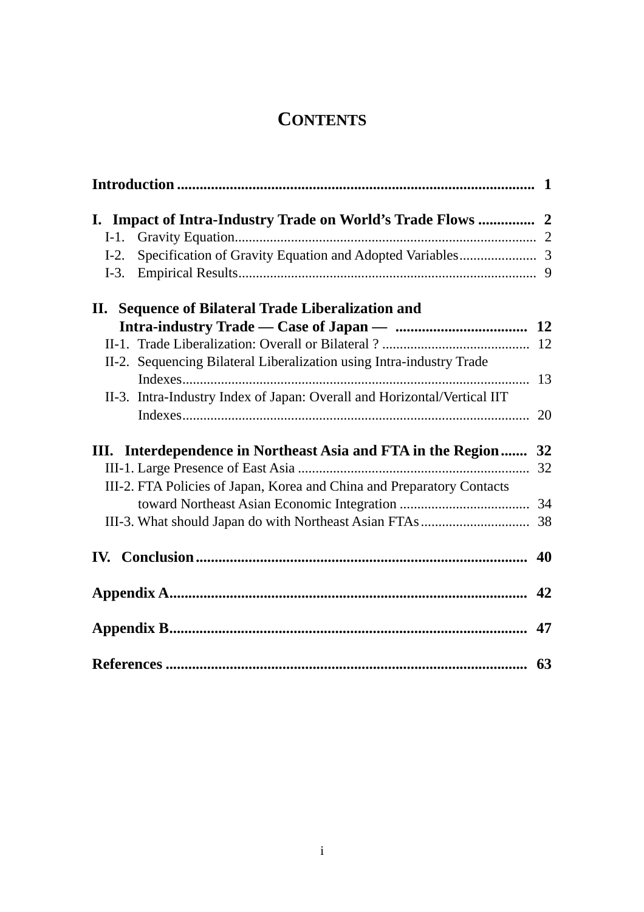# CONTENTS

**Introduction** .............................................................................................. **1**

**I. Impact of Intra-Industry Trade on World's Trade Flows** .............. **2**

- I-1. Gravity Equation.................................................................................... 2
- I-2. Specification of Gravity Equation and Adopted Variables...................... 3
- I-3. Empirical Results................................................................................... 9

**II. Sequence of Bilateral Trade Liberalization and Intra-industry Trade — Case of Japan —** .................................. **12**

- II-1. Trade Liberalization: Overall or Bilateral ? .......................................... 12
- II-2. Sequencing Bilateral Liberalization using Intra-industry Trade Indexes.................................................................................................. 13
- II-3. Intra-Industry Index of Japan: Overall and Horizontal/Vertical IIT Indexes.................................................................................................. 20

**III. Interdependence in Northeast Asia and FTA in the Region** ....... **32**

- III-1. Large Presence of East Asia ................................................................. 32
- III-2. FTA Policies of Japan, Korea and China and Preparatory Contacts toward Northeast Asian Economic Integration ..................................... 34
- III-3. What should Japan do with Northeast Asian FTAs............................... 38

**IV. Conclusion** ....................................................................................... **40**

**Appendix A** ............................................................................................. **42**

**Appendix B** ............................................................................................. **47**

**References** .............................................................................................. **63**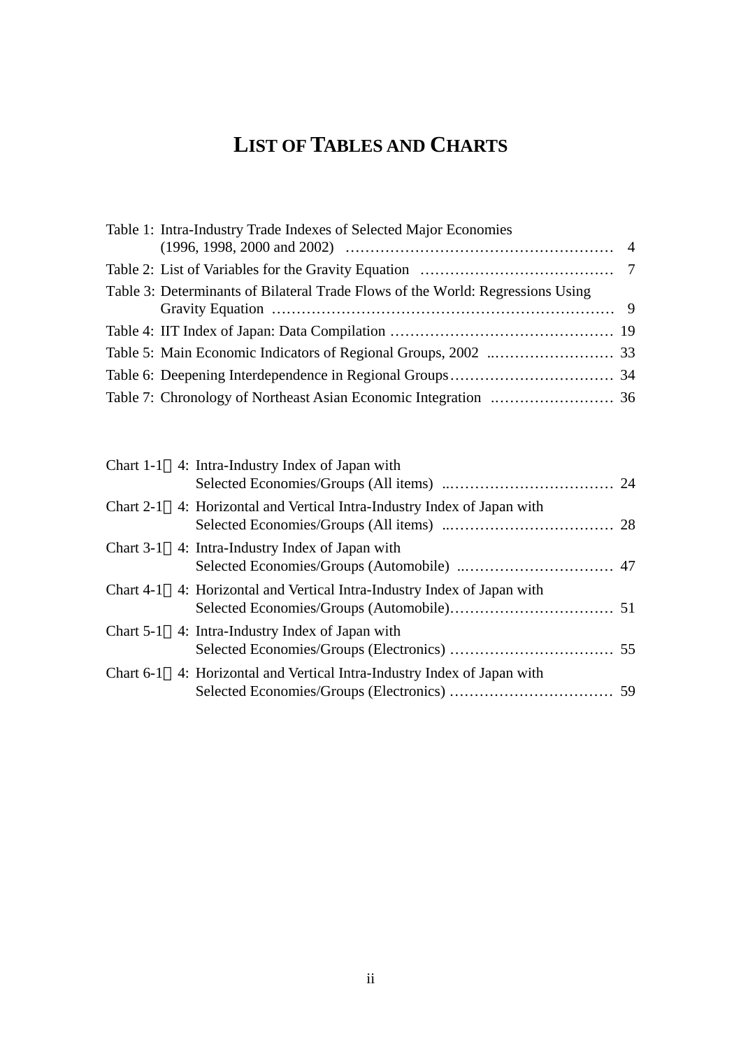# LIST OF TABLES AND CHARTS

Table 1: Intra-Industry Trade Indexes of Selected Major Economies (1996, 1998, 2000 and 2002) …… 4

Table 2: List of Variables for the Gravity Equation …… 7

Table 3: Determinants of Bilateral Trade Flows of the World: Regressions Using Gravity Equation …… 9

Table 4: IIT Index of Japan: Data Compilation …… 19

Table 5: Main Economic Indicators of Regional Groups, 2002 …… 33

Table 6: Deepening Interdependence in Regional Groups …… 34

Table 7: Chronology of Northeast Asian Economic Integration …… 36

Chart 1-1～4: Intra-Industry Index of Japan with Selected Economies/Groups (All items) …… 24

Chart 2-1～4: Horizontal and Vertical Intra-Industry Index of Japan with Selected Economies/Groups (All items) …… 28

Chart 3-1～4: Intra-Industry Index of Japan with Selected Economies/Groups (Automobile) …… 47

Chart 4-1～4: Horizontal and Vertical Intra-Industry Index of Japan with Selected Economies/Groups (Automobile) …… 51

Chart 5-1～4: Intra-Industry Index of Japan with Selected Economies/Groups (Electronics) …… 55

Chart 6-1～4: Horizontal and Vertical Intra-Industry Index of Japan with Selected Economies/Groups (Electronics) …… 59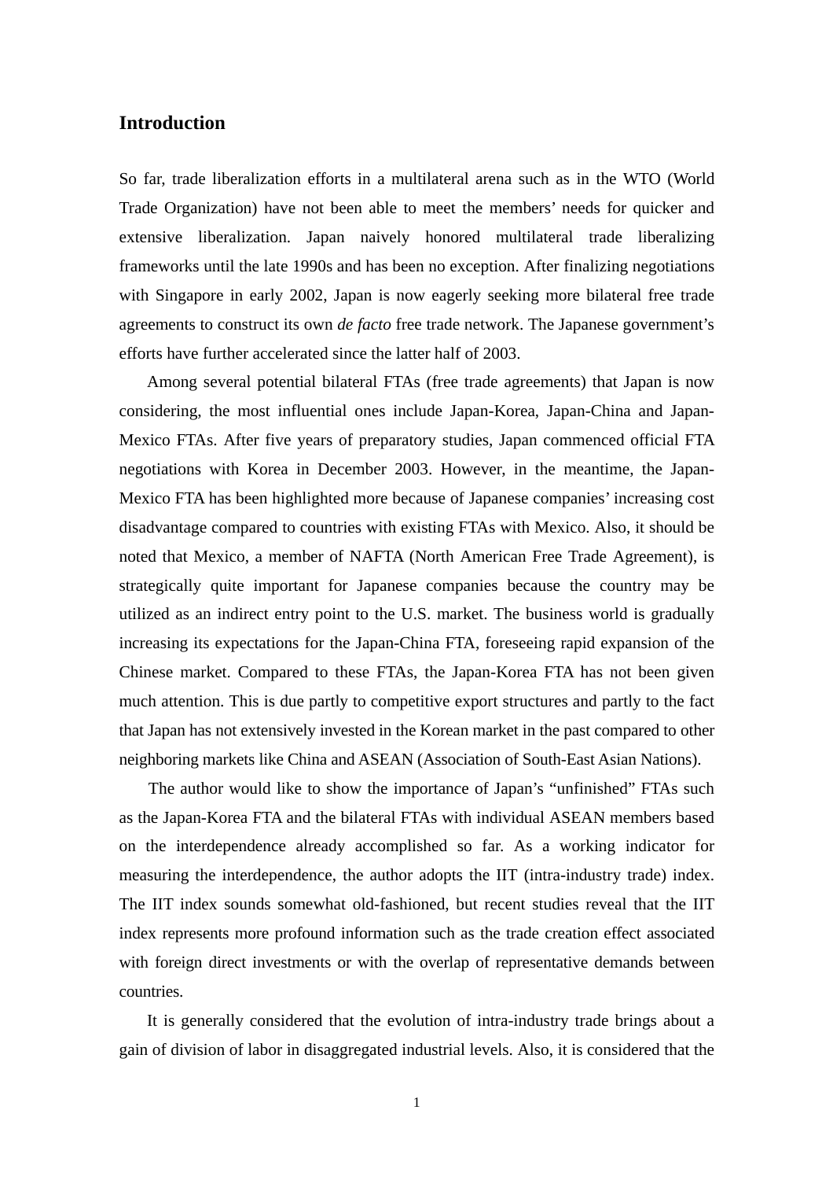## Introduction

So far, trade liberalization efforts in a multilateral arena such as in the WTO (World Trade Organization) have not been able to meet the members' needs for quicker and extensive liberalization. Japan naively honored multilateral trade liberalizing frameworks until the late 1990s and has been no exception. After finalizing negotiations with Singapore in early 2002, Japan is now eagerly seeking more bilateral free trade agreements to construct its own *de facto* free trade network. The Japanese government's efforts have further accelerated since the latter half of 2003.

Among several potential bilateral FTAs (free trade agreements) that Japan is now considering, the most influential ones include Japan-Korea, Japan-China and Japan-Mexico FTAs. After five years of preparatory studies, Japan commenced official FTA negotiations with Korea in December 2003. However, in the meantime, the Japan-Mexico FTA has been highlighted more because of Japanese companies' increasing cost disadvantage compared to countries with existing FTAs with Mexico. Also, it should be noted that Mexico, a member of NAFTA (North American Free Trade Agreement), is strategically quite important for Japanese companies because the country may be utilized as an indirect entry point to the U.S. market. The business world is gradually increasing its expectations for the Japan-China FTA, foreseeing rapid expansion of the Chinese market. Compared to these FTAs, the Japan-Korea FTA has not been given much attention. This is due partly to competitive export structures and partly to the fact that Japan has not extensively invested in the Korean market in the past compared to other neighboring markets like China and ASEAN (Association of South-East Asian Nations).

The author would like to show the importance of Japan's "unfinished" FTAs such as the Japan-Korea FTA and the bilateral FTAs with individual ASEAN members based on the interdependence already accomplished so far. As a working indicator for measuring the interdependence, the author adopts the IIT (intra-industry trade) index. The IIT index sounds somewhat old-fashioned, but recent studies reveal that the IIT index represents more profound information such as the trade creation effect associated with foreign direct investments or with the overlap of representative demands between countries.

It is generally considered that the evolution of intra-industry trade brings about a gain of division of labor in disaggregated industrial levels. Also, it is considered that the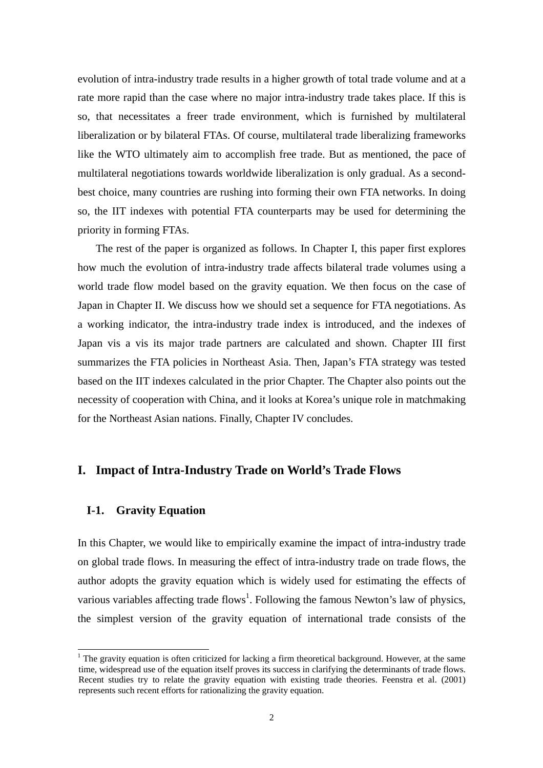evolution of intra-industry trade results in a higher growth of total trade volume and at a rate more rapid than the case where no major intra-industry trade takes place. If this is so, that necessitates a freer trade environment, which is furnished by multilateral liberalization or by bilateral FTAs. Of course, multilateral trade liberalizing frameworks like the WTO ultimately aim to accomplish free trade. But as mentioned, the pace of multilateral negotiations towards worldwide liberalization is only gradual. As a second-best choice, many countries are rushing into forming their own FTA networks. In doing so, the IIT indexes with potential FTA counterparts may be used for determining the priority in forming FTAs.

The rest of the paper is organized as follows. In Chapter I, this paper first explores how much the evolution of intra-industry trade affects bilateral trade volumes using a world trade flow model based on the gravity equation. We then focus on the case of Japan in Chapter II. We discuss how we should set a sequence for FTA negotiations. As a working indicator, the intra-industry trade index is introduced, and the indexes of Japan vis a vis its major trade partners are calculated and shown. Chapter III first summarizes the FTA policies in Northeast Asia. Then, Japan's FTA strategy was tested based on the IIT indexes calculated in the prior Chapter. The Chapter also points out the necessity of cooperation with China, and it looks at Korea's unique role in matchmaking for the Northeast Asian nations. Finally, Chapter IV concludes.

# I. Impact of Intra-Industry Trade on World's Trade Flows

## I-1. Gravity Equation

In this Chapter, we would like to empirically examine the impact of intra-industry trade on global trade flows. In measuring the effect of intra-industry trade on trade flows, the author adopts the gravity equation which is widely used for estimating the effects of various variables affecting trade flows[1]. Following the famous Newton's law of physics, the simplest version of the gravity equation of international trade consists of the

[1] The gravity equation is often criticized for lacking a firm theoretical background. However, at the same time, widespread use of the equation itself proves its success in clarifying the determinants of trade flows. Recent studies try to relate the gravity equation with existing trade theories. Feenstra et al. (2001) represents such recent efforts for rationalizing the gravity equation.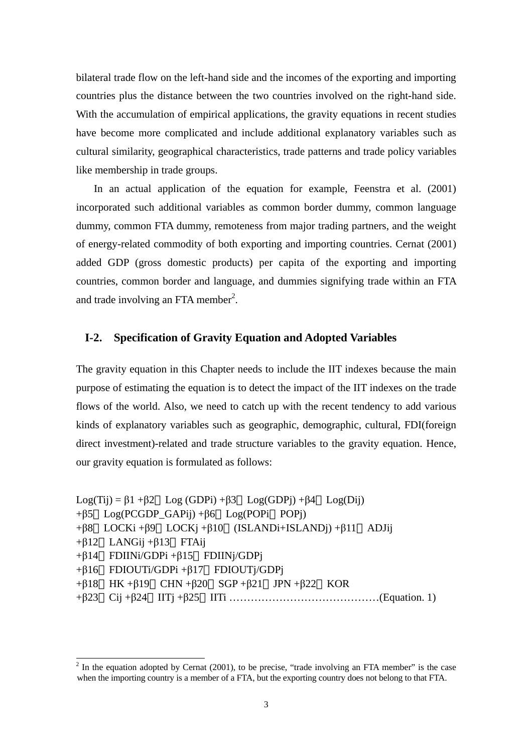bilateral trade flow on the left-hand side and the incomes of the exporting and importing countries plus the distance between the two countries involved on the right-hand side. With the accumulation of empirical applications, the gravity equations in recent studies have become more complicated and include additional explanatory variables such as cultural similarity, geographical characteristics, trade patterns and trade policy variables like membership in trade groups.

In an actual application of the equation for example, Feenstra et al. (2001) incorporated such additional variables as common border dummy, common language dummy, common FTA dummy, remoteness from major trading partners, and the weight of energy-related commodity of both exporting and importing countries. Cernat (2001) added GDP (gross domestic products) per capita of the exporting and importing countries, common border and language, and dummies signifying trade within an FTA and trade involving an FTA member[2].

## I-2. Specification of Gravity Equation and Adopted Variables

The gravity equation in this Chapter needs to include the IIT indexes because the main purpose of estimating the equation is to detect the impact of the IIT indexes on the trade flows of the world. Also, we need to catch up with the recent tendency to add various kinds of explanatory variables such as geographic, demographic, cultural, FDI(foreign direct investment)-related and trade structure variables to the gravity equation. Hence, our gravity equation is formulated as follows:

$$
\begin{aligned}
Log(T_{ij}) = \ & \beta 1 + \beta 2 \cdot Log(GDP_i) + \beta 3 \cdot Log(GDP_j) + \beta 4 \cdot Log(D_{ij}) \\
& + \beta 5 \cdot Log(PCGDP\_GAP_{ij}) + \beta 6 \cdot Log(POP_i \cdot POP_j) \\
& + \beta 8 \cdot LOCK_i + \beta 9 \cdot LOCK_j + \beta 10 \cdot (ISLAND_i + ISLAND_j) + \beta 11 \cdot ADJ_{ij} \\
& + \beta 12 \cdot LANG_{ij} + \beta 13 \cdot FTA_{ij} \\
& + \beta 14 \cdot FDIIN_i/GDP_i + \beta 15 \cdot FDIIN_j/GDP_j \\
& + \beta 16 \cdot FDIOUT_i/GDP_i + \beta 17 \cdot FDIOUT_j/GDP_j \\
& + \beta 18 \cdot HK + \beta 19 \cdot CHN + \beta 20 \cdot SGP + \beta 21 \cdot JPN + \beta 22 \cdot KOR \\
& + \beta 23 \cdot C_{ij} + \beta 24 \cdot IIT_j + \beta 25 \cdot IIT_i \quad \text{(Equation. 1)}
\end{aligned}
$$

[2] In the equation adopted by Cernat (2001), to be precise, "trade involving an FTA member" is the case when the importing country is a member of a FTA, but the exporting country does not belong to that FTA.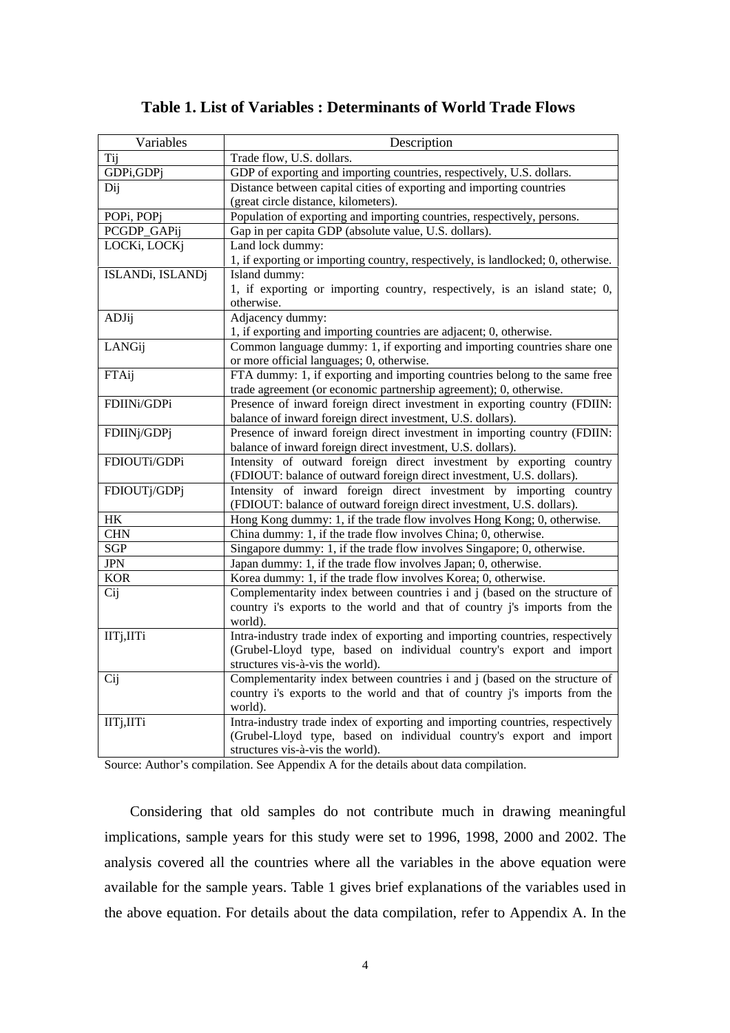**Table 1. List of Variables : Determinants of World Trade Flows**

| Variables | Description |
|---|---|
| Tij | Trade flow, U.S. dollars. |
| GDPi,GDPj | GDP of exporting and importing countries, respectively, U.S. dollars. |
| Dij | Distance between capital cities of exporting and importing countries (great circle distance, kilometers). |
| POPi, POPj | Population of exporting and importing countries, respectively, persons. |
| PCGDP_GAPij | Gap in per capita GDP (absolute value, U.S. dollars). |
| LOCKi, LOCKj | Land lock dummy: 1, if exporting or importing country, respectively, is landlocked; 0, otherwise. |
| ISLANDi, ISLANDj | Island dummy: 1, if exporting or importing country, respectively, is an island state; 0, otherwise. |
| ADJij | Adjacency dummy: 1, if exporting and importing countries are adjacent; 0, otherwise. |
| LANGij | Common language dummy: 1, if exporting and importing countries share one or more official languages; 0, otherwise. |
| FTAij | FTA dummy: 1, if exporting and importing countries belong to the same free trade agreement (or economic partnership agreement); 0, otherwise. |
| FDIINi/GDPi | Presence of inward foreign direct investment in exporting country (FDIIN: balance of inward foreign direct investment, U.S. dollars). |
| FDIINj/GDPj | Presence of inward foreign direct investment in importing country (FDIIN: balance of inward foreign direct investment, U.S. dollars). |
| FDIOUTi/GDPi | Intensity of outward foreign direct investment by exporting country (FDIOUT: balance of outward foreign direct investment, U.S. dollars). |
| FDIOUTj/GDPj | Intensity of inward foreign direct investment by importing country (FDIOUT: balance of outward foreign direct investment, U.S. dollars). |
| HK | Hong Kong dummy: 1, if the trade flow involves Hong Kong; 0, otherwise. |
| CHN | China dummy: 1, if the trade flow involves China; 0, otherwise. |
| SGP | Singapore dummy: 1, if the trade flow involves Singapore; 0, otherwise. |
| JPN | Japan dummy: 1, if the trade flow involves Japan; 0, otherwise. |
| KOR | Korea dummy: 1, if the trade flow involves Korea; 0, otherwise. |
| Cij | Complementarity index between countries i and j (based on the structure of country i's exports to the world and that of country j's imports from the world). |
| IITj,IITi | Intra-industry trade index of exporting and importing countries, respectively (Grubel-Lloyd type, based on individual country's export and import structures vis-à-vis the world). |
| Cij | Complementarity index between countries i and j (based on the structure of country i's exports to the world and that of country j's imports from the world). |
| IITj,IITi | Intra-industry trade index of exporting and importing countries, respectively (Grubel-Lloyd type, based on individual country's export and import structures vis-à-vis the world). |

Source: Author's compilation. See Appendix A for the details about data compilation.

Considering that old samples do not contribute much in drawing meaningful implications, sample years for this study were set to 1996, 1998, 2000 and 2002. The analysis covered all the countries where all the variables in the above equation were available for the sample years. Table 1 gives brief explanations of the variables used in the above equation. For details about the data compilation, refer to Appendix A. In the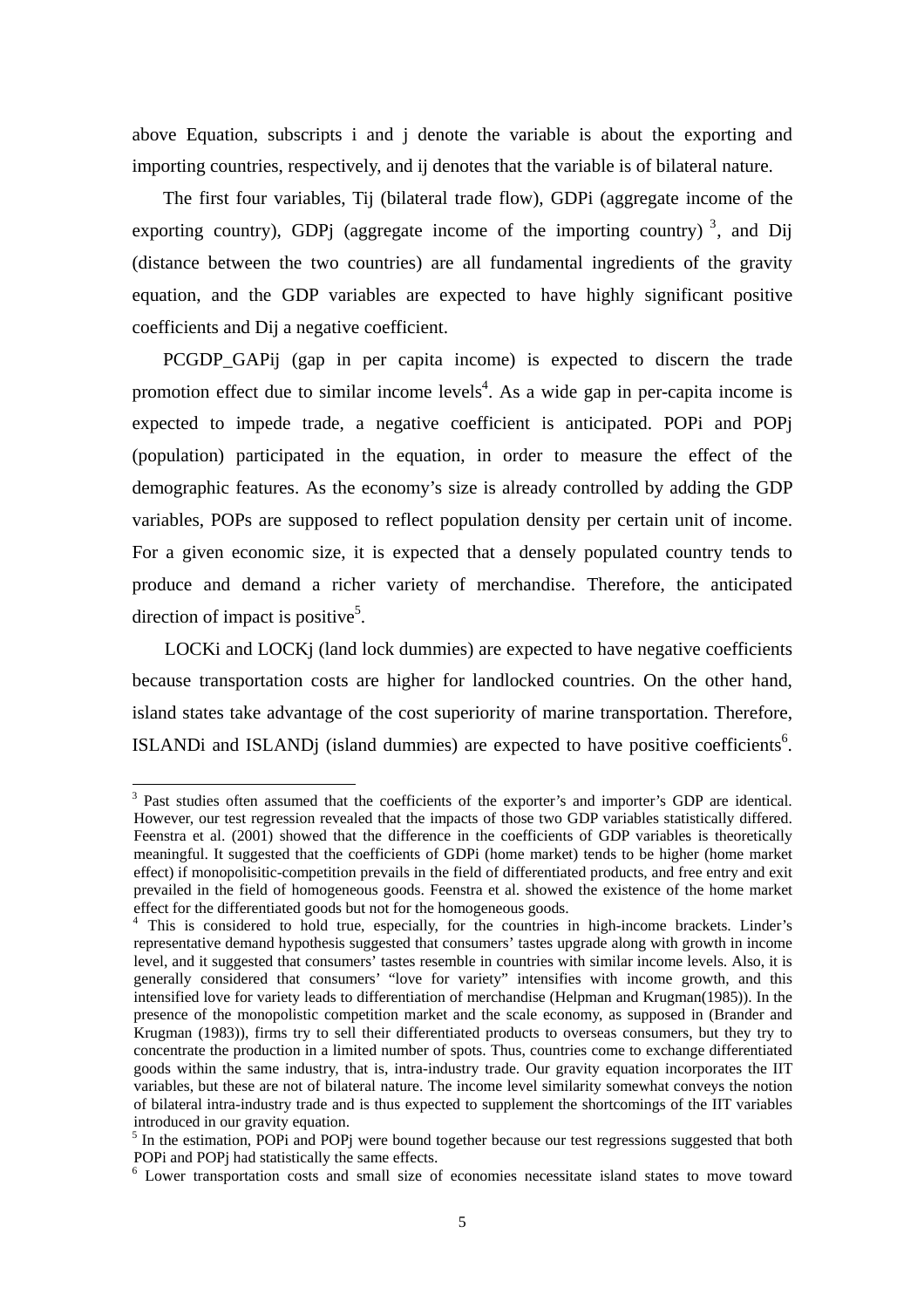above Equation, subscripts i and j denote the variable is about the exporting and importing countries, respectively, and ij denotes that the variable is of bilateral nature.

The first four variables, Tij (bilateral trade flow), GDPi (aggregate income of the exporting country), GDPj (aggregate income of the importing country) [3], and Dij (distance between the two countries) are all fundamental ingredients of the gravity equation, and the GDP variables are expected to have highly significant positive coefficients and Dij a negative coefficient.

PCGDP_GAPij (gap in per capita income) is expected to discern the trade promotion effect due to similar income levels[4]. As a wide gap in per-capita income is expected to impede trade, a negative coefficient is anticipated. POPi and POPj (population) participated in the equation, in order to measure the effect of the demographic features. As the economy's size is already controlled by adding the GDP variables, POPs are supposed to reflect population density per certain unit of income. For a given economic size, it is expected that a densely populated country tends to produce and demand a richer variety of merchandise. Therefore, the anticipated direction of impact is positive[5].

LOCKi and LOCKj (land lock dummies) are expected to have negative coefficients because transportation costs are higher for landlocked countries. On the other hand, island states take advantage of the cost superiority of marine transportation. Therefore, ISLANDi and ISLANDj (island dummies) are expected to have positive coefficients[6].

---

[3] Past studies often assumed that the coefficients of the exporter's and importer's GDP are identical. However, our test regression revealed that the impacts of those two GDP variables statistically differed. Feenstra et al. (2001) showed that the difference in the coefficients of GDP variables is theoretically meaningful. It suggested that the coefficients of GDPi (home market) tends to be higher (home market effect) if monopolisitic-competition prevails in the field of differentiated products, and free entry and exit prevailed in the field of homogeneous goods. Feenstra et al. showed the existence of the home market effect for the differentiated goods but not for the homogeneous goods.

[4] This is considered to hold true, especially, for the countries in high-income brackets. Linder's representative demand hypothesis suggested that consumers' tastes upgrade along with growth in income level, and it suggested that consumers' tastes resemble in countries with similar income levels. Also, it is generally considered that consumers' "love for variety" intensifies with income growth, and this intensified love for variety leads to differentiation of merchandise (Helpman and Krugman(1985)). In the presence of the monopolistic competition market and the scale economy, as supposed in (Brander and Krugman (1983)), firms try to sell their differentiated products to overseas consumers, but they try to concentrate the production in a limited number of spots. Thus, countries come to exchange differentiated goods within the same industry, that is, intra-industry trade. Our gravity equation incorporates the IIT variables, but these are not of bilateral nature. The income level similarity somewhat conveys the notion of bilateral intra-industry trade and is thus expected to supplement the shortcomings of the IIT variables introduced in our gravity equation.

[5] In the estimation, POPi and POPj were bound together because our test regressions suggested that both POPi and POPj had statistically the same effects.

[6] Lower transportation costs and small size of economies necessitate island states to move toward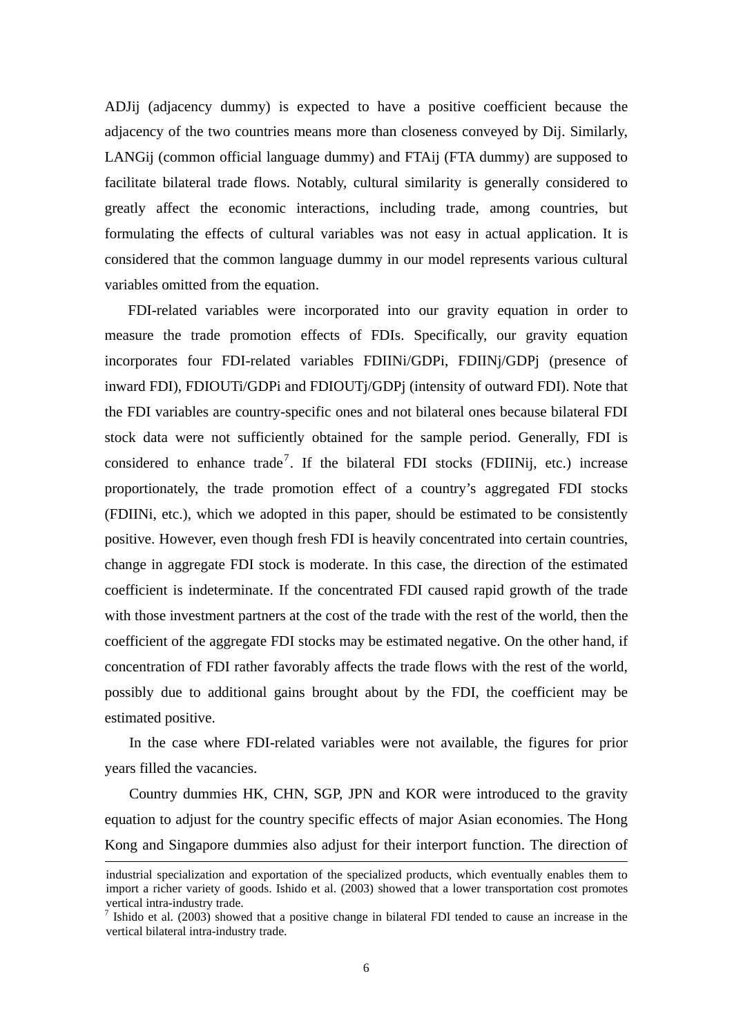ADJij (adjacency dummy) is expected to have a positive coefficient because the adjacency of the two countries means more than closeness conveyed by Dij. Similarly, LANGij (common official language dummy) and FTAij (FTA dummy) are supposed to facilitate bilateral trade flows. Notably, cultural similarity is generally considered to greatly affect the economic interactions, including trade, among countries, but formulating the effects of cultural variables was not easy in actual application. It is considered that the common language dummy in our model represents various cultural variables omitted from the equation.

FDI-related variables were incorporated into our gravity equation in order to measure the trade promotion effects of FDIs. Specifically, our gravity equation incorporates four FDI-related variables FDIINi/GDPi, FDIINj/GDPj (presence of inward FDI), FDIOUTi/GDPi and FDIOUTj/GDPj (intensity of outward FDI). Note that the FDI variables are country-specific ones and not bilateral ones because bilateral FDI stock data were not sufficiently obtained for the sample period. Generally, FDI is considered to enhance trade[7]. If the bilateral FDI stocks (FDIINij, etc.) increase proportionately, the trade promotion effect of a country's aggregated FDI stocks (FDIINi, etc.), which we adopted in this paper, should be estimated to be consistently positive. However, even though fresh FDI is heavily concentrated into certain countries, change in aggregate FDI stock is moderate. In this case, the direction of the estimated coefficient is indeterminate. If the concentrated FDI caused rapid growth of the trade with those investment partners at the cost of the trade with the rest of the world, then the coefficient of the aggregate FDI stocks may be estimated negative. On the other hand, if concentration of FDI rather favorably affects the trade flows with the rest of the world, possibly due to additional gains brought about by the FDI, the coefficient may be estimated positive.

In the case where FDI-related variables were not available, the figures for prior years filled the vacancies.

Country dummies HK, CHN, SGP, JPN and KOR were introduced to the gravity equation to adjust for the country specific effects of major Asian economies. The Hong Kong and Singapore dummies also adjust for their interport function. The direction of

---

industrial specialization and exportation of the specialized products, which eventually enables them to import a richer variety of goods. Ishido et al. (2003) showed that a lower transportation cost promotes vertical intra-industry trade.

[7] Ishido et al. (2003) showed that a positive change in bilateral FDI tended to cause an increase in the vertical bilateral intra-industry trade.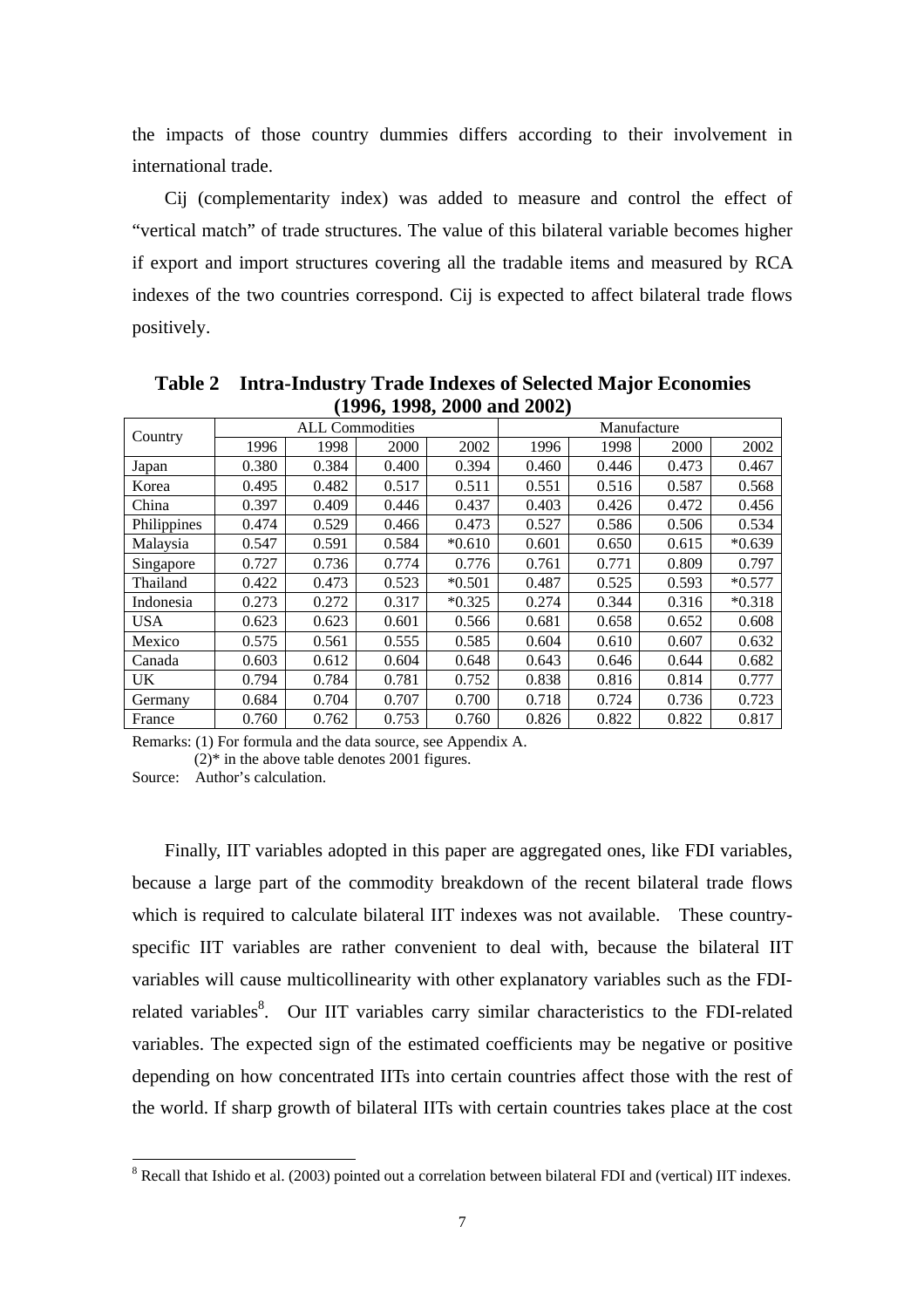the impacts of those country dummies differs according to their involvement in international trade.

Cij (complementarity index) was added to measure and control the effect of "vertical match" of trade structures. The value of this bilateral variable becomes higher if export and import structures covering all the tradable items and measured by RCA indexes of the two countries correspond. Cij is expected to affect bilateral trade flows positively.

**Table 2 Intra-Industry Trade Indexes of Selected Major Economies (1996, 1998, 2000 and 2002)**

| Country | ALL Commodities | | | | Manufacture | | | |
|---|---|---|---|---|---|---|---|---|
| | 1996 | 1998 | 2000 | 2002 | 1996 | 1998 | 2000 | 2002 |
| Japan | 0.380 | 0.384 | 0.400 | 0.394 | 0.460 | 0.446 | 0.473 | 0.467 |
| Korea | 0.495 | 0.482 | 0.517 | 0.511 | 0.551 | 0.516 | 0.587 | 0.568 |
| China | 0.397 | 0.409 | 0.446 | 0.437 | 0.403 | 0.426 | 0.472 | 0.456 |
| Philippines | 0.474 | 0.529 | 0.466 | 0.473 | 0.527 | 0.586 | 0.506 | 0.534 |
| Malaysia | 0.547 | 0.591 | 0.584 | *0.610 | 0.601 | 0.650 | 0.615 | *0.639 |
| Singapore | 0.727 | 0.736 | 0.774 | 0.776 | 0.761 | 0.771 | 0.809 | 0.797 |
| Thailand | 0.422 | 0.473 | 0.523 | *0.501 | 0.487 | 0.525 | 0.593 | *0.577 |
| Indonesia | 0.273 | 0.272 | 0.317 | *0.325 | 0.274 | 0.344 | 0.316 | *0.318 |
| USA | 0.623 | 0.623 | 0.601 | 0.566 | 0.681 | 0.658 | 0.652 | 0.608 |
| Mexico | 0.575 | 0.561 | 0.555 | 0.585 | 0.604 | 0.610 | 0.607 | 0.632 |
| Canada | 0.603 | 0.612 | 0.604 | 0.648 | 0.643 | 0.646 | 0.644 | 0.682 |
| UK | 0.794 | 0.784 | 0.781 | 0.752 | 0.838 | 0.816 | 0.814 | 0.777 |
| Germany | 0.684 | 0.704 | 0.707 | 0.700 | 0.718 | 0.724 | 0.736 | 0.723 |
| France | 0.760 | 0.762 | 0.753 | 0.760 | 0.826 | 0.822 | 0.822 | 0.817 |

Remarks: (1) For formula and the data source, see Appendix A.
(2)* in the above table denotes 2001 figures.

Source: Author's calculation.

Finally, IIT variables adopted in this paper are aggregated ones, like FDI variables, because a large part of the commodity breakdown of the recent bilateral trade flows which is required to calculate bilateral IIT indexes was not available. These country-specific IIT variables are rather convenient to deal with, because the bilateral IIT variables will cause multicollinearity with other explanatory variables such as the FDI-related variables[8]. Our IIT variables carry similar characteristics to the FDI-related variables. The expected sign of the estimated coefficients may be negative or positive depending on how concentrated IITs into certain countries affect those with the rest of the world. If sharp growth of bilateral IITs with certain countries takes place at the cost

[8] Recall that Ishido et al. (2003) pointed out a correlation between bilateral FDI and (vertical) IIT indexes.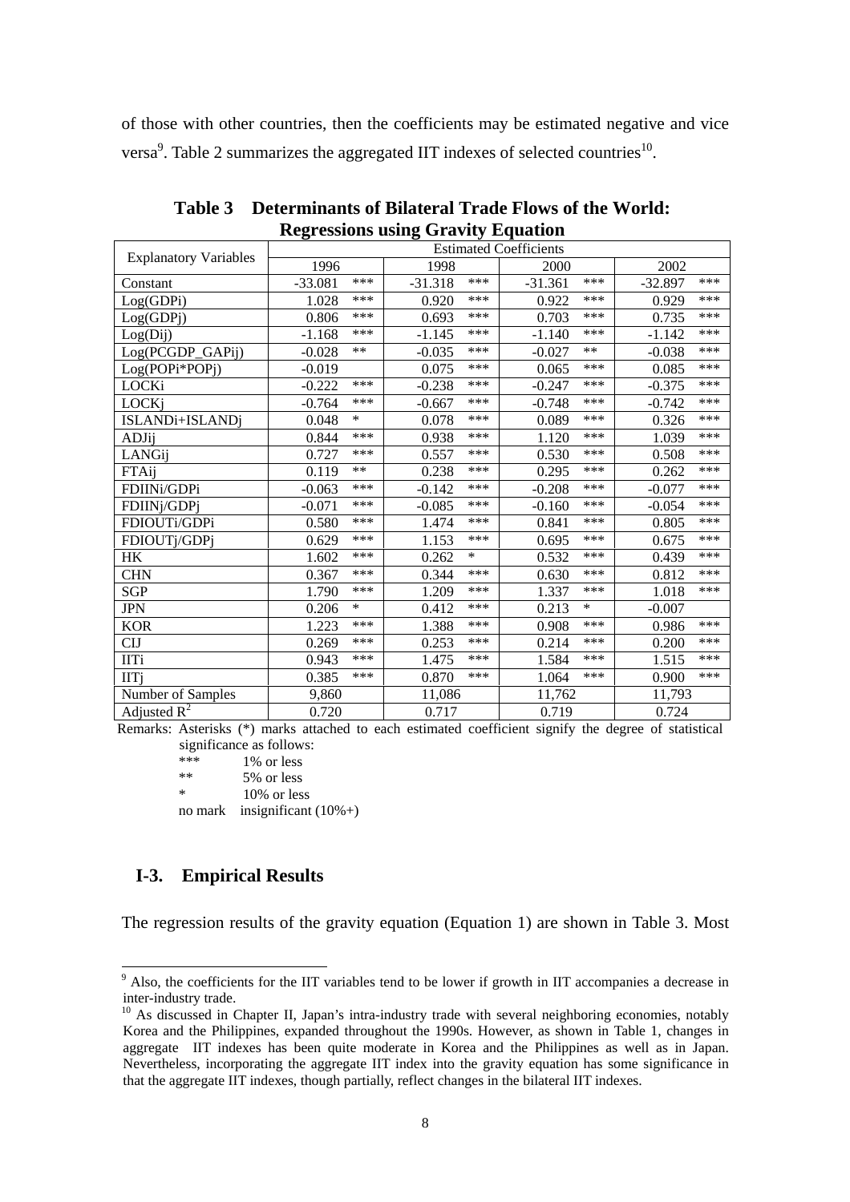of those with other countries, then the coefficients may be estimated negative and vice versa[9]. Table 2 summarizes the aggregated IIT indexes of selected countries[10].

**Table 3 Determinants of Bilateral Trade Flows of the World: Regressions using Gravity Equation**

| Explanatory Variables | Estimated Coefficients | | | | | | | |
|---|---|---|---|---|---|---|---|---|
| | 1996 | | 1998 | | 2000 | | 2002 | |
| Constant | -33.081 | *** | -31.318 | *** | -31.361 | *** | -32.897 | *** |
| Log(GDPi) | 1.028 | *** | 0.920 | *** | 0.922 | *** | 0.929 | *** |
| Log(GDPj) | 0.806 | *** | 0.693 | *** | 0.703 | *** | 0.735 | *** |
| Log(Dij) | -1.168 | *** | -1.145 | *** | -1.140 | *** | -1.142 | *** |
| Log(PCGDP_GAPij) | -0.028 | ** | -0.035 | *** | -0.027 | ** | -0.038 | *** |
| Log(POPi*POPj) | -0.019 | | 0.075 | *** | 0.065 | *** | 0.085 | *** |
| LOCKi | -0.222 | *** | -0.238 | *** | -0.247 | *** | -0.375 | *** |
| LOCKj | -0.764 | *** | -0.667 | *** | -0.748 | *** | -0.742 | *** |
| ISLANDi+ISLANDj | 0.048 | * | 0.078 | *** | 0.089 | *** | 0.326 | *** |
| ADJij | 0.844 | *** | 0.938 | *** | 1.120 | *** | 1.039 | *** |
| LANGij | 0.727 | *** | 0.557 | *** | 0.530 | *** | 0.508 | *** |
| FTAij | 0.119 | ** | 0.238 | *** | 0.295 | *** | 0.262 | *** |
| FDIINi/GDPi | -0.063 | *** | -0.142 | *** | -0.208 | *** | -0.077 | *** |
| FDIINj/GDPj | -0.071 | *** | -0.085 | *** | -0.160 | *** | -0.054 | *** |
| FDIOUTi/GDPi | 0.580 | *** | 1.474 | *** | 0.841 | *** | 0.805 | *** |
| FDIOUTj/GDPj | 0.629 | *** | 1.153 | *** | 0.695 | *** | 0.675 | *** |
| HK | 1.602 | *** | 0.262 | * | 0.532 | *** | 0.439 | *** |
| CHN | 0.367 | *** | 0.344 | *** | 0.630 | *** | 0.812 | *** |
| SGP | 1.790 | *** | 1.209 | *** | 1.337 | *** | 1.018 | *** |
| JPN | 0.206 | * | 0.412 | *** | 0.213 | * | -0.007 | |
| KOR | 1.223 | *** | 1.388 | *** | 0.908 | *** | 0.986 | *** |
| CIJ | 0.269 | *** | 0.253 | *** | 0.214 | *** | 0.200 | *** |
| IITi | 0.943 | *** | 1.475 | *** | 1.584 | *** | 1.515 | *** |
| IITj | 0.385 | *** | 0.870 | *** | 1.064 | *** | 0.900 | *** |
| Number of Samples | 9,860 | | 11,086 | | 11,762 | | 11,793 | |
| Adjusted $R^2$ | 0.720 | | 0.717 | | 0.719 | | 0.724 | |

Remarks: Asterisks (*) marks attached to each estimated coefficient signify the degree of statistical significance as follows:

- *** 1% or less
- ** 5% or less
- * 10% or less
- no mark insignificant (10%+)

## I-3. Empirical Results

The regression results of the gravity equation (Equation 1) are shown in Table 3. Most

[9] Also, the coefficients for the IIT variables tend to be lower if growth in IIT accompanies a decrease in inter-industry trade.

[10] As discussed in Chapter II, Japan's intra-industry trade with several neighboring economies, notably Korea and the Philippines, expanded throughout the 1990s. However, as shown in Table 1, changes in aggregate IIT indexes has been quite moderate in Korea and the Philippines as well as in Japan. Nevertheless, incorporating the aggregate IIT index into the gravity equation has some significance in that the aggregate IIT indexes, though partially, reflect changes in the bilateral IIT indexes.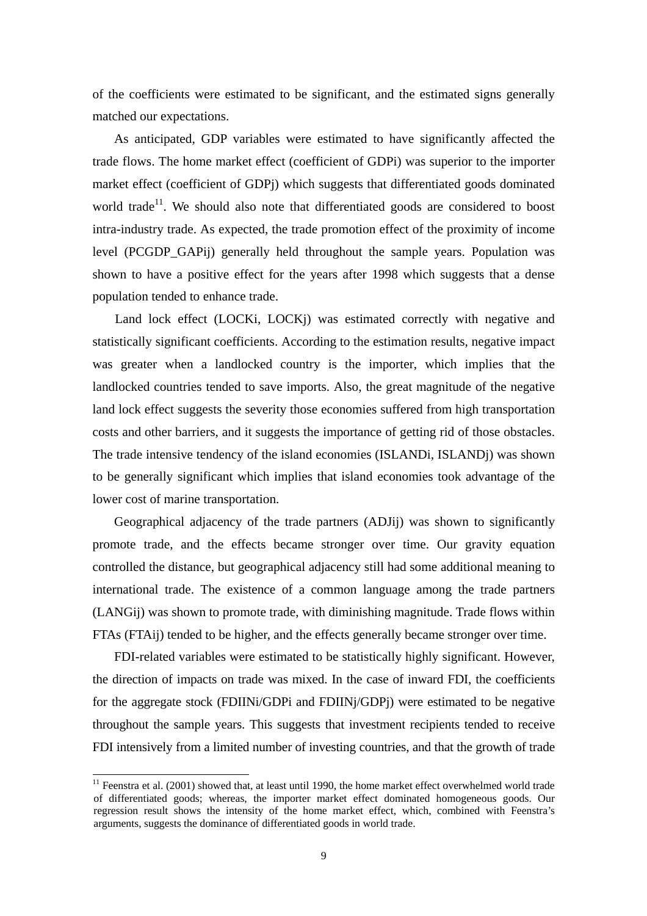of the coefficients were estimated to be significant, and the estimated signs generally matched our expectations.

As anticipated, GDP variables were estimated to have significantly affected the trade flows. The home market effect (coefficient of GDPi) was superior to the importer market effect (coefficient of GDPj) which suggests that differentiated goods dominated world trade[11]. We should also note that differentiated goods are considered to boost intra-industry trade. As expected, the trade promotion effect of the proximity of income level (PCGDP_GAPij) generally held throughout the sample years. Population was shown to have a positive effect for the years after 1998 which suggests that a dense population tended to enhance trade.

Land lock effect (LOCKi, LOCKj) was estimated correctly with negative and statistically significant coefficients. According to the estimation results, negative impact was greater when a landlocked country is the importer, which implies that the landlocked countries tended to save imports. Also, the great magnitude of the negative land lock effect suggests the severity those economies suffered from high transportation costs and other barriers, and it suggests the importance of getting rid of those obstacles. The trade intensive tendency of the island economies (ISLANDi, ISLANDj) was shown to be generally significant which implies that island economies took advantage of the lower cost of marine transportation.

Geographical adjacency of the trade partners (ADJij) was shown to significantly promote trade, and the effects became stronger over time. Our gravity equation controlled the distance, but geographical adjacency still had some additional meaning to international trade. The existence of a common language among the trade partners (LANGij) was shown to promote trade, with diminishing magnitude. Trade flows within FTAs (FTAij) tended to be higher, and the effects generally became stronger over time.

FDI-related variables were estimated to be statistically highly significant. However, the direction of impacts on trade was mixed. In the case of inward FDI, the coefficients for the aggregate stock (FDIINi/GDPi and FDIINj/GDPj) were estimated to be negative throughout the sample years. This suggests that investment recipients tended to receive FDI intensively from a limited number of investing countries, and that the growth of trade

[11] Feenstra et al. (2001) showed that, at least until 1990, the home market effect overwhelmed world trade of differentiated goods; whereas, the importer market effect dominated homogeneous goods. Our regression result shows the intensity of the home market effect, which, combined with Feenstra's arguments, suggests the dominance of differentiated goods in world trade.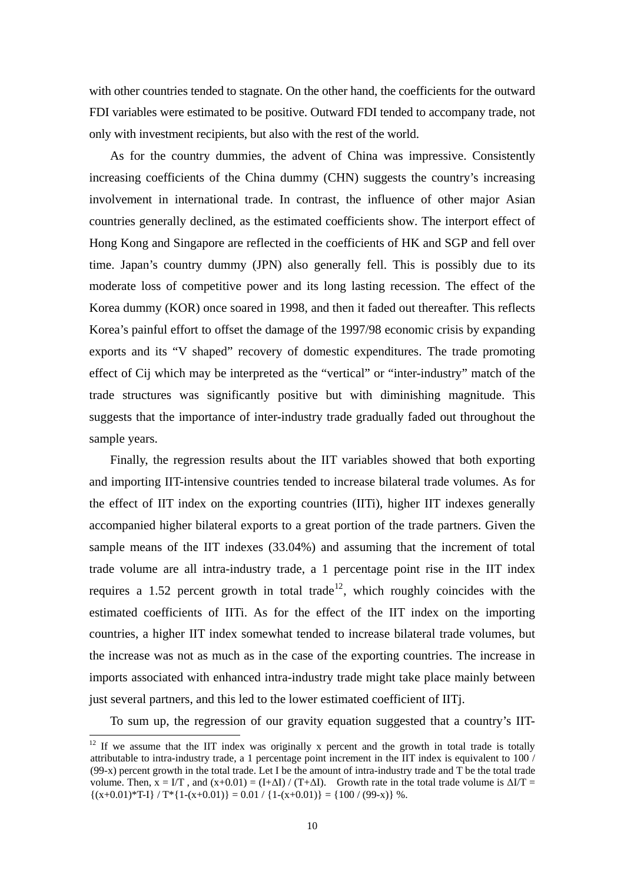with other countries tended to stagnate. On the other hand, the coefficients for the outward FDI variables were estimated to be positive. Outward FDI tended to accompany trade, not only with investment recipients, but also with the rest of the world.

As for the country dummies, the advent of China was impressive. Consistently increasing coefficients of the China dummy (CHN) suggests the country's increasing involvement in international trade. In contrast, the influence of other major Asian countries generally declined, as the estimated coefficients show. The interport effect of Hong Kong and Singapore are reflected in the coefficients of HK and SGP and fell over time. Japan's country dummy (JPN) also generally fell. This is possibly due to its moderate loss of competitive power and its long lasting recession. The effect of the Korea dummy (KOR) once soared in 1998, and then it faded out thereafter. This reflects Korea's painful effort to offset the damage of the 1997/98 economic crisis by expanding exports and its "V shaped" recovery of domestic expenditures. The trade promoting effect of Cij which may be interpreted as the "vertical" or "inter-industry" match of the trade structures was significantly positive but with diminishing magnitude. This suggests that the importance of inter-industry trade gradually faded out throughout the sample years.

Finally, the regression results about the IIT variables showed that both exporting and importing IIT-intensive countries tended to increase bilateral trade volumes. As for the effect of IIT index on the exporting countries (IITi), higher IIT indexes generally accompanied higher bilateral exports to a great portion of the trade partners. Given the sample means of the IIT indexes (33.04%) and assuming that the increment of total trade volume are all intra-industry trade, a 1 percentage point rise in the IIT index requires a 1.52 percent growth in total trade[12], which roughly coincides with the estimated coefficients of IITi. As for the effect of the IIT index on the importing countries, a higher IIT index somewhat tended to increase bilateral trade volumes, but the increase was not as much as in the case of the exporting countries. The increase in imports associated with enhanced intra-industry trade might take place mainly between just several partners, and this led to the lower estimated coefficient of IITj.

To sum up, the regression of our gravity equation suggested that a country's IIT-

---

[12] If we assume that the IIT index was originally x percent and the growth in total trade is totally attributable to intra-industry trade, a 1 percentage point increment in the IIT index is equivalent to 100 / (99-x) percent growth in the total trade. Let I be the amount of intra-industry trade and T be the total trade volume. Then, $x = I/T$ , and $(x+0.01) = (I+\Delta I) / (T+\Delta I)$. Growth rate in the total trade volume is $\Delta I/T = \{(x+0.01)*T-I\} / T*\{1-(x+0.01)\} = 0.01 / \{1-(x+0.01)\} = \{100 / (99-x)\}$ %.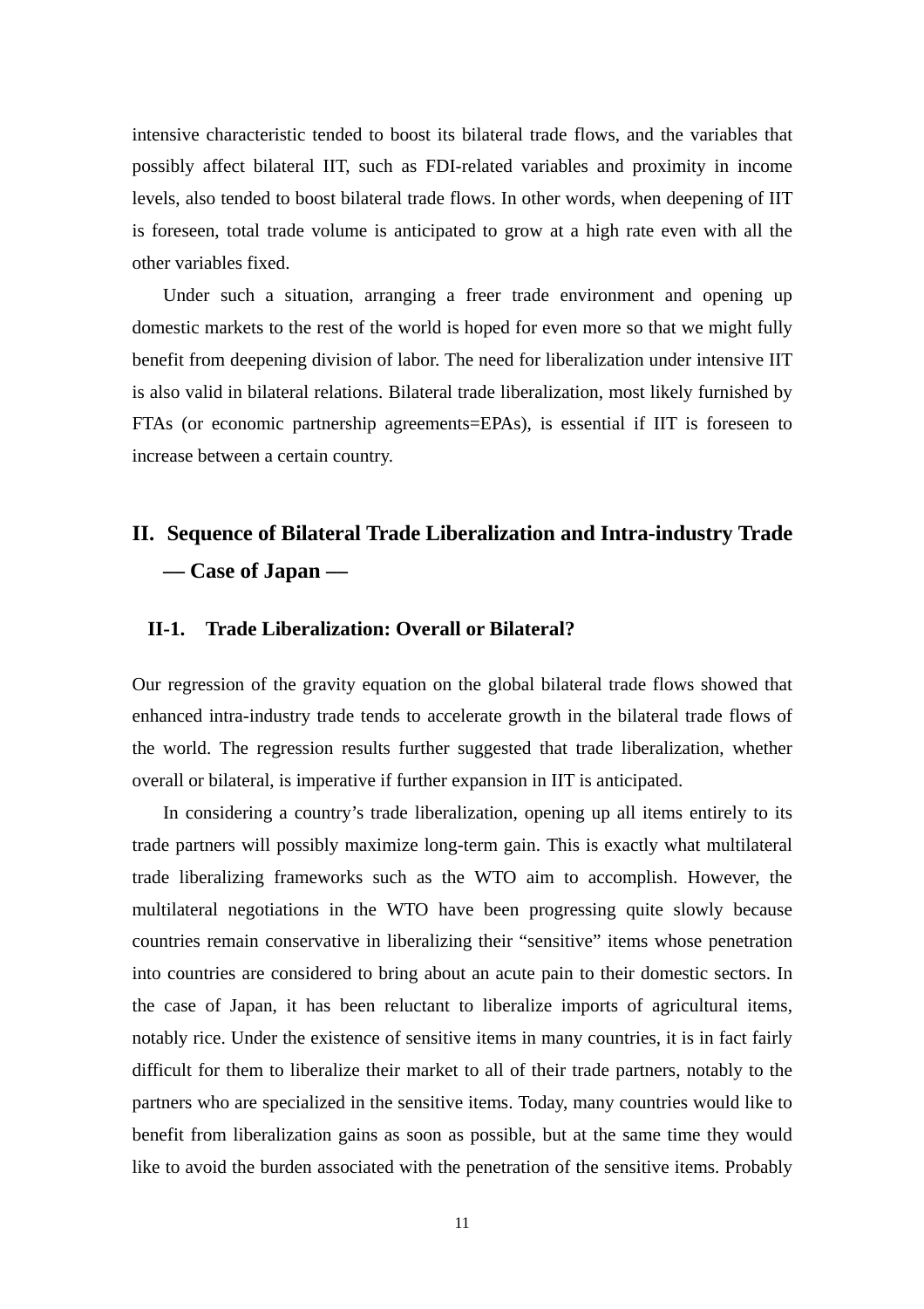intensive characteristic tended to boost its bilateral trade flows, and the variables that possibly affect bilateral IIT, such as FDI-related variables and proximity in income levels, also tended to boost bilateral trade flows. In other words, when deepening of IIT is foreseen, total trade volume is anticipated to grow at a high rate even with all the other variables fixed.

Under such a situation, arranging a freer trade environment and opening up domestic markets to the rest of the world is hoped for even more so that we might fully benefit from deepening division of labor. The need for liberalization under intensive IIT is also valid in bilateral relations. Bilateral trade liberalization, most likely furnished by FTAs (or economic partnership agreements=EPAs), is essential if IIT is foreseen to increase between a certain country.

## II. Sequence of Bilateral Trade Liberalization and Intra-industry Trade — Case of Japan —

### II-1. Trade Liberalization: Overall or Bilateral?

Our regression of the gravity equation on the global bilateral trade flows showed that enhanced intra-industry trade tends to accelerate growth in the bilateral trade flows of the world. The regression results further suggested that trade liberalization, whether overall or bilateral, is imperative if further expansion in IIT is anticipated.

In considering a country's trade liberalization, opening up all items entirely to its trade partners will possibly maximize long-term gain. This is exactly what multilateral trade liberalizing frameworks such as the WTO aim to accomplish. However, the multilateral negotiations in the WTO have been progressing quite slowly because countries remain conservative in liberalizing their "sensitive" items whose penetration into countries are considered to bring about an acute pain to their domestic sectors. In the case of Japan, it has been reluctant to liberalize imports of agricultural items, notably rice. Under the existence of sensitive items in many countries, it is in fact fairly difficult for them to liberalize their market to all of their trade partners, notably to the partners who are specialized in the sensitive items. Today, many countries would like to benefit from liberalization gains as soon as possible, but at the same time they would like to avoid the burden associated with the penetration of the sensitive items. Probably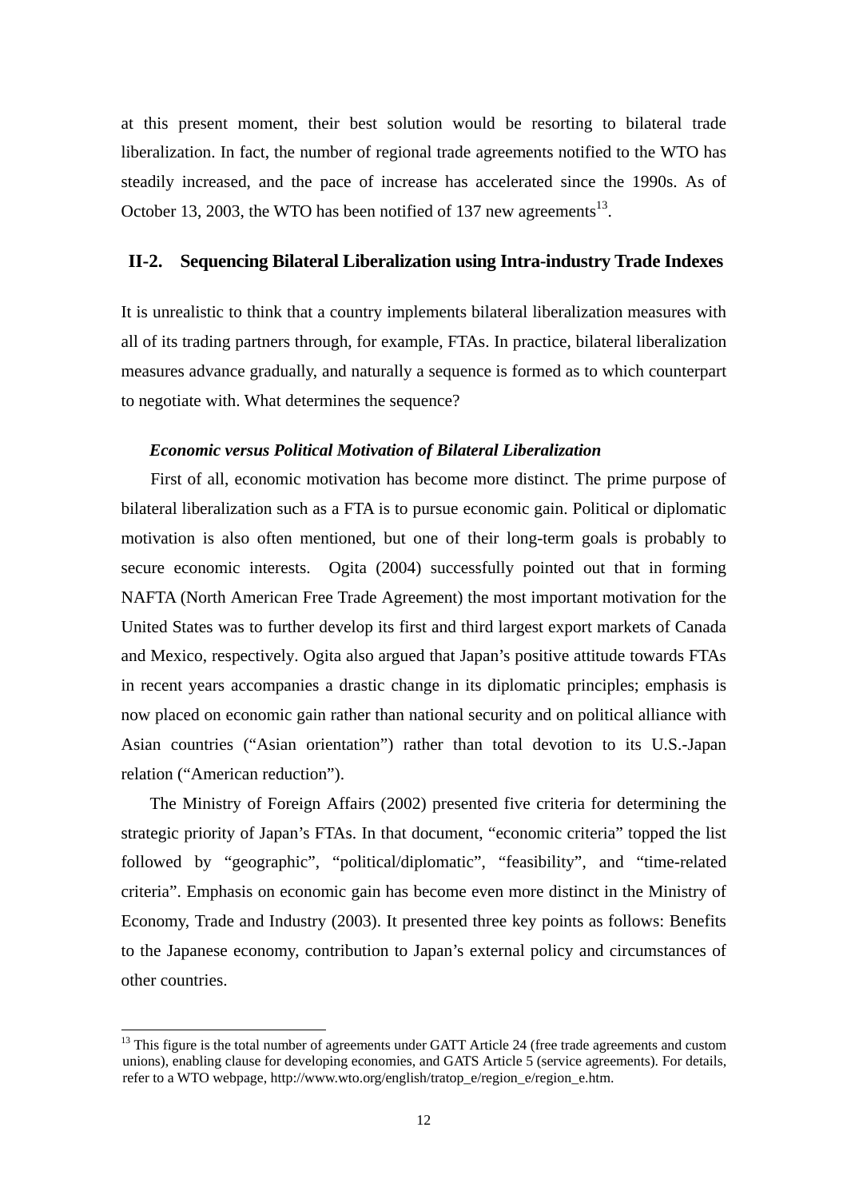at this present moment, their best solution would be resorting to bilateral trade liberalization. In fact, the number of regional trade agreements notified to the WTO has steadily increased, and the pace of increase has accelerated since the 1990s. As of October 13, 2003, the WTO has been notified of 137 new agreements[13].

## II-2. Sequencing Bilateral Liberalization using Intra-industry Trade Indexes

It is unrealistic to think that a country implements bilateral liberalization measures with all of its trading partners through, for example, FTAs. In practice, bilateral liberalization measures advance gradually, and naturally a sequence is formed as to which counterpart to negotiate with. What determines the sequence?

***Economic versus Political Motivation of Bilateral Liberalization***

First of all, economic motivation has become more distinct. The prime purpose of bilateral liberalization such as a FTA is to pursue economic gain. Political or diplomatic motivation is also often mentioned, but one of their long-term goals is probably to secure economic interests. Ogita (2004) successfully pointed out that in forming NAFTA (North American Free Trade Agreement) the most important motivation for the United States was to further develop its first and third largest export markets of Canada and Mexico, respectively. Ogita also argued that Japan's positive attitude towards FTAs in recent years accompanies a drastic change in its diplomatic principles; emphasis is now placed on economic gain rather than national security and on political alliance with Asian countries ("Asian orientation") rather than total devotion to its U.S.-Japan relation ("American reduction").

The Ministry of Foreign Affairs (2002) presented five criteria for determining the strategic priority of Japan's FTAs. In that document, "economic criteria" topped the list followed by "geographic", "political/diplomatic", "feasibility", and "time-related criteria". Emphasis on economic gain has become even more distinct in the Ministry of Economy, Trade and Industry (2003). It presented three key points as follows: Benefits to the Japanese economy, contribution to Japan's external policy and circumstances of other countries.

---

[13] This figure is the total number of agreements under GATT Article 24 (free trade agreements and custom unions), enabling clause for developing economies, and GATS Article 5 (service agreements). For details, refer to a WTO webpage, http://www.wto.org/english/tratop_e/region_e/region_e.htm.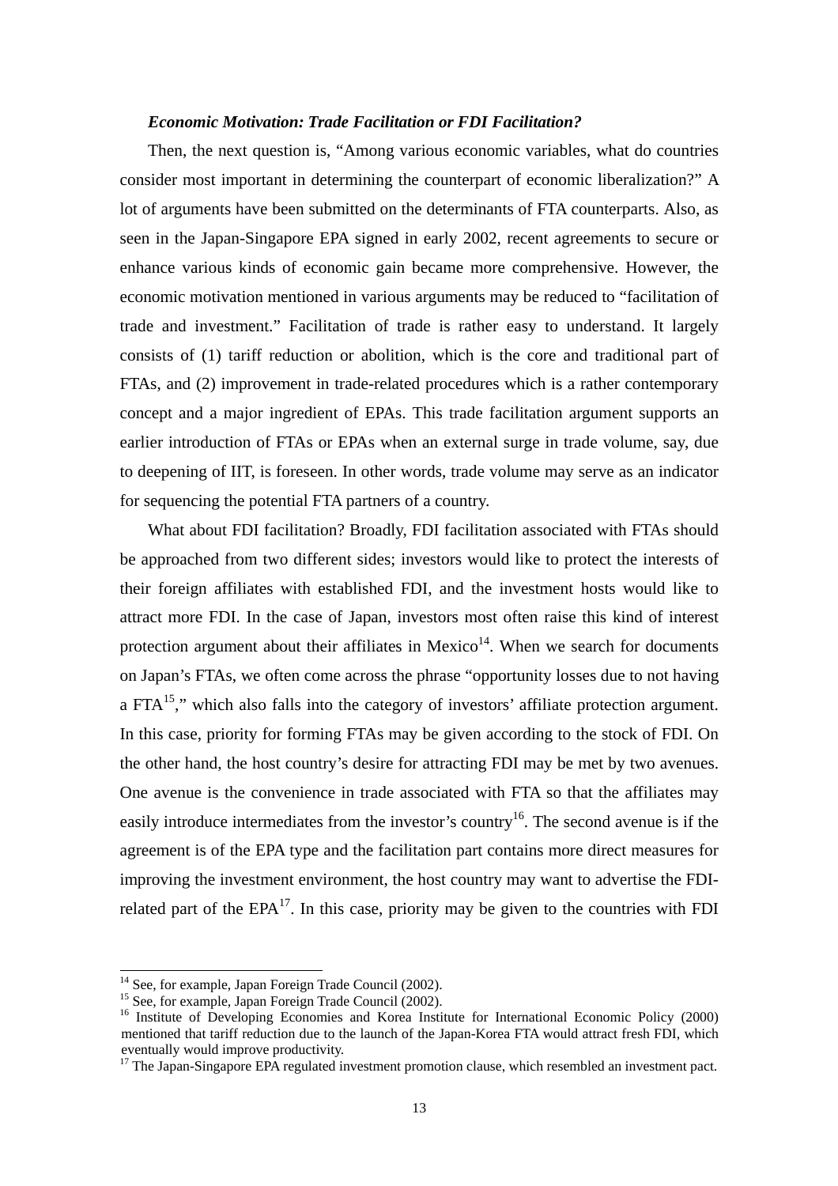***Economic Motivation: Trade Facilitation or FDI Facilitation?***

Then, the next question is, "Among various economic variables, what do countries consider most important in determining the counterpart of economic liberalization?" A lot of arguments have been submitted on the determinants of FTA counterparts. Also, as seen in the Japan-Singapore EPA signed in early 2002, recent agreements to secure or enhance various kinds of economic gain became more comprehensive. However, the economic motivation mentioned in various arguments may be reduced to "facilitation of trade and investment." Facilitation of trade is rather easy to understand. It largely consists of (1) tariff reduction or abolition, which is the core and traditional part of FTAs, and (2) improvement in trade-related procedures which is a rather contemporary concept and a major ingredient of EPAs. This trade facilitation argument supports an earlier introduction of FTAs or EPAs when an external surge in trade volume, say, due to deepening of IIT, is foreseen. In other words, trade volume may serve as an indicator for sequencing the potential FTA partners of a country.

What about FDI facilitation? Broadly, FDI facilitation associated with FTAs should be approached from two different sides; investors would like to protect the interests of their foreign affiliates with established FDI, and the investment hosts would like to attract more FDI. In the case of Japan, investors most often raise this kind of interest protection argument about their affiliates in Mexico[14]. When we search for documents on Japan's FTAs, we often come across the phrase "opportunity losses due to not having a FTA[15]," which also falls into the category of investors' affiliate protection argument. In this case, priority for forming FTAs may be given according to the stock of FDI. On the other hand, the host country's desire for attracting FDI may be met by two avenues. One avenue is the convenience in trade associated with FTA so that the affiliates may easily introduce intermediates from the investor's country[16]. The second avenue is if the agreement is of the EPA type and the facilitation part contains more direct measures for improving the investment environment, the host country may want to advertise the FDI-related part of the EPA[17]. In this case, priority may be given to the countries with FDI

[14] See, for example, Japan Foreign Trade Council (2002).

[15] See, for example, Japan Foreign Trade Council (2002).

[16] Institute of Developing Economies and Korea Institute for International Economic Policy (2000) mentioned that tariff reduction due to the launch of the Japan-Korea FTA would attract fresh FDI, which eventually would improve productivity.

[17] The Japan-Singapore EPA regulated investment promotion clause, which resembled an investment pact.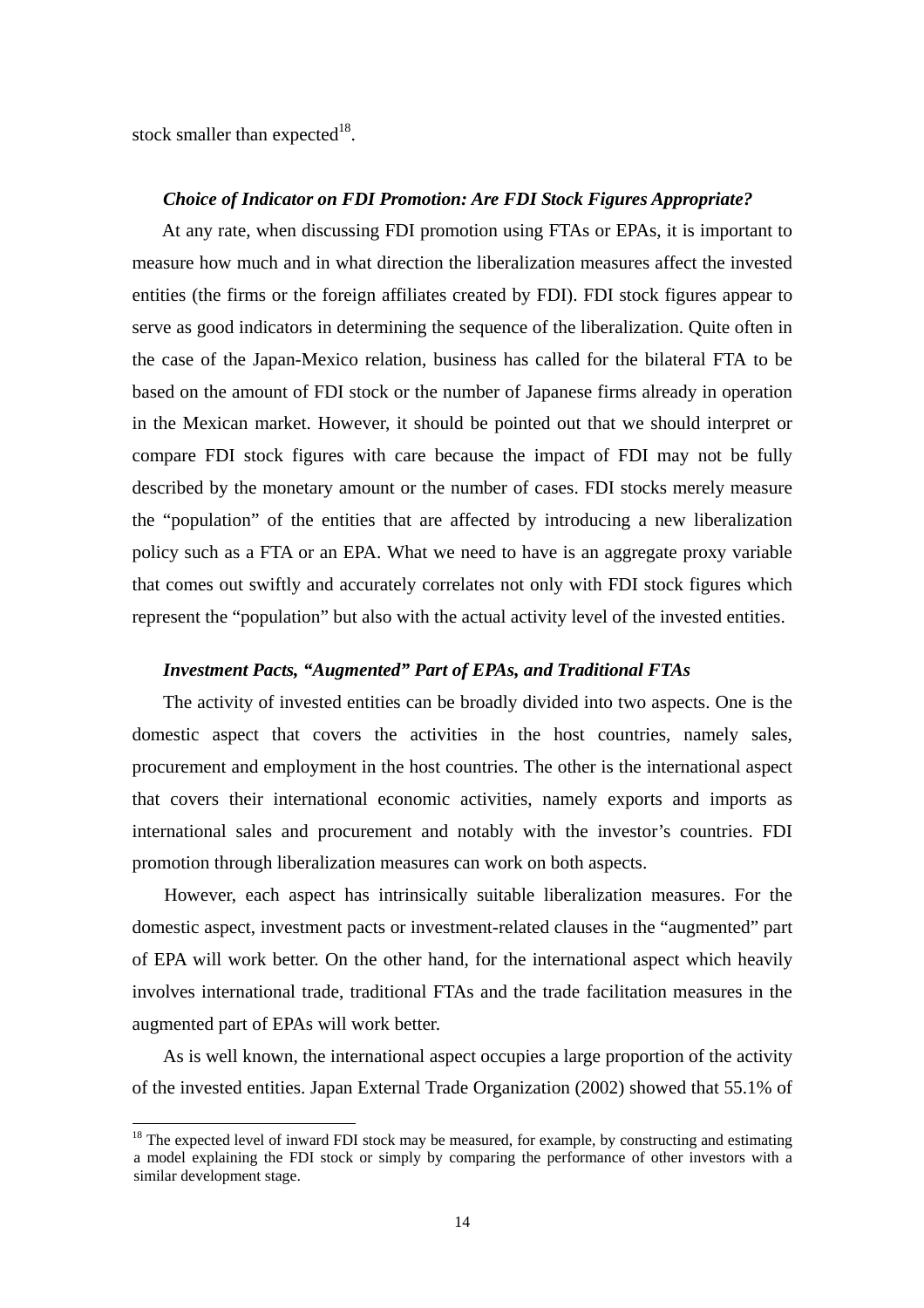stock smaller than expected[18].

### *Choice of Indicator on FDI Promotion: Are FDI Stock Figures Appropriate?*

At any rate, when discussing FDI promotion using FTAs or EPAs, it is important to measure how much and in what direction the liberalization measures affect the invested entities (the firms or the foreign affiliates created by FDI). FDI stock figures appear to serve as good indicators in determining the sequence of the liberalization. Quite often in the case of the Japan-Mexico relation, business has called for the bilateral FTA to be based on the amount of FDI stock or the number of Japanese firms already in operation in the Mexican market. However, it should be pointed out that we should interpret or compare FDI stock figures with care because the impact of FDI may not be fully described by the monetary amount or the number of cases. FDI stocks merely measure the "population" of the entities that are affected by introducing a new liberalization policy such as a FTA or an EPA. What we need to have is an aggregate proxy variable that comes out swiftly and accurately correlates not only with FDI stock figures which represent the "population" but also with the actual activity level of the invested entities.

### *Investment Pacts, "Augmented" Part of EPAs, and Traditional FTAs*

The activity of invested entities can be broadly divided into two aspects. One is the domestic aspect that covers the activities in the host countries, namely sales, procurement and employment in the host countries. The other is the international aspect that covers their international economic activities, namely exports and imports as international sales and procurement and notably with the investor's countries. FDI promotion through liberalization measures can work on both aspects.

However, each aspect has intrinsically suitable liberalization measures. For the domestic aspect, investment pacts or investment-related clauses in the "augmented" part of EPA will work better. On the other hand, for the international aspect which heavily involves international trade, traditional FTAs and the trade facilitation measures in the augmented part of EPAs will work better.

As is well known, the international aspect occupies a large proportion of the activity of the invested entities. Japan External Trade Organization (2002) showed that 55.1% of

[18] The expected level of inward FDI stock may be measured, for example, by constructing and estimating a model explaining the FDI stock or simply by comparing the performance of other investors with a similar development stage.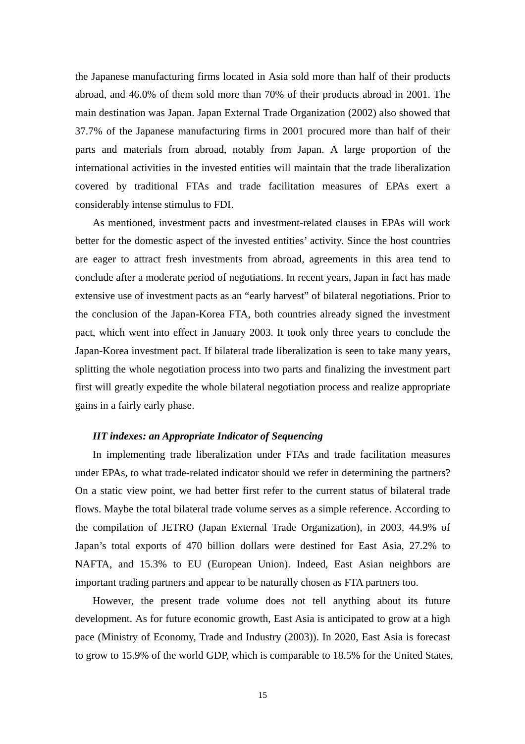the Japanese manufacturing firms located in Asia sold more than half of their products abroad, and 46.0% of them sold more than 70% of their products abroad in 2001. The main destination was Japan. Japan External Trade Organization (2002) also showed that 37.7% of the Japanese manufacturing firms in 2001 procured more than half of their parts and materials from abroad, notably from Japan. A large proportion of the international activities in the invested entities will maintain that the trade liberalization covered by traditional FTAs and trade facilitation measures of EPAs exert a considerably intense stimulus to FDI.

As mentioned, investment pacts and investment-related clauses in EPAs will work better for the domestic aspect of the invested entities' activity. Since the host countries are eager to attract fresh investments from abroad, agreements in this area tend to conclude after a moderate period of negotiations. In recent years, Japan in fact has made extensive use of investment pacts as an "early harvest" of bilateral negotiations. Prior to the conclusion of the Japan-Korea FTA, both countries already signed the investment pact, which went into effect in January 2003. It took only three years to conclude the Japan-Korea investment pact. If bilateral trade liberalization is seen to take many years, splitting the whole negotiation process into two parts and finalizing the investment part first will greatly expedite the whole bilateral negotiation process and realize appropriate gains in a fairly early phase.

***IIT indexes: an Appropriate Indicator of Sequencing***

In implementing trade liberalization under FTAs and trade facilitation measures under EPAs, to what trade-related indicator should we refer in determining the partners? On a static view point, we had better first refer to the current status of bilateral trade flows. Maybe the total bilateral trade volume serves as a simple reference. According to the compilation of JETRO (Japan External Trade Organization), in 2003, 44.9% of Japan's total exports of 470 billion dollars were destined for East Asia, 27.2% to NAFTA, and 15.3% to EU (European Union). Indeed, East Asian neighbors are important trading partners and appear to be naturally chosen as FTA partners too.

However, the present trade volume does not tell anything about its future development. As for future economic growth, East Asia is anticipated to grow at a high pace (Ministry of Economy, Trade and Industry (2003)). In 2020, East Asia is forecast to grow to 15.9% of the world GDP, which is comparable to 18.5% for the United States,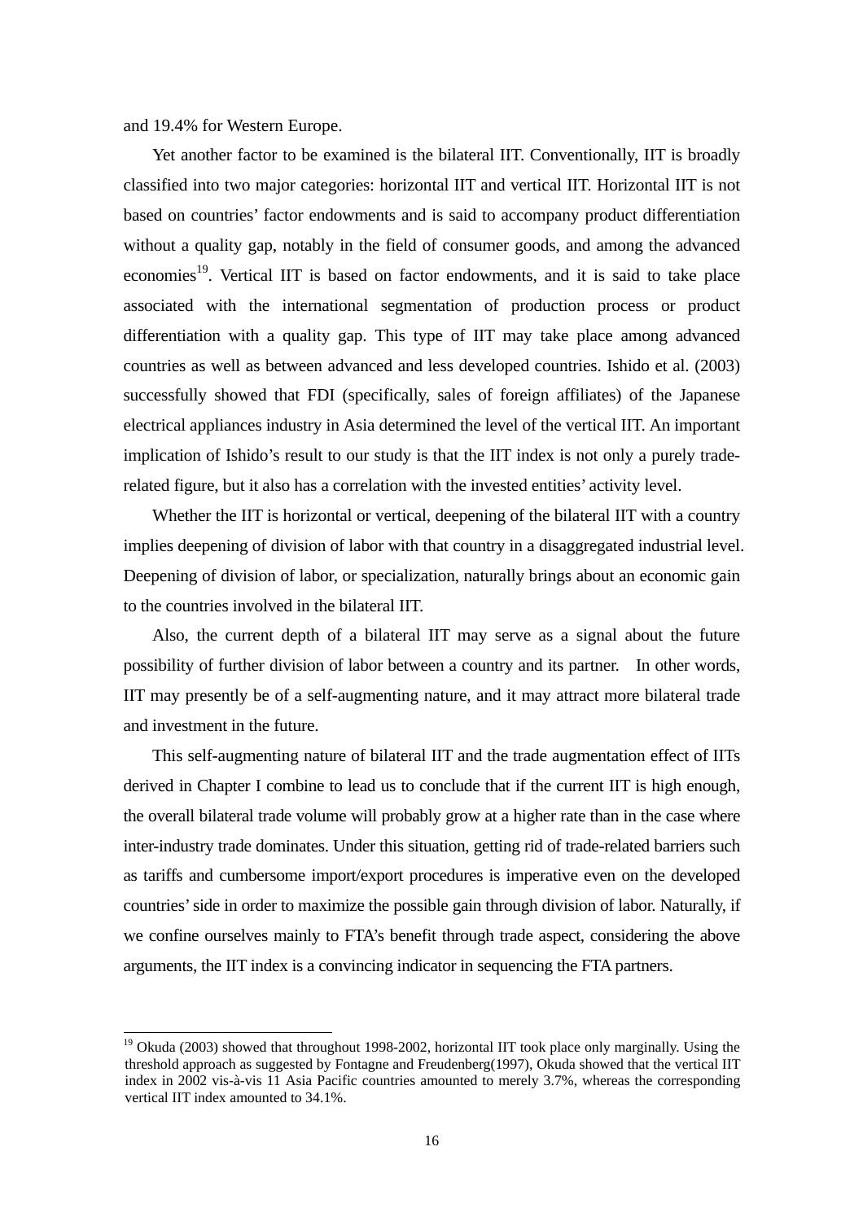and 19.4% for Western Europe.

Yet another factor to be examined is the bilateral IIT. Conventionally, IIT is broadly classified into two major categories: horizontal IIT and vertical IIT. Horizontal IIT is not based on countries' factor endowments and is said to accompany product differentiation without a quality gap, notably in the field of consumer goods, and among the advanced economies[19]. Vertical IIT is based on factor endowments, and it is said to take place associated with the international segmentation of production process or product differentiation with a quality gap. This type of IIT may take place among advanced countries as well as between advanced and less developed countries. Ishido et al. (2003) successfully showed that FDI (specifically, sales of foreign affiliates) of the Japanese electrical appliances industry in Asia determined the level of the vertical IIT. An important implication of Ishido's result to our study is that the IIT index is not only a purely trade-related figure, but it also has a correlation with the invested entities' activity level.

Whether the IIT is horizontal or vertical, deepening of the bilateral IIT with a country implies deepening of division of labor with that country in a disaggregated industrial level. Deepening of division of labor, or specialization, naturally brings about an economic gain to the countries involved in the bilateral IIT.

Also, the current depth of a bilateral IIT may serve as a signal about the future possibility of further division of labor between a country and its partner. In other words, IIT may presently be of a self-augmenting nature, and it may attract more bilateral trade and investment in the future.

This self-augmenting nature of bilateral IIT and the trade augmentation effect of IITs derived in Chapter I combine to lead us to conclude that if the current IIT is high enough, the overall bilateral trade volume will probably grow at a higher rate than in the case where inter-industry trade dominates. Under this situation, getting rid of trade-related barriers such as tariffs and cumbersome import/export procedures is imperative even on the developed countries' side in order to maximize the possible gain through division of labor. Naturally, if we confine ourselves mainly to FTA's benefit through trade aspect, considering the above arguments, the IIT index is a convincing indicator in sequencing the FTA partners.

---

[19] Okuda (2003) showed that throughout 1998-2002, horizontal IIT took place only marginally. Using the threshold approach as suggested by Fontagne and Freudenberg(1997), Okuda showed that the vertical IIT index in 2002 vis-à-vis 11 Asia Pacific countries amounted to merely 3.7%, whereas the corresponding vertical IIT index amounted to 34.1%.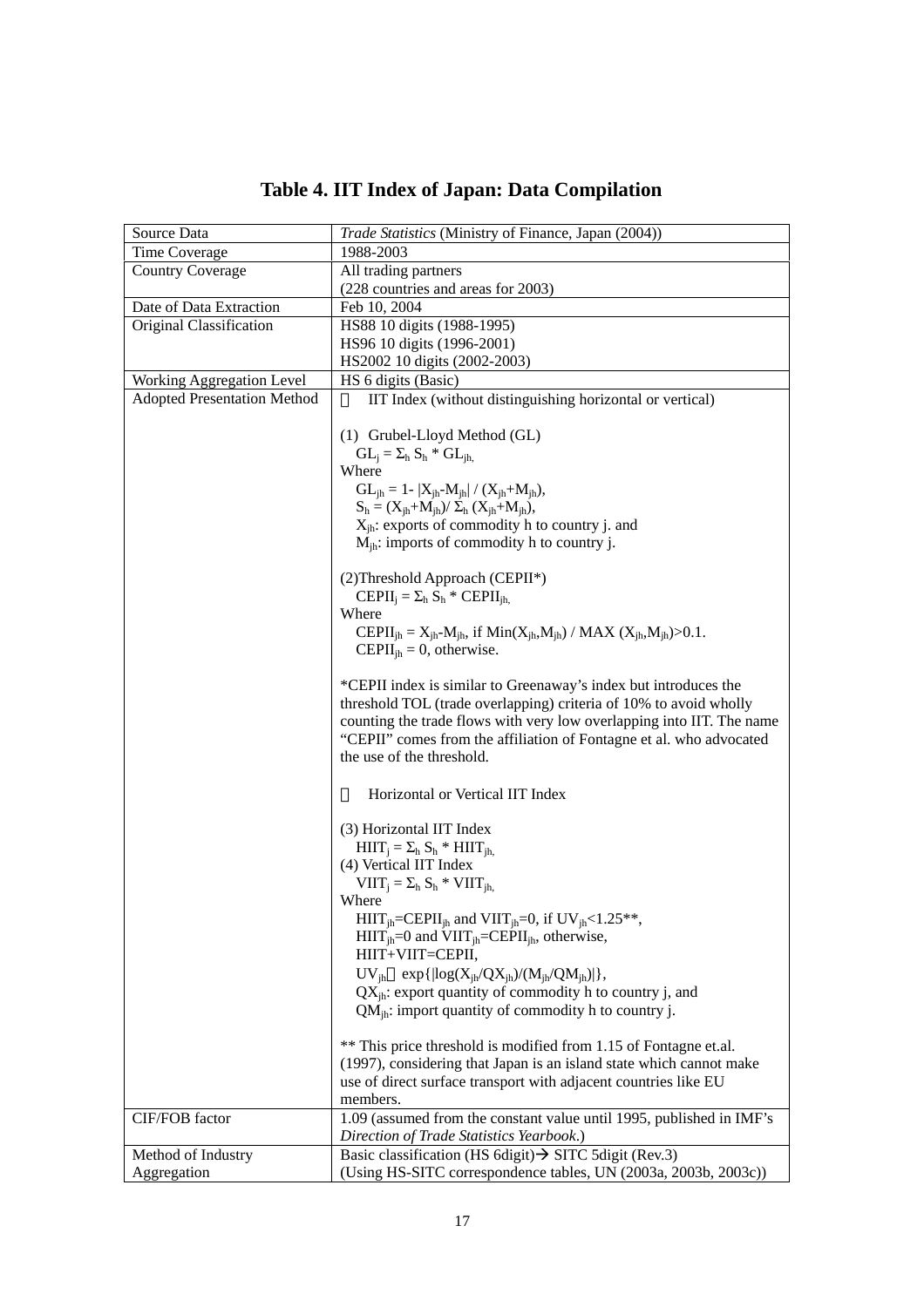# Table 4. IIT Index of Japan: Data Compilation

| Source Data | *Trade Statistics* (Ministry of Finance, Japan (2004)) |
|---|---|
| Time Coverage | 1988-2003 |
| Country Coverage | All trading partners<br>(228 countries and areas for 2003) |
| Date of Data Extraction | Feb 10, 2004 |
| Original Classification | HS88 10 digits (1988-1995)<br>HS96 10 digits (1996-2001)<br>HS2002 10 digits (2002-2003) |
| Working Aggregation Level | HS 6 digits (Basic) |
| Adopted Presentation Method | IIT Index (without distinguishing horizontal or vertical)<br><br>(1) Grubel-Lloyd Method (GL)<br>$GL_j = \Sigma_h S_h * GL_{jh,}$<br>Where<br>$GL_{jh} = 1- \lvert X_{jh}-M_{jh}\rvert / (X_{jh}+M_{jh})$,<br>$S_h = (X_{jh}+M_{jh})/ \Sigma_h (X_{jh}+M_{jh})$,<br>$X_{jh}$: exports of commodity h to country j. and<br>$M_{jh}$: imports of commodity h to country j.<br><br>(2)Threshold Approach (CEPII*)<br>$CEPII_j = \Sigma_h S_h * CEPII_{jh,}$<br>Where<br>$CEPII_{jh} = X_{jh}-M_{jh}$, if $Min(X_{jh},M_{jh}) / MAX (X_{jh},M_{jh})>0.1$.<br>$CEPII_{jh} = 0$, otherwise.<br><br>*CEPII index is similar to Greenaway's index but introduces the threshold TOL (trade overlapping) criteria of 10% to avoid wholly counting the trade flows with very low overlapping into IIT. The name "CEPII" comes from the affiliation of Fontagne et al. who advocated the use of the threshold.<br><br>Horizontal or Vertical IIT Index<br><br>(3) Horizontal IIT Index<br>$HIIT_j = \Sigma_h S_h * HIIT_{jh,}$<br>(4) Vertical IIT Index<br>$VIIT_j = \Sigma_h S_h * VIIT_{jh,}$<br>Where<br>$HIIT_{jh}=CEPII_{jh}$ and $VIIT_{jh}=0$, if $UV_{jh}<1.25$**,<br>$HIIT_{jh}=0$ and $VIIT_{jh}=CEPII_{jh}$, otherwise,<br>HIIT+VIIT=CEPII,<br>$UV_{jh} \equiv \exp\{\lvert\log(X_{jh}/QX_{jh})/(M_{jh}/QM_{jh})\rvert\}$,<br>$QX_{jh}$: export quantity of commodity h to country j, and<br>$QM_{jh}$: import quantity of commodity h to country j.<br><br>** This price threshold is modified from 1.15 of Fontagne et.al. (1997), considering that Japan is an island state which cannot make use of direct surface transport with adjacent countries like EU members. |
| CIF/FOB factor | 1.09 (assumed from the constant value until 1995, published in IMF's *Direction of Trade Statistics Yearbook*.) |
| Method of Industry Aggregation | Basic classification (HS 6digit)→ SITC 5digit (Rev.3)<br>(Using HS-SITC correspondence tables, UN (2003a, 2003b, 2003c)) |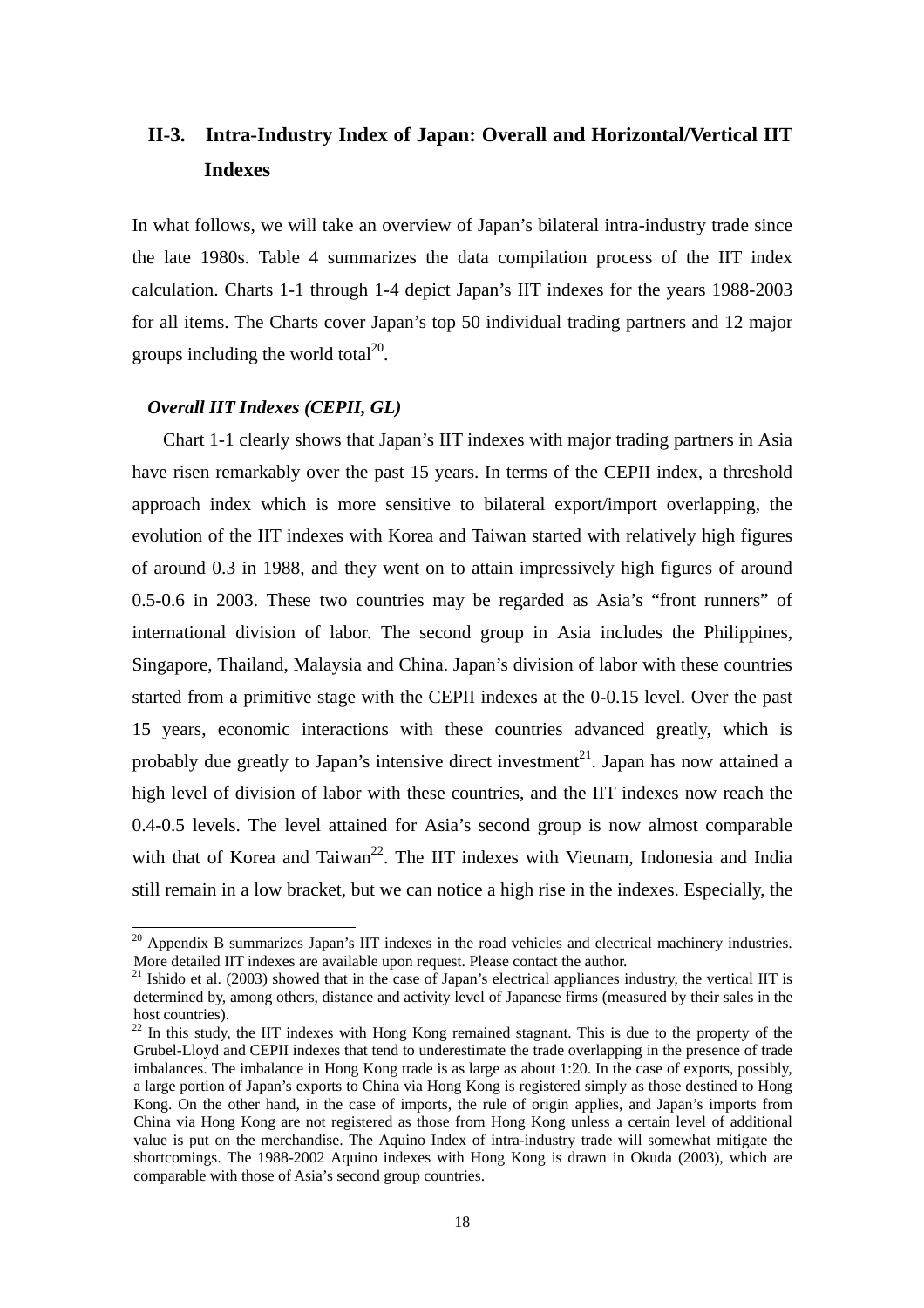## II-3. Intra-Industry Index of Japan: Overall and Horizontal/Vertical IIT Indexes

In what follows, we will take an overview of Japan's bilateral intra-industry trade since the late 1980s. Table 4 summarizes the data compilation process of the IIT index calculation. Charts 1-1 through 1-4 depict Japan's IIT indexes for the years 1988-2003 for all items. The Charts cover Japan's top 50 individual trading partners and 12 major groups including the world total[20].

### *Overall IIT Indexes (CEPII, GL)*

Chart 1-1 clearly shows that Japan's IIT indexes with major trading partners in Asia have risen remarkably over the past 15 years. In terms of the CEPII index, a threshold approach index which is more sensitive to bilateral export/import overlapping, the evolution of the IIT indexes with Korea and Taiwan started with relatively high figures of around 0.3 in 1988, and they went on to attain impressively high figures of around 0.5-0.6 in 2003. These two countries may be regarded as Asia's "front runners" of international division of labor. The second group in Asia includes the Philippines, Singapore, Thailand, Malaysia and China. Japan's division of labor with these countries started from a primitive stage with the CEPII indexes at the 0-0.15 level. Over the past 15 years, economic interactions with these countries advanced greatly, which is probably due greatly to Japan's intensive direct investment[21]. Japan has now attained a high level of division of labor with these countries, and the IIT indexes now reach the 0.4-0.5 levels. The level attained for Asia's second group is now almost comparable with that of Korea and Taiwan[22]. The IIT indexes with Vietnam, Indonesia and India still remain in a low bracket, but we can notice a high rise in the indexes. Especially, the

---

[20] Appendix B summarizes Japan's IIT indexes in the road vehicles and electrical machinery industries. More detailed IIT indexes are available upon request. Please contact the author.

[21] Ishido et al. (2003) showed that in the case of Japan's electrical appliances industry, the vertical IIT is determined by, among others, distance and activity level of Japanese firms (measured by their sales in the host countries).

[22] In this study, the IIT indexes with Hong Kong remained stagnant. This is due to the property of the Grubel-Lloyd and CEPII indexes that tend to underestimate the trade overlapping in the presence of trade imbalances. The imbalance in Hong Kong trade is as large as about 1:20. In the case of exports, possibly, a large portion of Japan's exports to China via Hong Kong is registered simply as those destined to Hong Kong. On the other hand, in the case of imports, the rule of origin applies, and Japan's imports from China via Hong Kong are not registered as those from Hong Kong unless a certain level of additional value is put on the merchandise. The Aquino Index of intra-industry trade will somewhat mitigate the shortcomings. The 1988-2002 Aquino indexes with Hong Kong is drawn in Okuda (2003), which are comparable with those of Asia's second group countries.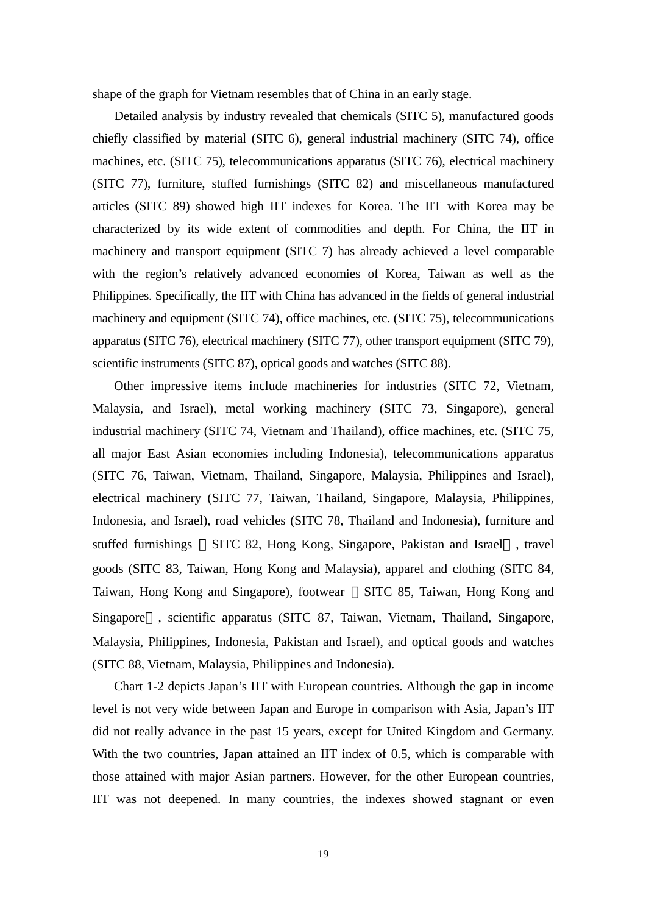shape of the graph for Vietnam resembles that of China in an early stage.

Detailed analysis by industry revealed that chemicals (SITC 5), manufactured goods chiefly classified by material (SITC 6), general industrial machinery (SITC 74), office machines, etc. (SITC 75), telecommunications apparatus (SITC 76), electrical machinery (SITC 77), furniture, stuffed furnishings (SITC 82) and miscellaneous manufactured articles (SITC 89) showed high IIT indexes for Korea. The IIT with Korea may be characterized by its wide extent of commodities and depth. For China, the IIT in machinery and transport equipment (SITC 7) has already achieved a level comparable with the region's relatively advanced economies of Korea, Taiwan as well as the Philippines. Specifically, the IIT with China has advanced in the fields of general industrial machinery and equipment (SITC 74), office machines, etc. (SITC 75), telecommunications apparatus (SITC 76), electrical machinery (SITC 77), other transport equipment (SITC 79), scientific instruments (SITC 87), optical goods and watches (SITC 88).

Other impressive items include machineries for industries (SITC 72, Vietnam, Malaysia, and Israel), metal working machinery (SITC 73, Singapore), general industrial machinery (SITC 74, Vietnam and Thailand), office machines, etc. (SITC 75, all major East Asian economies including Indonesia), telecommunications apparatus (SITC 76, Taiwan, Vietnam, Thailand, Singapore, Malaysia, Philippines and Israel), electrical machinery (SITC 77, Taiwan, Thailand, Singapore, Malaysia, Philippines, Indonesia, and Israel), road vehicles (SITC 78, Thailand and Indonesia), furniture and stuffed furnishings （SITC 82, Hong Kong, Singapore, Pakistan and Israel）, travel goods (SITC 83, Taiwan, Hong Kong and Malaysia), apparel and clothing (SITC 84, Taiwan, Hong Kong and Singapore), footwear （SITC 85, Taiwan, Hong Kong and Singapore）, scientific apparatus (SITC 87, Taiwan, Vietnam, Thailand, Singapore, Malaysia, Philippines, Indonesia, Pakistan and Israel), and optical goods and watches (SITC 88, Vietnam, Malaysia, Philippines and Indonesia).

Chart 1-2 depicts Japan's IIT with European countries. Although the gap in income level is not very wide between Japan and Europe in comparison with Asia, Japan's IIT did not really advance in the past 15 years, except for United Kingdom and Germany. With the two countries, Japan attained an IIT index of 0.5, which is comparable with those attained with major Asian partners. However, for the other European countries, IIT was not deepened. In many countries, the indexes showed stagnant or even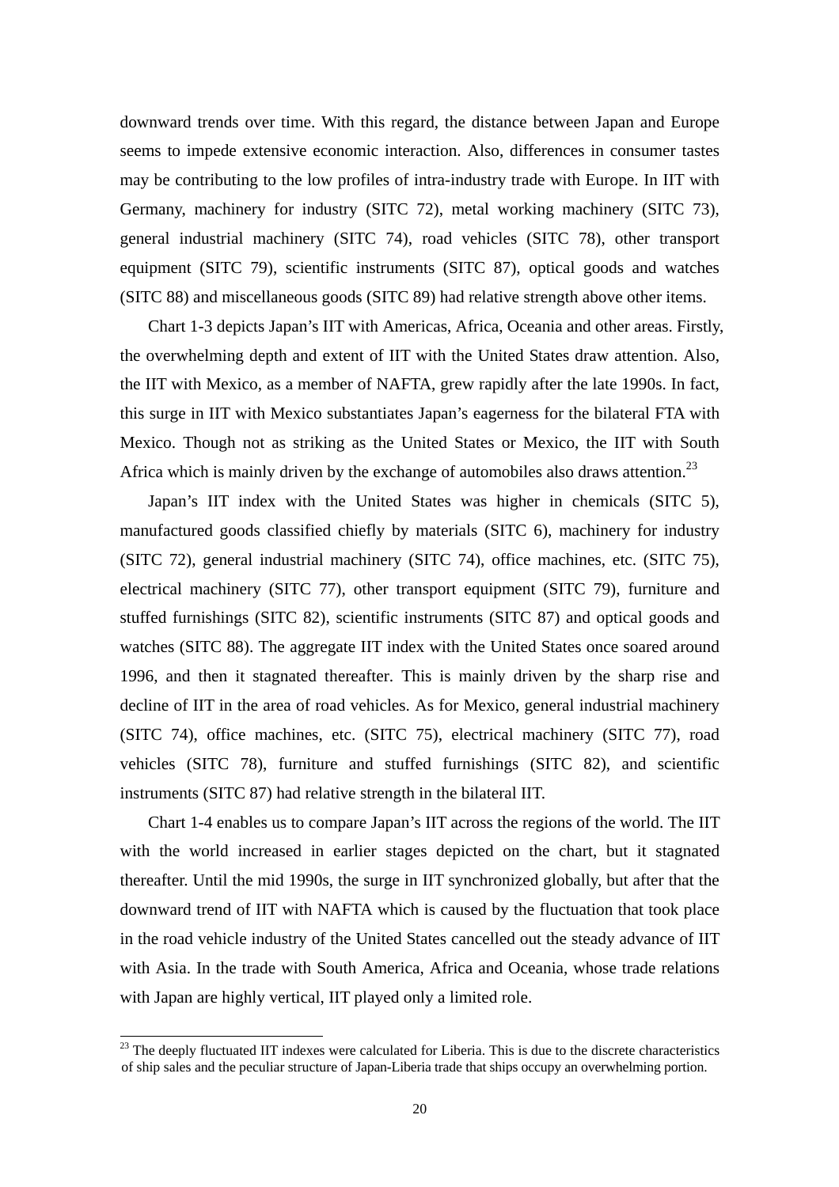downward trends over time. With this regard, the distance between Japan and Europe seems to impede extensive economic interaction. Also, differences in consumer tastes may be contributing to the low profiles of intra-industry trade with Europe. In IIT with Germany, machinery for industry (SITC 72), metal working machinery (SITC 73), general industrial machinery (SITC 74), road vehicles (SITC 78), other transport equipment (SITC 79), scientific instruments (SITC 87), optical goods and watches (SITC 88) and miscellaneous goods (SITC 89) had relative strength above other items.

Chart 1-3 depicts Japan's IIT with Americas, Africa, Oceania and other areas. Firstly, the overwhelming depth and extent of IIT with the United States draw attention. Also, the IIT with Mexico, as a member of NAFTA, grew rapidly after the late 1990s. In fact, this surge in IIT with Mexico substantiates Japan's eagerness for the bilateral FTA with Mexico. Though not as striking as the United States or Mexico, the IIT with South Africa which is mainly driven by the exchange of automobiles also draws attention.[23]

Japan's IIT index with the United States was higher in chemicals (SITC 5), manufactured goods classified chiefly by materials (SITC 6), machinery for industry (SITC 72), general industrial machinery (SITC 74), office machines, etc. (SITC 75), electrical machinery (SITC 77), other transport equipment (SITC 79), furniture and stuffed furnishings (SITC 82), scientific instruments (SITC 87) and optical goods and watches (SITC 88). The aggregate IIT index with the United States once soared around 1996, and then it stagnated thereafter. This is mainly driven by the sharp rise and decline of IIT in the area of road vehicles. As for Mexico, general industrial machinery (SITC 74), office machines, etc. (SITC 75), electrical machinery (SITC 77), road vehicles (SITC 78), furniture and stuffed furnishings (SITC 82), and scientific instruments (SITC 87) had relative strength in the bilateral IIT.

Chart 1-4 enables us to compare Japan's IIT across the regions of the world. The IIT with the world increased in earlier stages depicted on the chart, but it stagnated thereafter. Until the mid 1990s, the surge in IIT synchronized globally, but after that the downward trend of IIT with NAFTA which is caused by the fluctuation that took place in the road vehicle industry of the United States cancelled out the steady advance of IIT with Asia. In the trade with South America, Africa and Oceania, whose trade relations with Japan are highly vertical, IIT played only a limited role.

[23] The deeply fluctuated IIT indexes were calculated for Liberia. This is due to the discrete characteristics of ship sales and the peculiar structure of Japan-Liberia trade that ships occupy an overwhelming portion.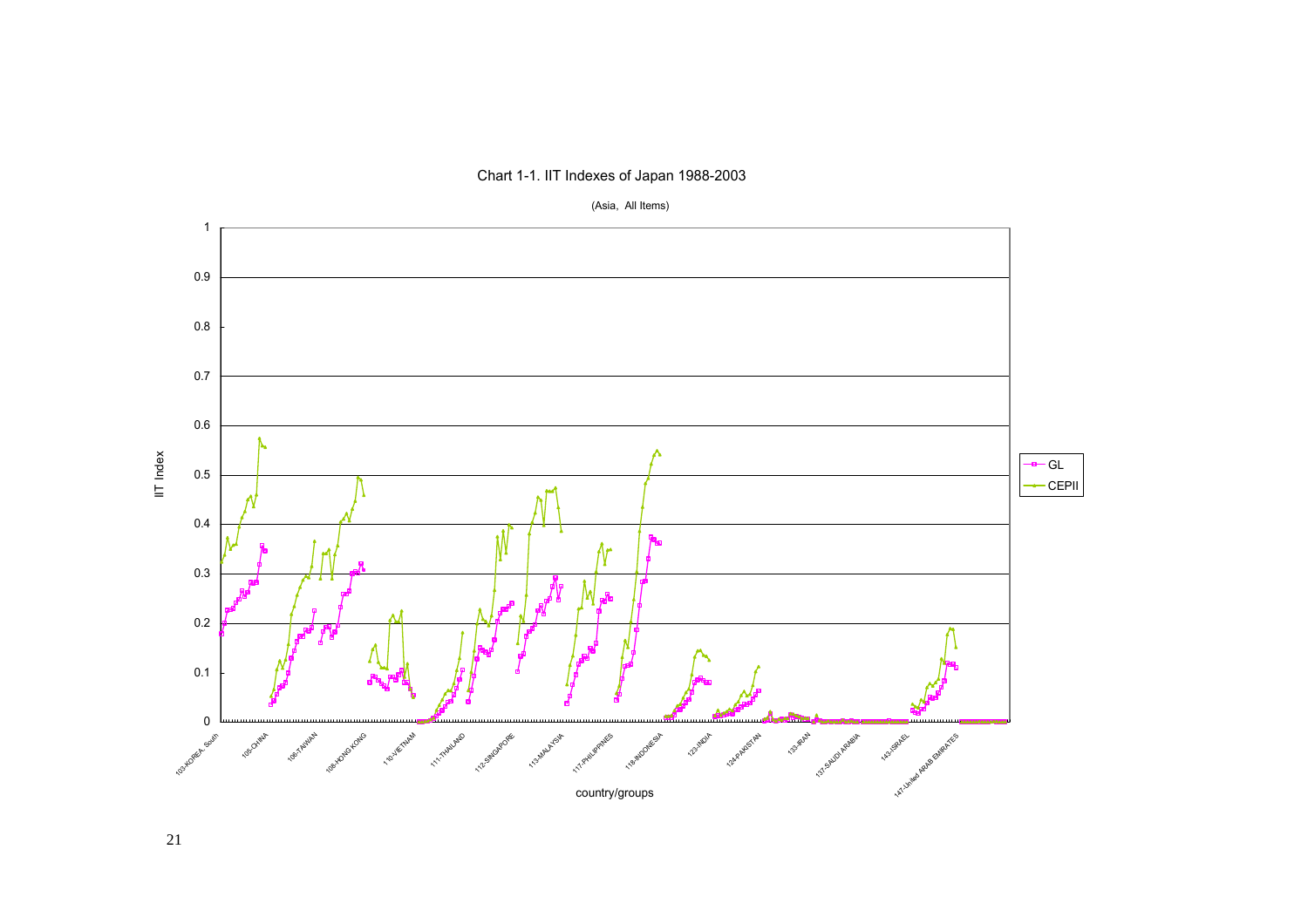Chart 1-1. IIT Indexes of Japan 1988-2003

(Asia, All Items)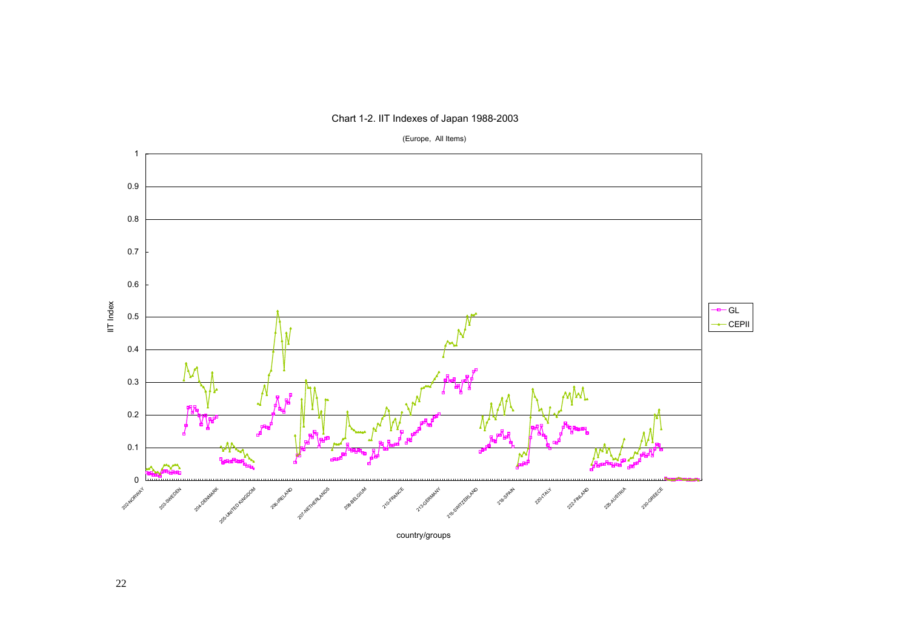Chart 1-2. IIT Indexes of Japan 1988-2003

(Europe, All Items)

IIT Index

country/groups

GL

CEPII

202-NORWAY, 203-SWEDEN, 204-DENMARK, 205-UNITED KINGDOM, 206-IRELAND, 207-NETHERLANDS, 208-BELGIUM, 210-FRANCE, 213-GERMANY, 215-SWITZERLAND, 218-SPAIN, 220-ITALY, 222-FINLAND, 225-AUSTRIA, 230-GREECE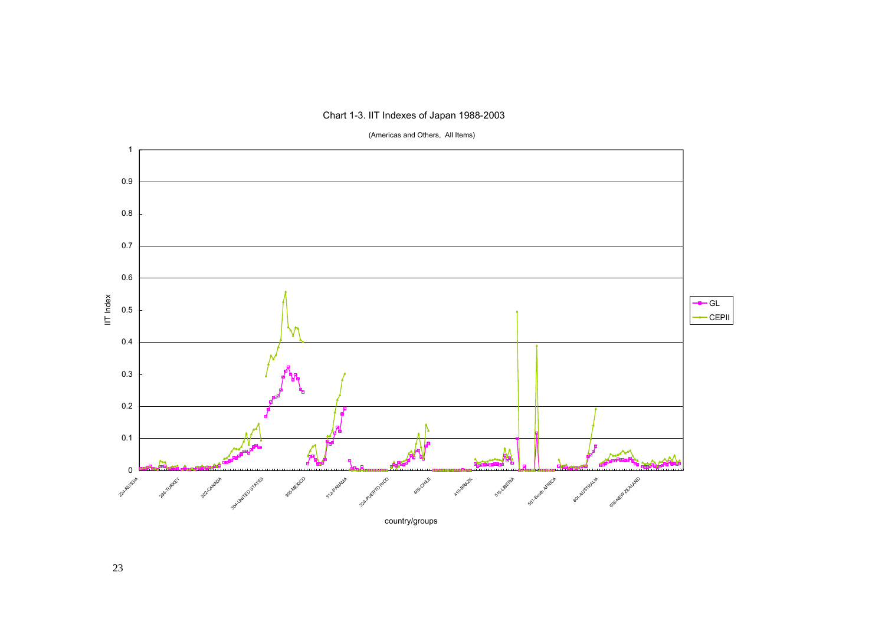Chart 1-3. IIT Indexes of Japan 1988-2003

(Americas and Others, All Items)

IIT Index

country/groups

GL

CEPII

224-RUSSIA, 234-TURKEY, 302-CANADA, 304-UNITED STATES, 305-MEXICO, 312-PANAMA, 324-PUERTO RICO, 409-CHILE, 410-BRAZIL, 515-LIBERIA, 551-South AFRICA, 601-AUSTRALIA, 606-NEW ZEALAND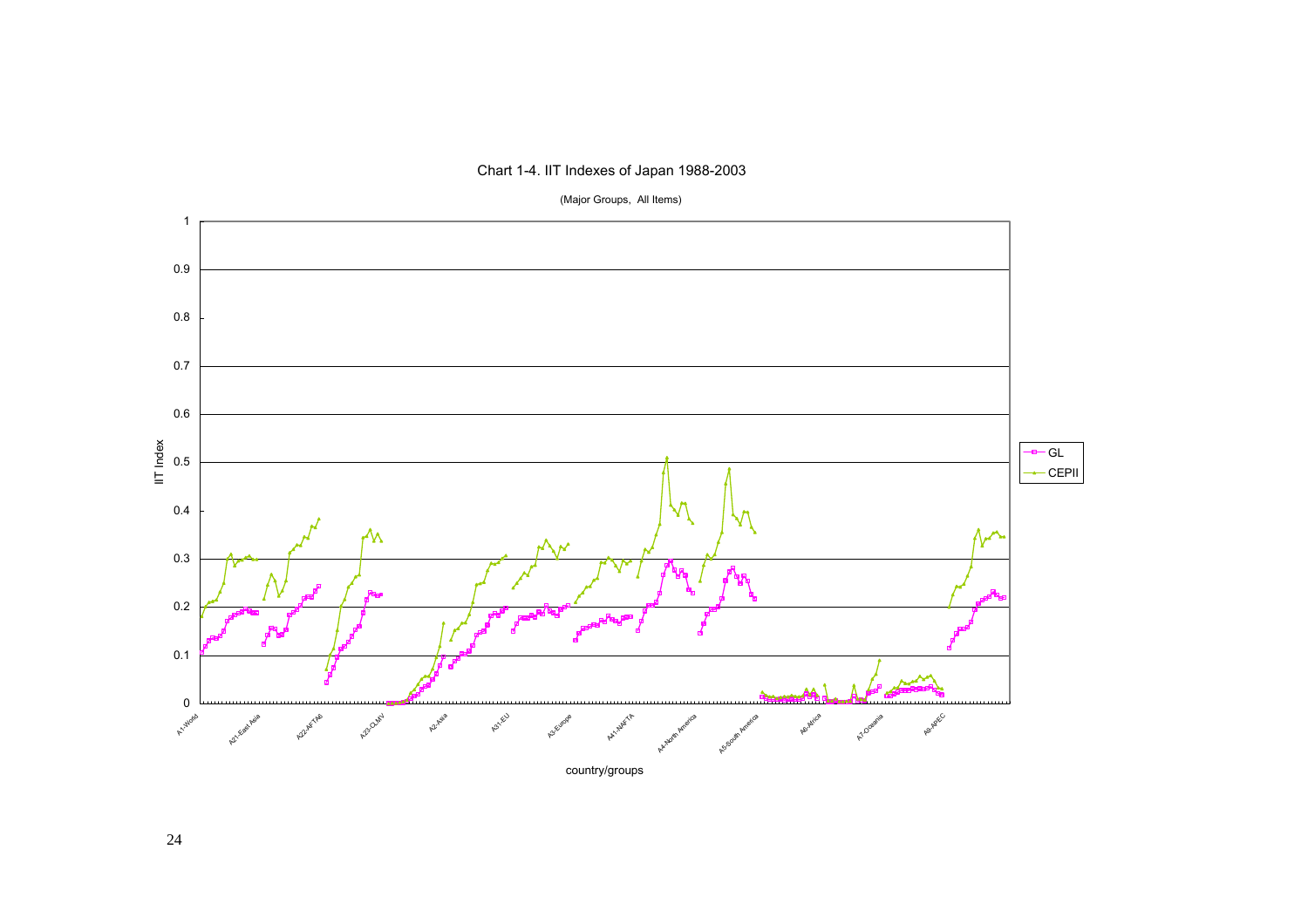Chart 1-4. IIT Indexes of Japan 1988-2003

(Major Groups, All Items)

IIT Index

country/groups

GL

CEPII

A1-World, A21-East Asia, A22-AFTA6, A23-CLMV, A2-Asia, A31-EU, A3-Europe, A41-NAFTA, A4-North America, A5-South America, A6-Africa, A7-Oceania, A8-APEC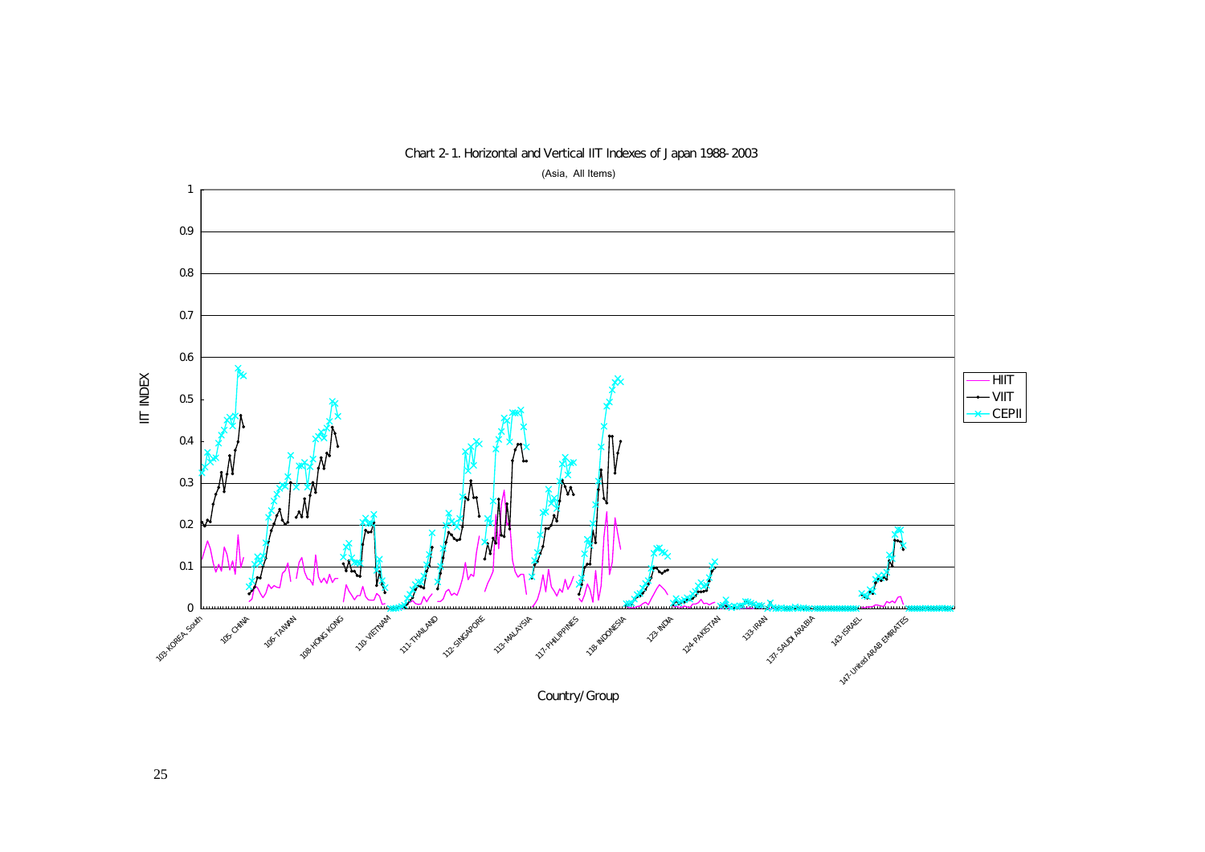Chart 2-1. Horizontal and Vertical IIT Indexes of Japan 1988-2003

(Asia, All Items)

IIT INDEX

- HIIT
- VIIT
- CEPII

103-KOREA, South, 105- CHINA, 106-TAIWAN, 108-HONG KONG, 110-VIETNAM, 111-THAILAND, 112-SINGAPORE, 113-MALAYSIA, 117-PHILIPPINES, 118-INDONESIA, 123-INDIA, 124-PAKISTAN, 133-IRAN, 137-SAUDI ARABIA, 143-ISRAEL, 147-United ARAB EMIRATES

Country/Group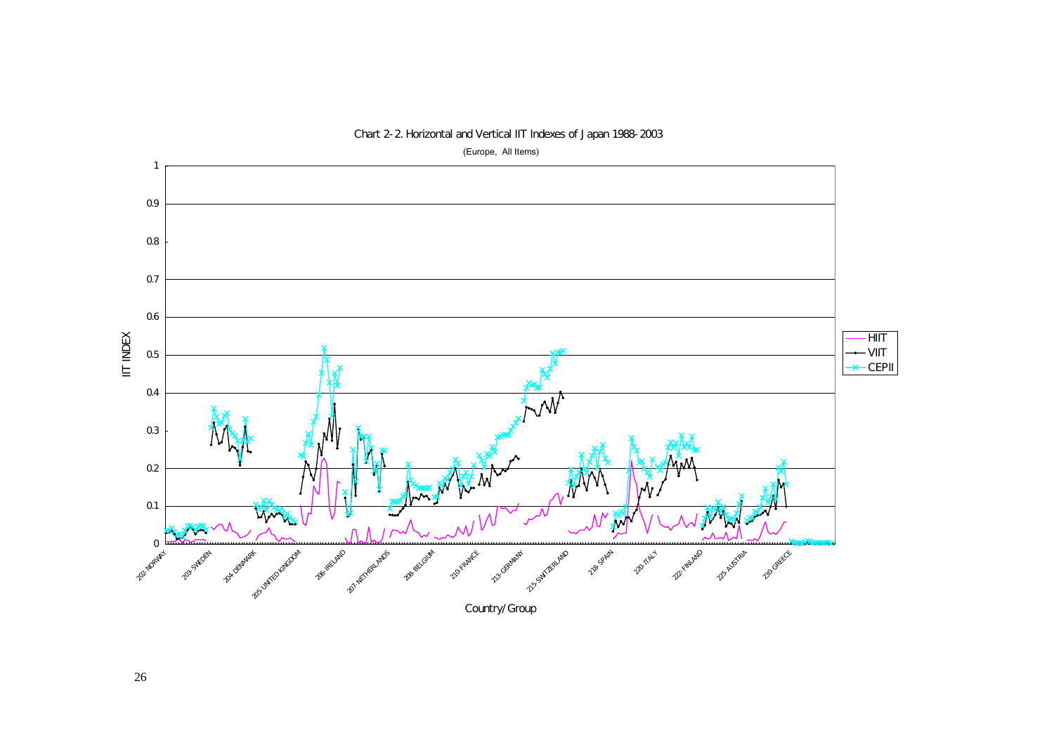Chart 2-2. Horizontal and Vertical IIT Indexes of Japan 1988-2003

(Europe, All Items)

IIT INDEX

HIIT
VIIT
CEPII

202-NORWAY, 203-SWEDEN, 204-DENMARK, 205-UNITED KINGDOM, 206-IRELAND, 207-NETHERLANDS, 208-BELGIUM, 210-FRANCE, 213-GERMANY, 215-SWITZERLAND, 218-SPAIN, 220-ITALY, 222-FINLAND, 225-AUSTRIA, 230-GREECE

Country/Group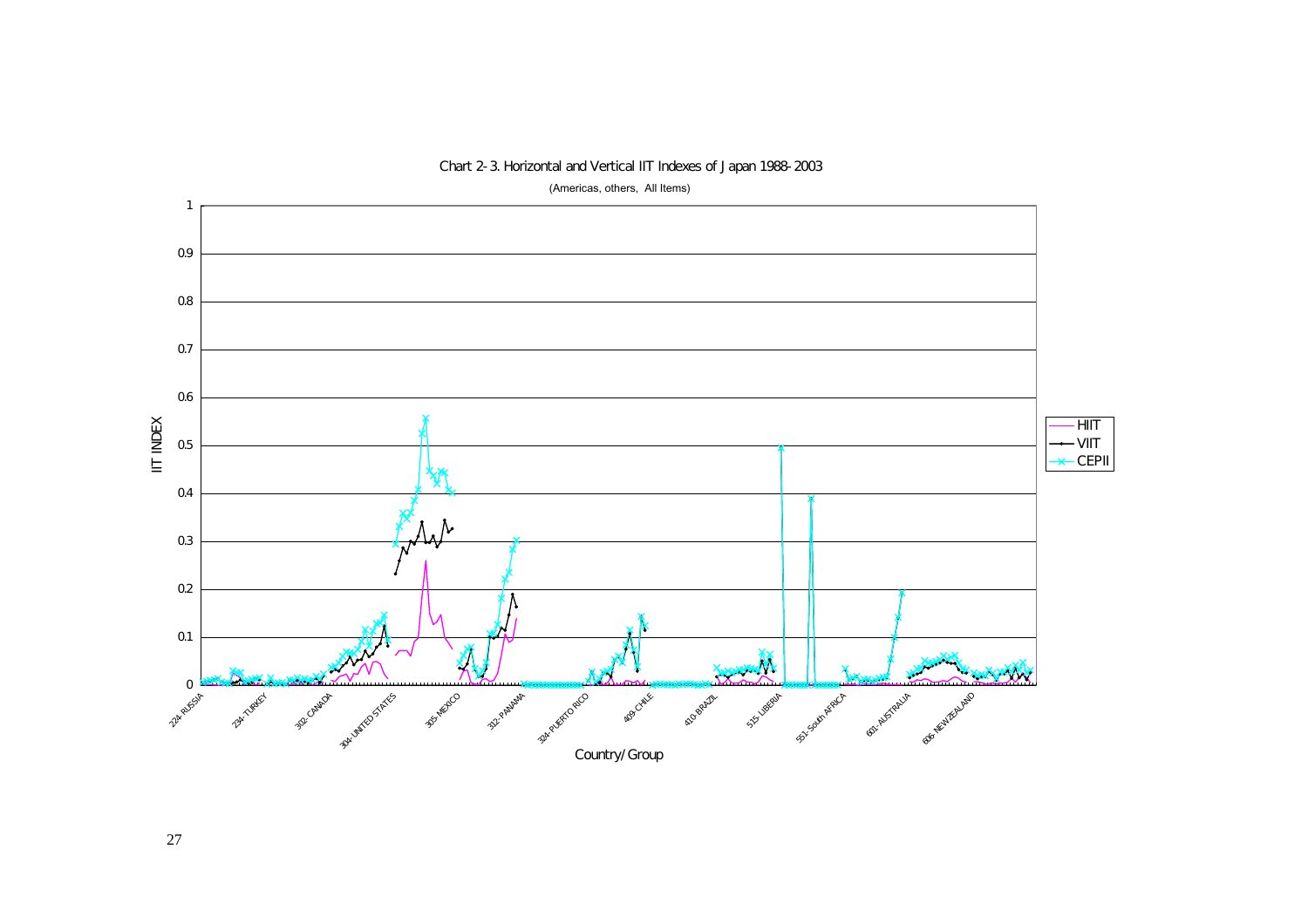Chart 2-3. Horizontal and Vertical IIT Indexes of Japan 1988-2003

(Americas, others, All Items)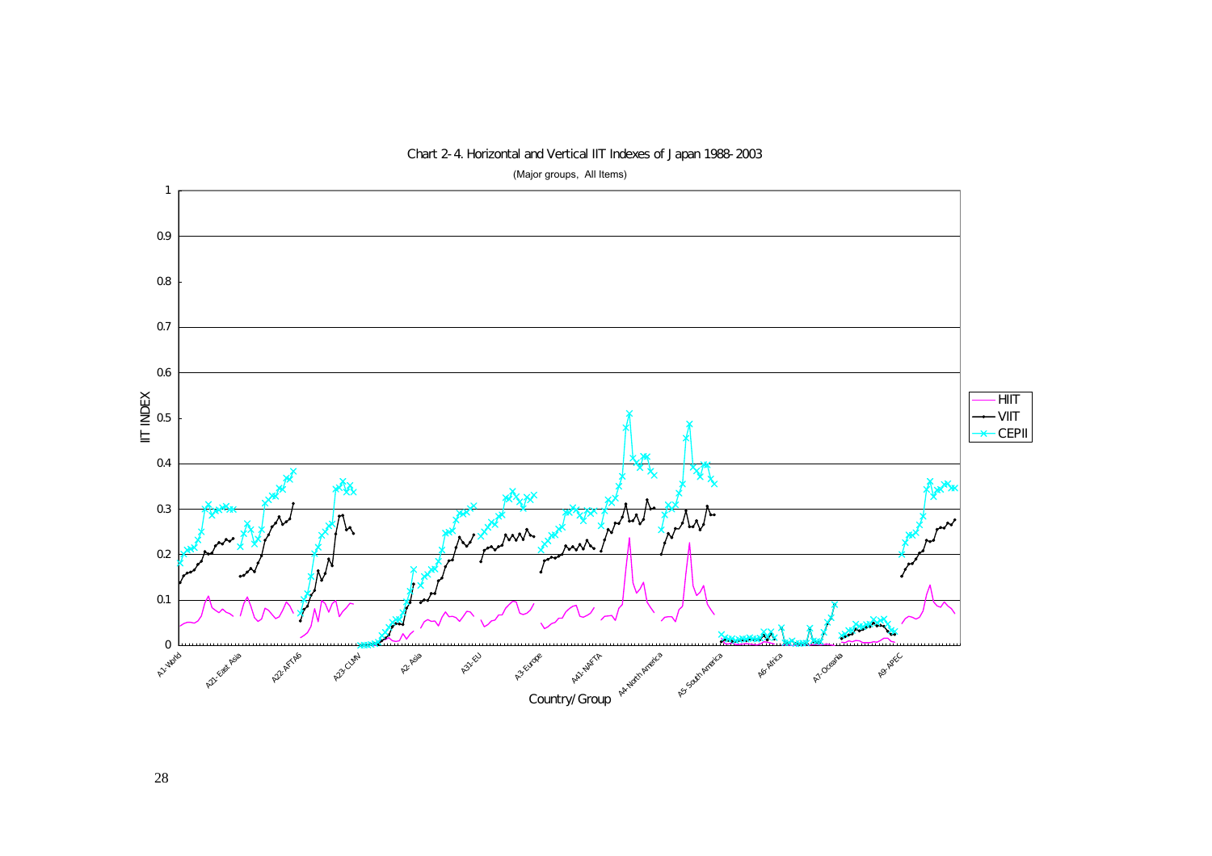Chart 2-4. Horizontal and Vertical IIT Indexes of Japan 1988-2003

(Major groups, All Items)

IIT INDEX

HIIT

VIIT

CEPII

A1-World, A21-East Asia, A22-AFTA6, A23-CLMV, A2-Asia, A31-EU, A3-Europe, A41-NAFTA, A4-North America, A5-South America, A6-Africa, A7-Oceania, A9-APEC

Country/Group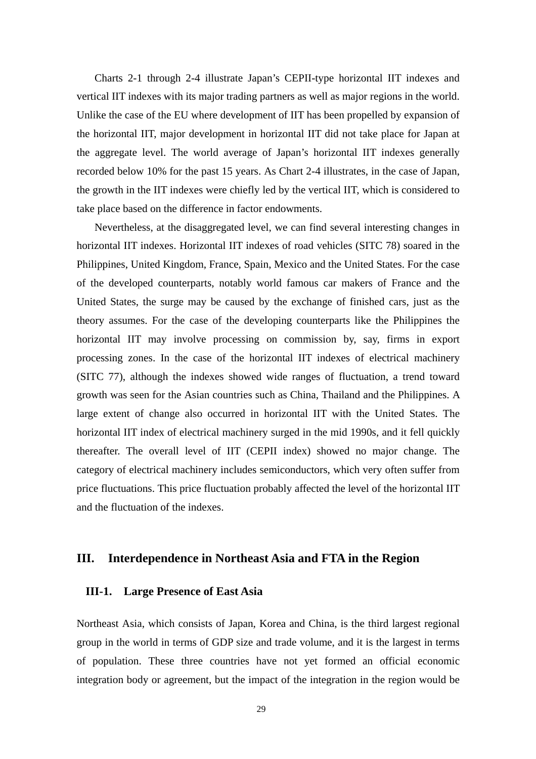Charts 2-1 through 2-4 illustrate Japan’s CEPII-type horizontal IIT indexes and vertical IIT indexes with its major trading partners as well as major regions in the world. Unlike the case of the EU where development of IIT has been propelled by expansion of the horizontal IIT, major development in horizontal IIT did not take place for Japan at the aggregate level. The world average of Japan’s horizontal IIT indexes generally recorded below 10% for the past 15 years. As Chart 2-4 illustrates, in the case of Japan, the growth in the IIT indexes were chiefly led by the vertical IIT, which is considered to take place based on the difference in factor endowments.

Nevertheless, at the disaggregated level, we can find several interesting changes in horizontal IIT indexes. Horizontal IIT indexes of road vehicles (SITC 78) soared in the Philippines, United Kingdom, France, Spain, Mexico and the United States. For the case of the developed counterparts, notably world famous car makers of France and the United States, the surge may be caused by the exchange of finished cars, just as the theory assumes. For the case of the developing counterparts like the Philippines the horizontal IIT may involve processing on commission by, say, firms in export processing zones. In the case of the horizontal IIT indexes of electrical machinery (SITC 77), although the indexes showed wide ranges of fluctuation, a trend toward growth was seen for the Asian countries such as China, Thailand and the Philippines. A large extent of change also occurred in horizontal IIT with the United States. The horizontal IIT index of electrical machinery surged in the mid 1990s, and it fell quickly thereafter. The overall level of IIT (CEPII index) showed no major change. The category of electrical machinery includes semiconductors, which very often suffer from price fluctuations. This price fluctuation probably affected the level of the horizontal IIT and the fluctuation of the indexes.

## III. Interdependence in Northeast Asia and FTA in the Region

### III-1. Large Presence of East Asia

Northeast Asia, which consists of Japan, Korea and China, is the third largest regional group in the world in terms of GDP size and trade volume, and it is the largest in terms of population. These three countries have not yet formed an official economic integration body or agreement, but the impact of the integration in the region would be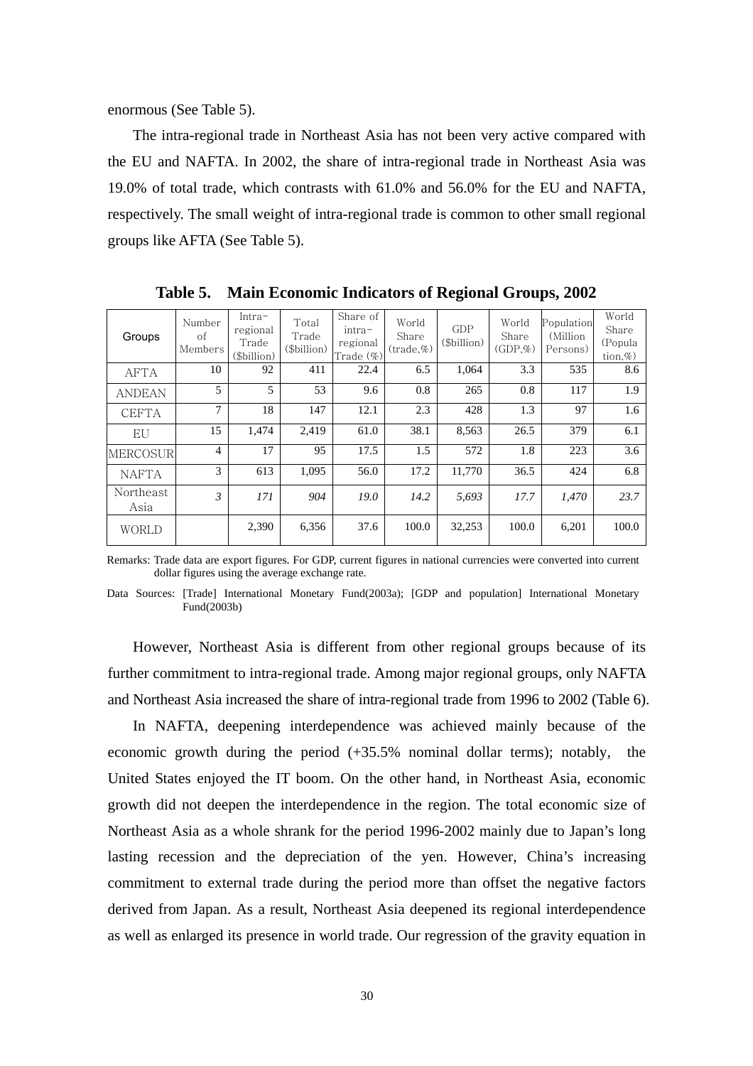enormous (See Table 5).

The intra-regional trade in Northeast Asia has not been very active compared with the EU and NAFTA. In 2002, the share of intra-regional trade in Northeast Asia was 19.0% of total trade, which contrasts with 61.0% and 56.0% for the EU and NAFTA, respectively. The small weight of intra-regional trade is common to other small regional groups like AFTA (See Table 5).

**Table 5. Main Economic Indicators of Regional Groups, 2002**

| Groups | Number of Members | Intra-regional Trade ($billion) | Total Trade ($billion) | Share of intra-regional Trade (%) | World Share (trade,%) | GDP ($billion) | World Share (GDP,%) | Population (Million Persons) | World Share (Population,%) |
|---|---|---|---|---|---|---|---|---|---|
| AFTA | 10 | 92 | 411 | 22.4 | 6.5 | 1,064 | 3.3 | 535 | 8.6 |
| ANDEAN | 5 | 5 | 53 | 9.6 | 0.8 | 265 | 0.8 | 117 | 1.9 |
| CEFTA | 7 | 18 | 147 | 12.1 | 2.3 | 428 | 1.3 | 97 | 1.6 |
| EU | 15 | 1,474 | 2,419 | 61.0 | 38.1 | 8,563 | 26.5 | 379 | 6.1 |
| MERCOSUR | 4 | 17 | 95 | 17.5 | 1.5 | 572 | 1.8 | 223 | 3.6 |
| NAFTA | 3 | 613 | 1,095 | 56.0 | 17.2 | 11,770 | 36.5 | 424 | 6.8 |
| Northeast Asia | *3* | *171* | *904* | *19.0* | *14.2* | *5,693* | *17.7* | *1,470* | *23.7* |
| WORLD | | 2,390 | 6,356 | 37.6 | 100.0 | 32,253 | 100.0 | 6,201 | 100.0 |

Remarks: Trade data are export figures. For GDP, current figures in national currencies were converted into current dollar figures using the average exchange rate.

Data Sources: [Trade] International Monetary Fund(2003a); [GDP and population] International Monetary Fund(2003b)

However, Northeast Asia is different from other regional groups because of its further commitment to intra-regional trade. Among major regional groups, only NAFTA and Northeast Asia increased the share of intra-regional trade from 1996 to 2002 (Table 6).

In NAFTA, deepening interdependence was achieved mainly because of the economic growth during the period (+35.5% nominal dollar terms); notably, the United States enjoyed the IT boom. On the other hand, in Northeast Asia, economic growth did not deepen the interdependence in the region. The total economic size of Northeast Asia as a whole shrank for the period 1996-2002 mainly due to Japan's long lasting recession and the depreciation of the yen. However, China's increasing commitment to external trade during the period more than offset the negative factors derived from Japan. As a result, Northeast Asia deepened its regional interdependence as well as enlarged its presence in world trade. Our regression of the gravity equation in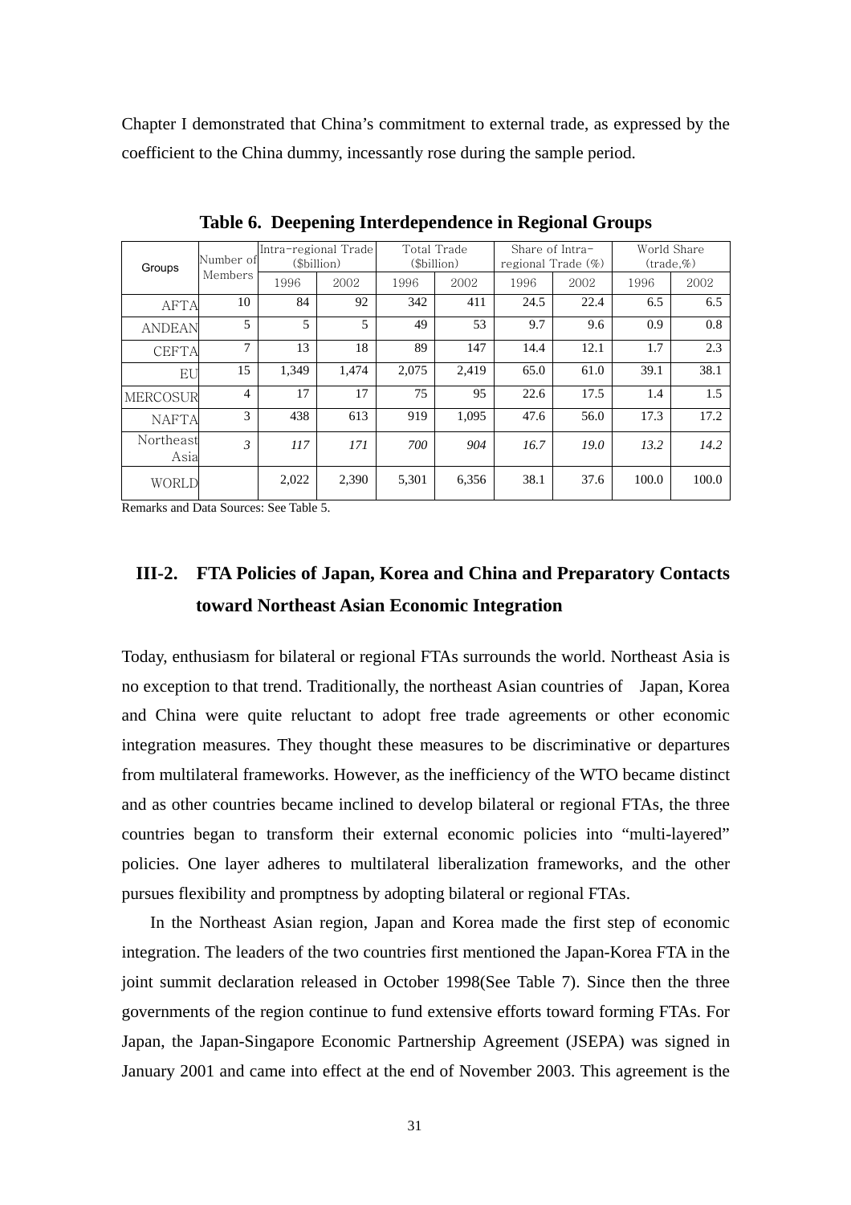Chapter I demonstrated that China's commitment to external trade, as expressed by the coefficient to the China dummy, incessantly rose during the sample period.

**Table 6. Deepening Interdependence in Regional Groups**

| Groups | Number of Members | Intra-regional Trade ($billion) | | Total Trade ($billion) | | Share of Intra-regional Trade (%) | | World Share (trade,%) | |
|---|---|---|---|---|---|---|---|---|---|
| | | 1996 | 2002 | 1996 | 2002 | 1996 | 2002 | 1996 | 2002 |
| AFTA | 10 | 84 | 92 | 342 | 411 | 24.5 | 22.4 | 6.5 | 6.5 |
| ANDEAN | 5 | 5 | 5 | 49 | 53 | 9.7 | 9.6 | 0.9 | 0.8 |
| CEFTA | 7 | 13 | 18 | 89 | 147 | 14.4 | 12.1 | 1.7 | 2.3 |
| EU | 15 | 1,349 | 1,474 | 2,075 | 2,419 | 65.0 | 61.0 | 39.1 | 38.1 |
| MERCOSUR | 4 | 17 | 17 | 75 | 95 | 22.6 | 17.5 | 1.4 | 1.5 |
| NAFTA | 3 | 438 | 613 | 919 | 1,095 | 47.6 | 56.0 | 17.3 | 17.2 |
| Northeast Asia | *3* | *117* | *171* | *700* | *904* | *16.7* | *19.0* | *13.2* | *14.2* |
| WORLD | | 2,022 | 2,390 | 5,301 | 6,356 | 38.1 | 37.6 | 100.0 | 100.0 |

Remarks and Data Sources: See Table 5.

## III-2. FTA Policies of Japan, Korea and China and Preparatory Contacts toward Northeast Asian Economic Integration

Today, enthusiasm for bilateral or regional FTAs surrounds the world. Northeast Asia is no exception to that trend. Traditionally, the northeast Asian countries of Japan, Korea and China were quite reluctant to adopt free trade agreements or other economic integration measures. They thought these measures to be discriminative or departures from multilateral frameworks. However, as the inefficiency of the WTO became distinct and as other countries became inclined to develop bilateral or regional FTAs, the three countries began to transform their external economic policies into "multi-layered" policies. One layer adheres to multilateral liberalization frameworks, and the other pursues flexibility and promptness by adopting bilateral or regional FTAs.

In the Northeast Asian region, Japan and Korea made the first step of economic integration. The leaders of the two countries first mentioned the Japan-Korea FTA in the joint summit declaration released in October 1998(See Table 7). Since then the three governments of the region continue to fund extensive efforts toward forming FTAs. For Japan, the Japan-Singapore Economic Partnership Agreement (JSEPA) was signed in January 2001 and came into effect at the end of November 2003. This agreement is the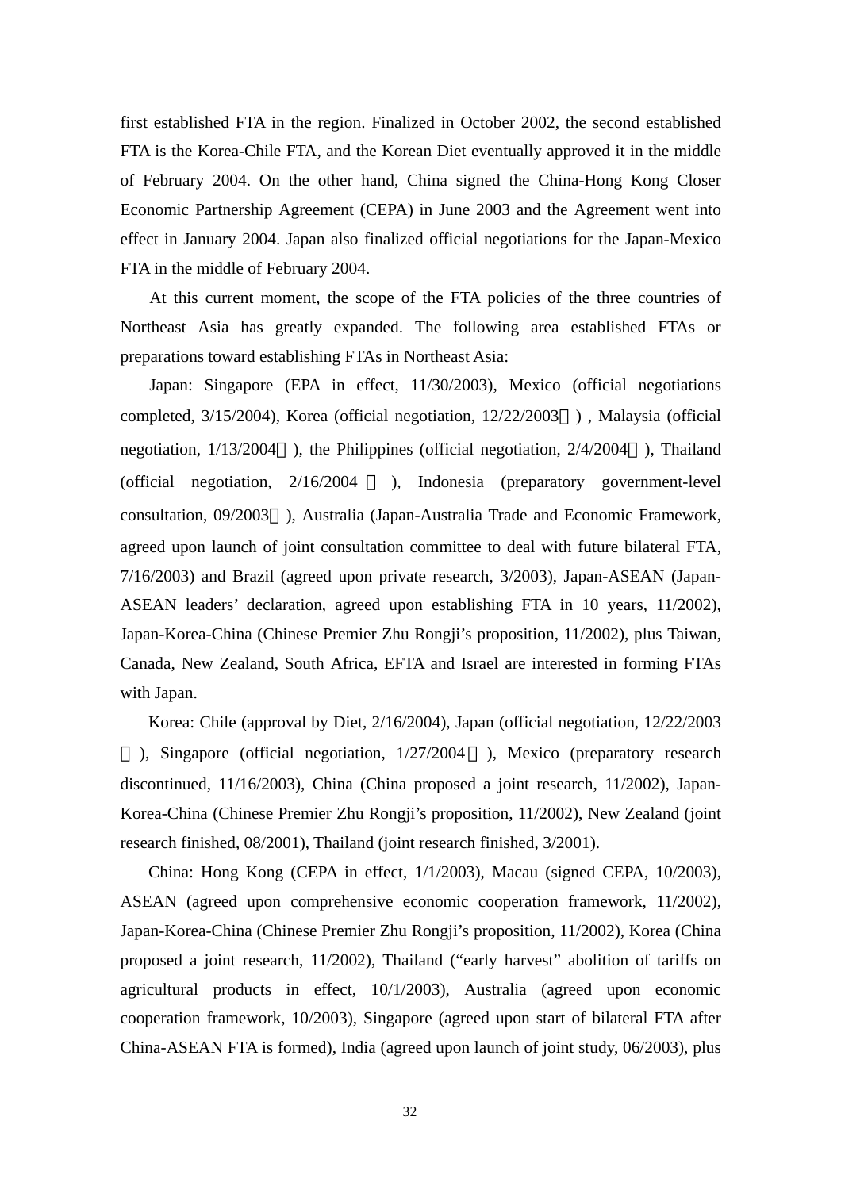first established FTA in the region. Finalized in October 2002, the second established FTA is the Korea-Chile FTA, and the Korean Diet eventually approved it in the middle of February 2004. On the other hand, China signed the China-Hong Kong Closer Economic Partnership Agreement (CEPA) in June 2003 and the Agreement went into effect in January 2004. Japan also finalized official negotiations for the Japan-Mexico FTA in the middle of February 2004.

At this current moment, the scope of the FTA policies of the three countries of Northeast Asia has greatly expanded. The following area established FTAs or preparations toward establishing FTAs in Northeast Asia:

Japan: Singapore (EPA in effect, 11/30/2003), Mexico (official negotiations completed, 3/15/2004), Korea (official negotiation, 12/22/2003～) , Malaysia (official negotiation, 1/13/2004～), the Philippines (official negotiation, 2/4/2004～), Thailand (official negotiation, 2/16/2004～), Indonesia (preparatory government-level consultation, 09/2003～), Australia (Japan-Australia Trade and Economic Framework, agreed upon launch of joint consultation committee to deal with future bilateral FTA, 7/16/2003) and Brazil (agreed upon private research, 3/2003), Japan-ASEAN (Japan-ASEAN leaders' declaration, agreed upon establishing FTA in 10 years, 11/2002), Japan-Korea-China (Chinese Premier Zhu Rongji's proposition, 11/2002), plus Taiwan, Canada, New Zealand, South Africa, EFTA and Israel are interested in forming FTAs with Japan.

Korea: Chile (approval by Diet, 2/16/2004), Japan (official negotiation, 12/22/2003～), Singapore (official negotiation, 1/27/2004～), Mexico (preparatory research discontinued, 11/16/2003), China (China proposed a joint research, 11/2002), Japan-Korea-China (Chinese Premier Zhu Rongji's proposition, 11/2002), New Zealand (joint research finished, 08/2001), Thailand (joint research finished, 3/2001).

China: Hong Kong (CEPA in effect, 1/1/2003), Macau (signed CEPA, 10/2003), ASEAN (agreed upon comprehensive economic cooperation framework, 11/2002), Japan-Korea-China (Chinese Premier Zhu Rongji's proposition, 11/2002), Korea (China proposed a joint research, 11/2002), Thailand ("early harvest" abolition of tariffs on agricultural products in effect, 10/1/2003), Australia (agreed upon economic cooperation framework, 10/2003), Singapore (agreed upon start of bilateral FTA after China-ASEAN FTA is formed), India (agreed upon launch of joint study, 06/2003), plus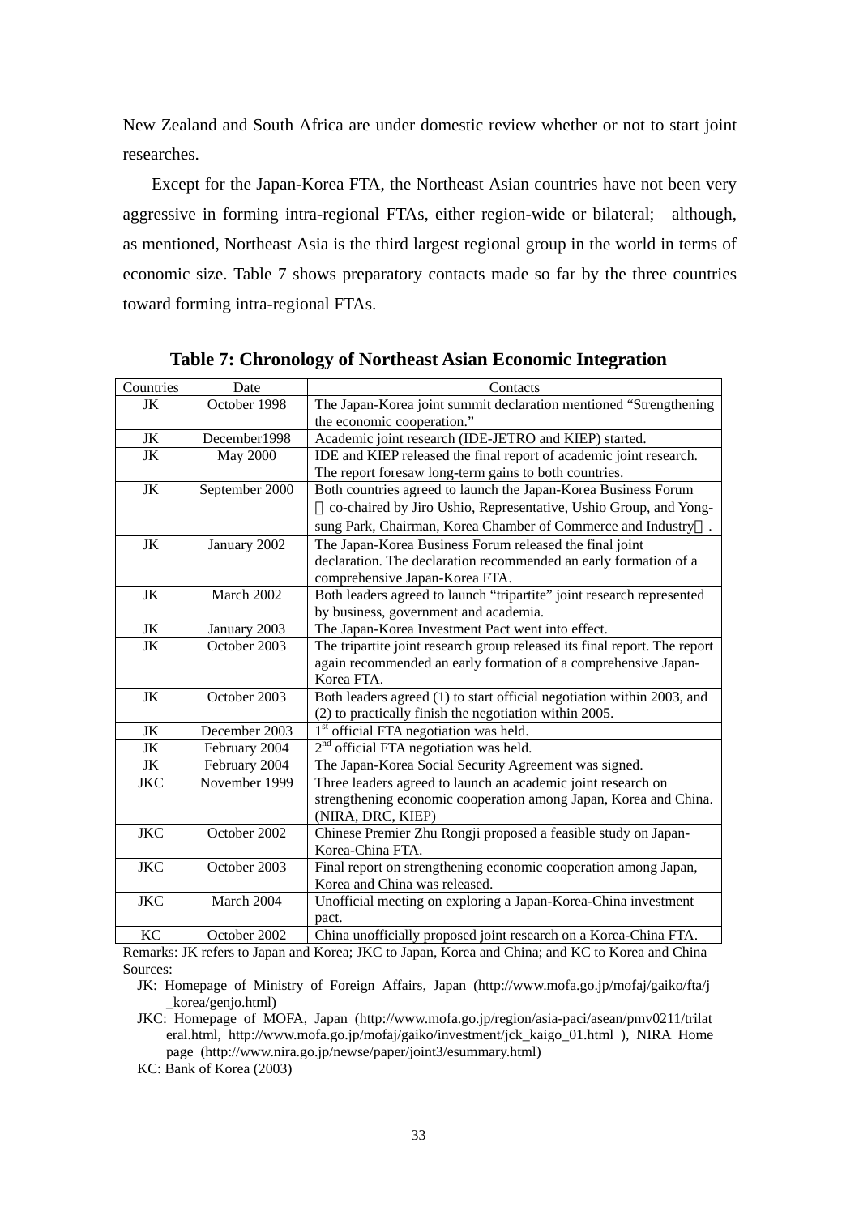New Zealand and South Africa are under domestic review whether or not to start joint researches.

Except for the Japan-Korea FTA, the Northeast Asian countries have not been very aggressive in forming intra-regional FTAs, either region-wide or bilateral; although, as mentioned, Northeast Asia is the third largest regional group in the world in terms of economic size. Table 7 shows preparatory contacts made so far by the three countries toward forming intra-regional FTAs.

**Table 7: Chronology of Northeast Asian Economic Integration**

| Countries | Date | Contacts |
|---|---|---|
| JK | October 1998 | The Japan-Korea joint summit declaration mentioned “Strengthening the economic cooperation.” |
| JK | December1998 | Academic joint research (IDE-JETRO and KIEP) started. |
| JK | May 2000 | IDE and KIEP released the final report of academic joint research. The report foresaw long-term gains to both countries. |
| JK | September 2000 | Both countries agreed to launch the Japan-Korea Business Forum （co-chaired by Jiro Ushio, Representative, Ushio Group, and Yong-sung Park, Chairman, Korea Chamber of Commerce and Industry）. |
| JK | January 2002 | The Japan-Korea Business Forum released the final joint declaration. The declaration recommended an early formation of a comprehensive Japan-Korea FTA. |
| JK | March 2002 | Both leaders agreed to launch “tripartite” joint research represented by business, government and academia. |
| JK | January 2003 | The Japan-Korea Investment Pact went into effect. |
| JK | October 2003 | The tripartite joint research group released its final report. The report again recommended an early formation of a comprehensive Japan-Korea FTA. |
| JK | October 2003 | Both leaders agreed (1) to start official negotiation within 2003, and (2) to practically finish the negotiation within 2005. |
| JK | December 2003 | 1st official FTA negotiation was held. |
| JK | February 2004 | 2nd official FTA negotiation was held. |
| JK | February 2004 | The Japan-Korea Social Security Agreement was signed. |
| JKC | November 1999 | Three leaders agreed to launch an academic joint research on strengthening economic cooperation among Japan, Korea and China. (NIRA, DRC, KIEP) |
| JKC | October 2002 | Chinese Premier Zhu Rongji proposed a feasible study on Japan-Korea-China FTA. |
| JKC | October 2003 | Final report on strengthening economic cooperation among Japan, Korea and China was released. |
| JKC | March 2004 | Unofficial meeting on exploring a Japan-Korea-China investment pact. |
| KC | October 2002 | China unofficially proposed joint research on a Korea-China FTA. |

Remarks: JK refers to Japan and Korea; JKC to Japan, Korea and China; and KC to Korea and China

Sources:

JK: Homepage of Ministry of Foreign Affairs, Japan (http://www.mofa.go.jp/mofaj/gaiko/fta/j_korea/genjo.html)

JKC: Homepage of MOFA, Japan (http://www.mofa.go.jp/region/asia-paci/asean/pmv0211/trilateral.html, http://www.mofa.go.jp/mofaj/gaiko/investment/jck_kaigo_01.html ), NIRA Home page (http://www.nira.go.jp/newse/paper/joint3/esummary.html)

KC: Bank of Korea (2003)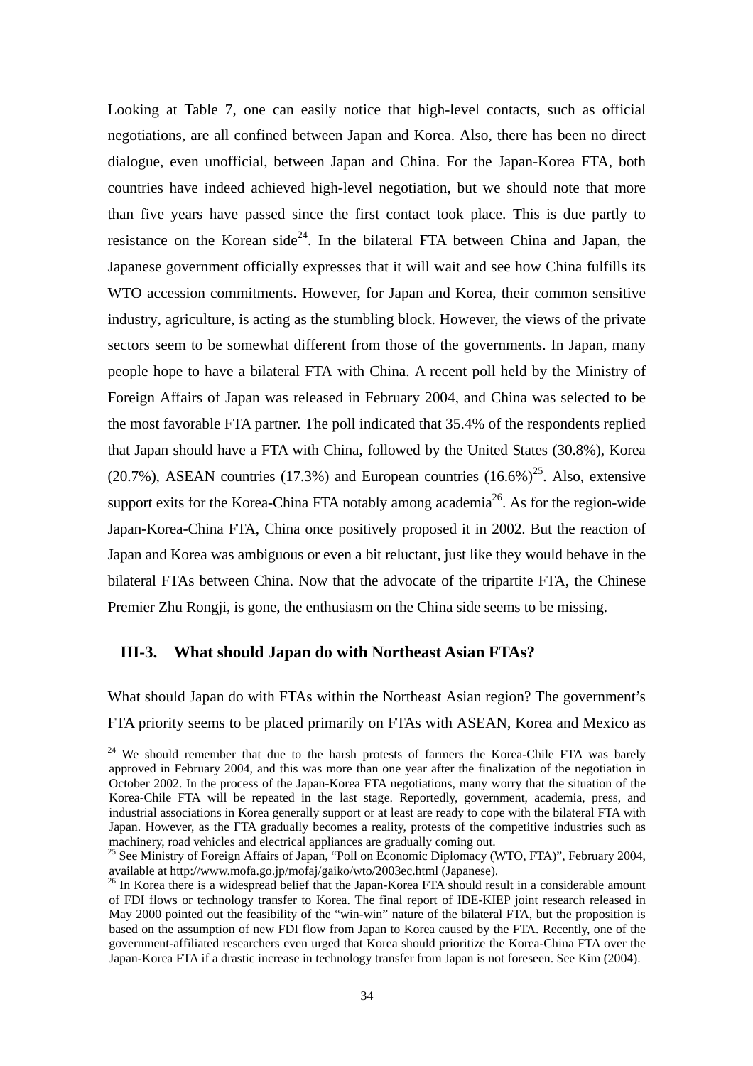Looking at Table 7, one can easily notice that high-level contacts, such as official negotiations, are all confined between Japan and Korea. Also, there has been no direct dialogue, even unofficial, between Japan and China. For the Japan-Korea FTA, both countries have indeed achieved high-level negotiation, but we should note that more than five years have passed since the first contact took place. This is due partly to resistance on the Korean side[24]. In the bilateral FTA between China and Japan, the Japanese government officially expresses that it will wait and see how China fulfills its WTO accession commitments. However, for Japan and Korea, their common sensitive industry, agriculture, is acting as the stumbling block. However, the views of the private sectors seem to be somewhat different from those of the governments. In Japan, many people hope to have a bilateral FTA with China. A recent poll held by the Ministry of Foreign Affairs of Japan was released in February 2004, and China was selected to be the most favorable FTA partner. The poll indicated that 35.4% of the respondents replied that Japan should have a FTA with China, followed by the United States (30.8%), Korea (20.7%), ASEAN countries (17.3%) and European countries (16.6%)[25]. Also, extensive support exits for the Korea-China FTA notably among academia[26]. As for the region-wide Japan-Korea-China FTA, China once positively proposed it in 2002. But the reaction of Japan and Korea was ambiguous or even a bit reluctant, just like they would behave in the bilateral FTAs between China. Now that the advocate of the tripartite FTA, the Chinese Premier Zhu Rongji, is gone, the enthusiasm on the China side seems to be missing.

## III-3. What should Japan do with Northeast Asian FTAs?

What should Japan do with FTAs within the Northeast Asian region? The government's FTA priority seems to be placed primarily on FTAs with ASEAN, Korea and Mexico as

[24] We should remember that due to the harsh protests of farmers the Korea-Chile FTA was barely approved in February 2004, and this was more than one year after the finalization of the negotiation in October 2002. In the process of the Japan-Korea FTA negotiations, many worry that the situation of the Korea-Chile FTA will be repeated in the last stage. Reportedly, government, academia, press, and industrial associations in Korea generally support or at least are ready to cope with the bilateral FTA with Japan. However, as the FTA gradually becomes a reality, protests of the competitive industries such as machinery, road vehicles and electrical appliances are gradually coming out.

[25] See Ministry of Foreign Affairs of Japan, "Poll on Economic Diplomacy (WTO, FTA)", February 2004, available at http://www.mofa.go.jp/mofaj/gaiko/wto/2003ec.html (Japanese).

[26] In Korea there is a widespread belief that the Japan-Korea FTA should result in a considerable amount of FDI flows or technology transfer to Korea. The final report of IDE-KIEP joint research released in May 2000 pointed out the feasibility of the "win-win" nature of the bilateral FTA, but the proposition is based on the assumption of new FDI flow from Japan to Korea caused by the FTA. Recently, one of the government-affiliated researchers even urged that Korea should prioritize the Korea-China FTA over the Japan-Korea FTA if a drastic increase in technology transfer from Japan is not foreseen. See Kim (2004).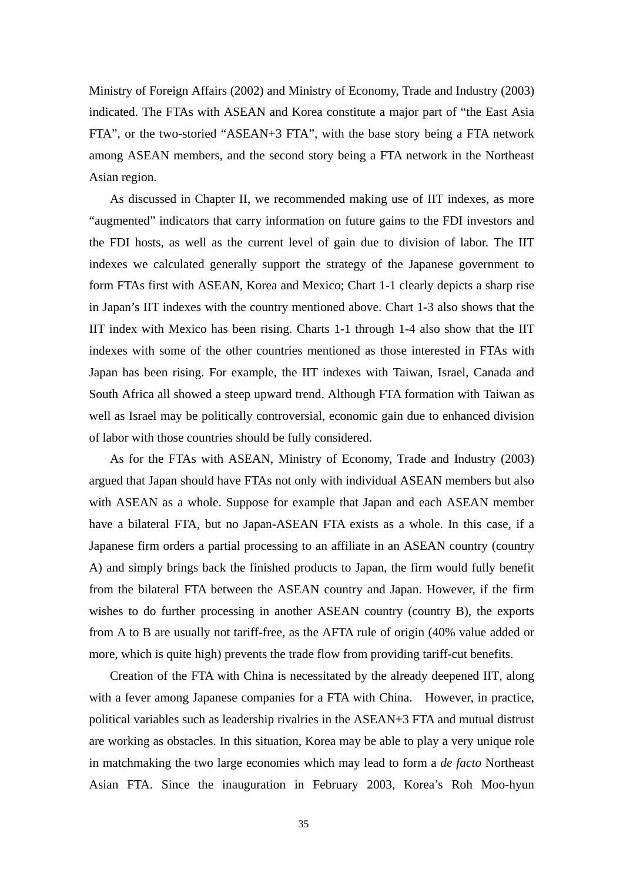Ministry of Foreign Affairs (2002) and Ministry of Economy, Trade and Industry (2003) indicated. The FTAs with ASEAN and Korea constitute a major part of "the East Asia FTA", or the two-storied "ASEAN+3 FTA", with the base story being a FTA network among ASEAN members, and the second story being a FTA network in the Northeast Asian region.

As discussed in Chapter II, we recommended making use of IIT indexes, as more "augmented" indicators that carry information on future gains to the FDI investors and the FDI hosts, as well as the current level of gain due to division of labor. The IIT indexes we calculated generally support the strategy of the Japanese government to form FTAs first with ASEAN, Korea and Mexico; Chart 1-1 clearly depicts a sharp rise in Japan's IIT indexes with the country mentioned above. Chart 1-3 also shows that the IIT index with Mexico has been rising. Charts 1-1 through 1-4 also show that the IIT indexes with some of the other countries mentioned as those interested in FTAs with Japan has been rising. For example, the IIT indexes with Taiwan, Israel, Canada and South Africa all showed a steep upward trend. Although FTA formation with Taiwan as well as Israel may be politically controversial, economic gain due to enhanced division of labor with those countries should be fully considered.

As for the FTAs with ASEAN, Ministry of Economy, Trade and Industry (2003) argued that Japan should have FTAs not only with individual ASEAN members but also with ASEAN as a whole. Suppose for example that Japan and each ASEAN member have a bilateral FTA, but no Japan-ASEAN FTA exists as a whole. In this case, if a Japanese firm orders a partial processing to an affiliate in an ASEAN country (country A) and simply brings back the finished products to Japan, the firm would fully benefit from the bilateral FTA between the ASEAN country and Japan. However, if the firm wishes to do further processing in another ASEAN country (country B), the exports from A to B are usually not tariff-free, as the AFTA rule of origin (40% value added or more, which is quite high) prevents the trade flow from providing tariff-cut benefits.

Creation of the FTA with China is necessitated by the already deepened IIT, along with a fever among Japanese companies for a FTA with China. However, in practice, political variables such as leadership rivalries in the ASEAN+3 FTA and mutual distrust are working as obstacles. In this situation, Korea may be able to play a very unique role in matchmaking the two large economies which may lead to form a *de facto* Northeast Asian FTA. Since the inauguration in February 2003, Korea's Roh Moo-hyun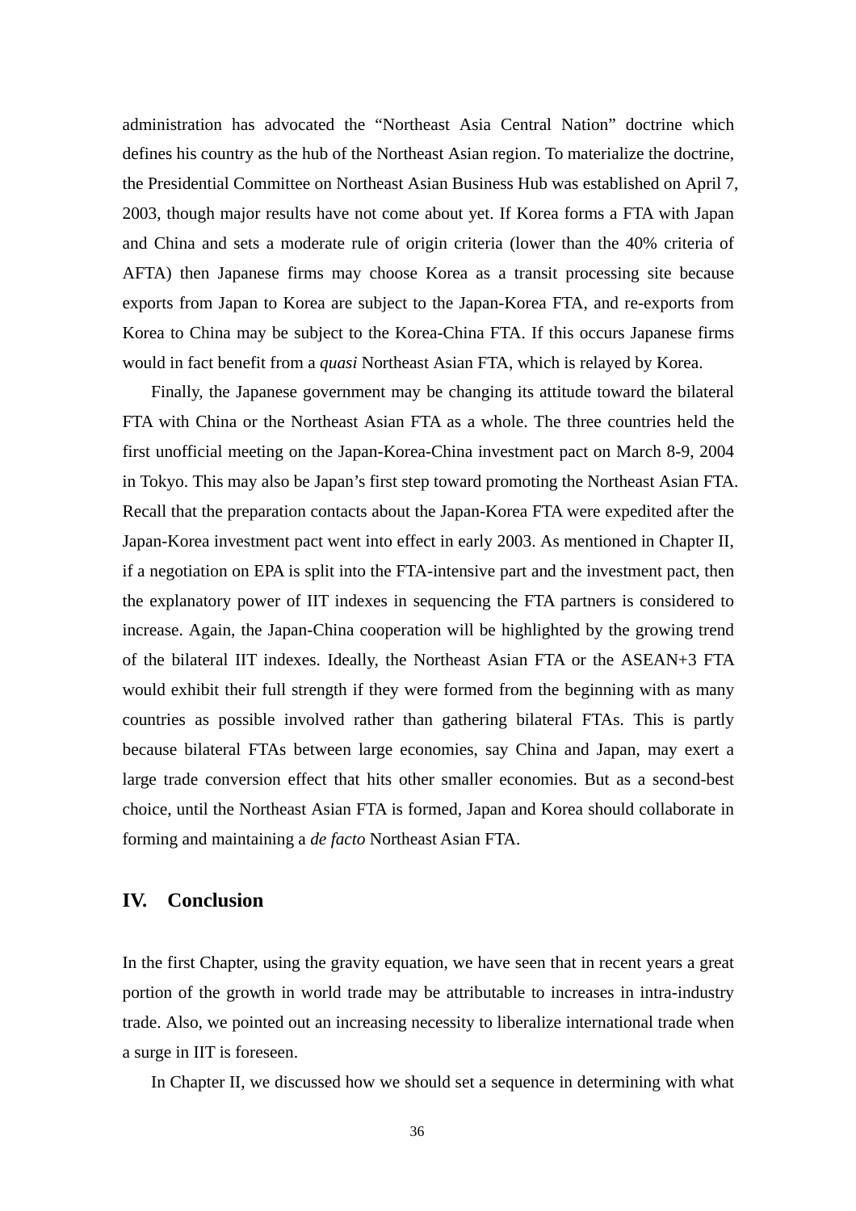administration has advocated the “Northeast Asia Central Nation” doctrine which defines his country as the hub of the Northeast Asian region. To materialize the doctrine, the Presidential Committee on Northeast Asian Business Hub was established on April 7, 2003, though major results have not come about yet. If Korea forms a FTA with Japan and China and sets a moderate rule of origin criteria (lower than the 40% criteria of AFTA) then Japanese firms may choose Korea as a transit processing site because exports from Japan to Korea are subject to the Japan-Korea FTA, and re-exports from Korea to China may be subject to the Korea-China FTA. If this occurs Japanese firms would in fact benefit from a *quasi* Northeast Asian FTA, which is relayed by Korea.

Finally, the Japanese government may be changing its attitude toward the bilateral FTA with China or the Northeast Asian FTA as a whole. The three countries held the first unofficial meeting on the Japan-Korea-China investment pact on March 8-9, 2004 in Tokyo. This may also be Japan’s first step toward promoting the Northeast Asian FTA. Recall that the preparation contacts about the Japan-Korea FTA were expedited after the Japan-Korea investment pact went into effect in early 2003. As mentioned in Chapter II, if a negotiation on EPA is split into the FTA-intensive part and the investment pact, then the explanatory power of IIT indexes in sequencing the FTA partners is considered to increase. Again, the Japan-China cooperation will be highlighted by the growing trend of the bilateral IIT indexes. Ideally, the Northeast Asian FTA or the ASEAN+3 FTA would exhibit their full strength if they were formed from the beginning with as many countries as possible involved rather than gathering bilateral FTAs. This is partly because bilateral FTAs between large economies, say China and Japan, may exert a large trade conversion effect that hits other smaller economies. But as a second-best choice, until the Northeast Asian FTA is formed, Japan and Korea should collaborate in forming and maintaining a *de facto* Northeast Asian FTA.

## IV. Conclusion

In the first Chapter, using the gravity equation, we have seen that in recent years a great portion of the growth in world trade may be attributable to increases in intra-industry trade. Also, we pointed out an increasing necessity to liberalize international trade when a surge in IIT is foreseen.

In Chapter II, we discussed how we should set a sequence in determining with what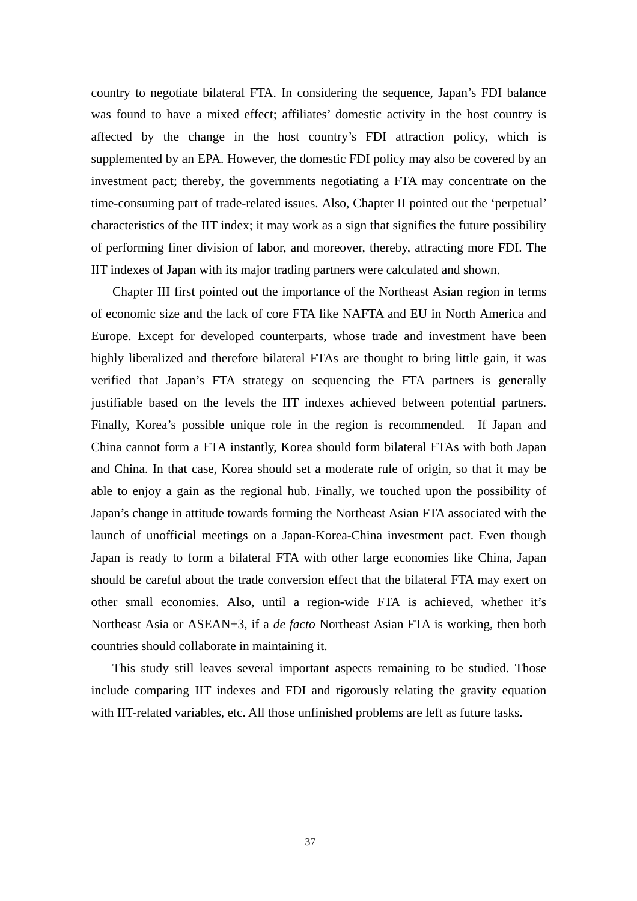country to negotiate bilateral FTA. In considering the sequence, Japan's FDI balance was found to have a mixed effect; affiliates' domestic activity in the host country is affected by the change in the host country's FDI attraction policy, which is supplemented by an EPA. However, the domestic FDI policy may also be covered by an investment pact; thereby, the governments negotiating a FTA may concentrate on the time-consuming part of trade-related issues. Also, Chapter II pointed out the 'perpetual' characteristics of the IIT index; it may work as a sign that signifies the future possibility of performing finer division of labor, and moreover, thereby, attracting more FDI. The IIT indexes of Japan with its major trading partners were calculated and shown.

Chapter III first pointed out the importance of the Northeast Asian region in terms of economic size and the lack of core FTA like NAFTA and EU in North America and Europe. Except for developed counterparts, whose trade and investment have been highly liberalized and therefore bilateral FTAs are thought to bring little gain, it was verified that Japan's FTA strategy on sequencing the FTA partners is generally justifiable based on the levels the IIT indexes achieved between potential partners. Finally, Korea's possible unique role in the region is recommended. If Japan and China cannot form a FTA instantly, Korea should form bilateral FTAs with both Japan and China. In that case, Korea should set a moderate rule of origin, so that it may be able to enjoy a gain as the regional hub. Finally, we touched upon the possibility of Japan's change in attitude towards forming the Northeast Asian FTA associated with the launch of unofficial meetings on a Japan-Korea-China investment pact. Even though Japan is ready to form a bilateral FTA with other large economies like China, Japan should be careful about the trade conversion effect that the bilateral FTA may exert on other small economies. Also, until a region-wide FTA is achieved, whether it's Northeast Asia or ASEAN+3, if a *de facto* Northeast Asian FTA is working, then both countries should collaborate in maintaining it.

This study still leaves several important aspects remaining to be studied. Those include comparing IIT indexes and FDI and rigorously relating the gravity equation with IIT-related variables, etc. All those unfinished problems are left as future tasks.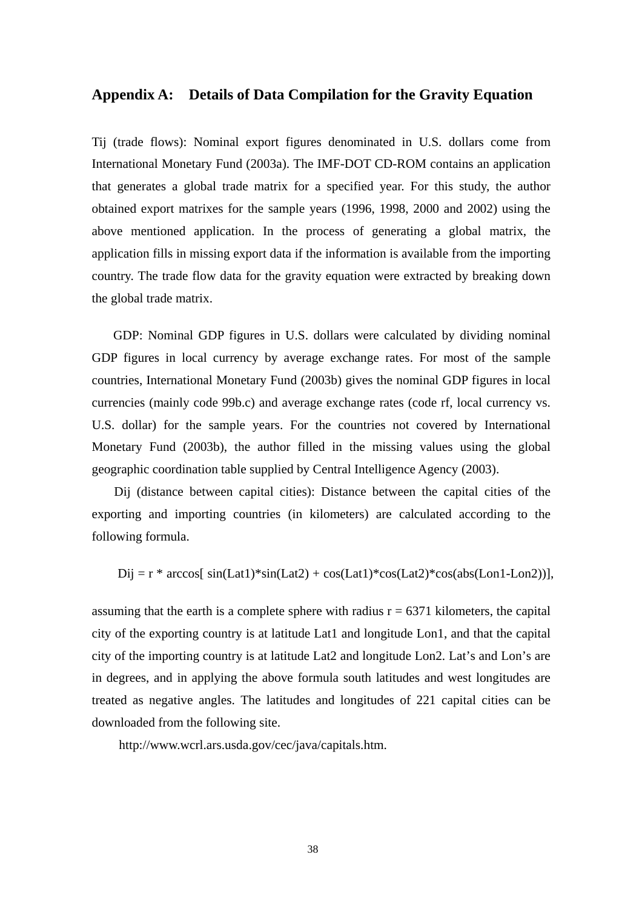## Appendix A: Details of Data Compilation for the Gravity Equation

Tij (trade flows): Nominal export figures denominated in U.S. dollars come from International Monetary Fund (2003a). The IMF-DOT CD-ROM contains an application that generates a global trade matrix for a specified year. For this study, the author obtained export matrixes for the sample years (1996, 1998, 2000 and 2002) using the above mentioned application. In the process of generating a global matrix, the application fills in missing export data if the information is available from the importing country. The trade flow data for the gravity equation were extracted by breaking down the global trade matrix.

GDP: Nominal GDP figures in U.S. dollars were calculated by dividing nominal GDP figures in local currency by average exchange rates. For most of the sample countries, International Monetary Fund (2003b) gives the nominal GDP figures in local currencies (mainly code 99b.c) and average exchange rates (code rf, local currency vs. U.S. dollar) for the sample years. For the countries not covered by International Monetary Fund (2003b), the author filled in the missing values using the global geographic coordination table supplied by Central Intelligence Agency (2003).

Dij (distance between capital cities): Distance between the capital cities of the exporting and importing countries (in kilometers) are calculated according to the following formula.

$$Dij = r * \arccos[ \sin(Lat1)*\sin(Lat2) + \cos(Lat1)*\cos(Lat2)*\cos(abs(Lon1-Lon2))],$$

assuming that the earth is a complete sphere with radius r = 6371 kilometers, the capital city of the exporting country is at latitude Lat1 and longitude Lon1, and that the capital city of the importing country is at latitude Lat2 and longitude Lon2. Lat's and Lon's are in degrees, and in applying the above formula south latitudes and west longitudes are treated as negative angles. The latitudes and longitudes of 221 capital cities can be downloaded from the following site.

http://www.wcrl.ars.usda.gov/cec/java/capitals.htm.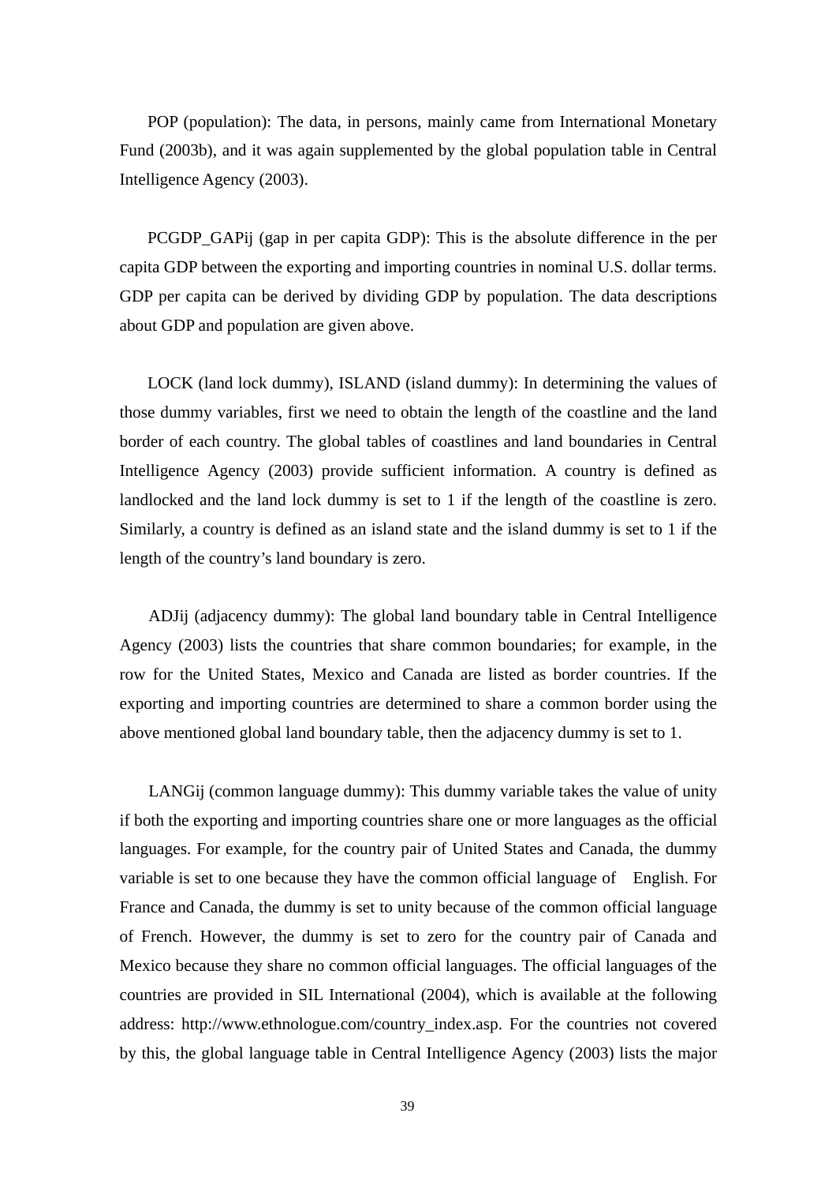POP (population): The data, in persons, mainly came from International Monetary Fund (2003b), and it was again supplemented by the global population table in Central Intelligence Agency (2003).

PCGDP_GAPij (gap in per capita GDP): This is the absolute difference in the per capita GDP between the exporting and importing countries in nominal U.S. dollar terms. GDP per capita can be derived by dividing GDP by population. The data descriptions about GDP and population are given above.

LOCK (land lock dummy), ISLAND (island dummy): In determining the values of those dummy variables, first we need to obtain the length of the coastline and the land border of each country. The global tables of coastlines and land boundaries in Central Intelligence Agency (2003) provide sufficient information. A country is defined as landlocked and the land lock dummy is set to 1 if the length of the coastline is zero. Similarly, a country is defined as an island state and the island dummy is set to 1 if the length of the country's land boundary is zero.

ADJij (adjacency dummy): The global land boundary table in Central Intelligence Agency (2003) lists the countries that share common boundaries; for example, in the row for the United States, Mexico and Canada are listed as border countries. If the exporting and importing countries are determined to share a common border using the above mentioned global land boundary table, then the adjacency dummy is set to 1.

LANGij (common language dummy): This dummy variable takes the value of unity if both the exporting and importing countries share one or more languages as the official languages. For example, for the country pair of United States and Canada, the dummy variable is set to one because they have the common official language of English. For France and Canada, the dummy is set to unity because of the common official language of French. However, the dummy is set to zero for the country pair of Canada and Mexico because they share no common official languages. The official languages of the countries are provided in SIL International (2004), which is available at the following address: http://www.ethnologue.com/country_index.asp. For the countries not covered by this, the global language table in Central Intelligence Agency (2003) lists the major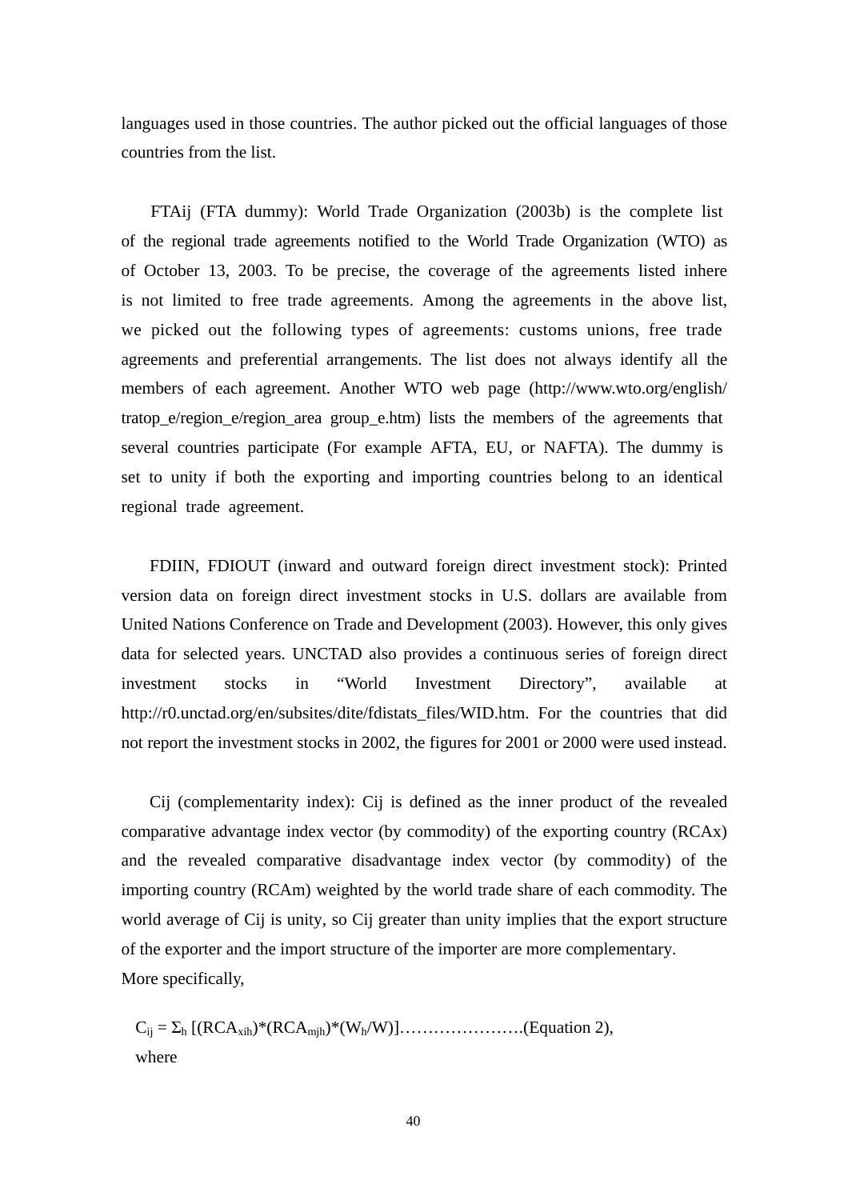languages used in those countries. The author picked out the official languages of those countries from the list.

FTAij (FTA dummy): World Trade Organization (2003b) is the complete list of the regional trade agreements notified to the World Trade Organization (WTO) as of October 13, 2003. To be precise, the coverage of the agreements listed inhere is not limited to free trade agreements. Among the agreements in the above list, we picked out the following types of agreements: customs unions, free trade agreements and preferential arrangements. The list does not always identify all the members of each agreement. Another WTO web page (http://www.wto.org/english/tratop_e/region_e/region_area group_e.htm) lists the members of the agreements that several countries participate (For example AFTA, EU, or NAFTA). The dummy is set to unity if both the exporting and importing countries belong to an identical regional trade agreement.

FDIIN, FDIOUT (inward and outward foreign direct investment stock): Printed version data on foreign direct investment stocks in U.S. dollars are available from United Nations Conference on Trade and Development (2003). However, this only gives data for selected years. UNCTAD also provides a continuous series of foreign direct investment stocks in "World Investment Directory", available at http://r0.unctad.org/en/subsites/dite/fdistats_files/WID.htm. For the countries that did not report the investment stocks in 2002, the figures for 2001 or 2000 were used instead.

Cij (complementarity index): Cij is defined as the inner product of the revealed comparative advantage index vector (by commodity) of the exporting country (RCAx) and the revealed comparative disadvantage index vector (by commodity) of the importing country (RCAm) weighted by the world trade share of each commodity. The world average of Cij is unity, so Cij greater than unity implies that the export structure of the exporter and the import structure of the importer are more complementary.
More specifically,

$$C_{ij} = \Sigma_h [(RCA_{xih})*(RCA_{mjh})*(W_h/W)] \quad \text{......................(Equation 2)},$$

where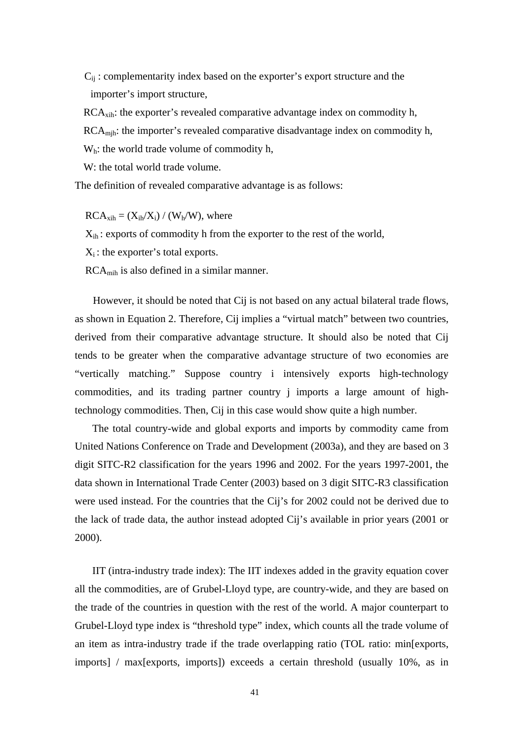$C_{ij}$ : complementarity index based on the exporter's export structure and the importer's import structure,

$RCA_{xih}$: the exporter's revealed comparative advantage index on commodity h,

$RCA_{mjh}$: the importer's revealed comparative disadvantage index on commodity h,

$W_h$: the world trade volume of commodity h,

W: the total world trade volume.

The definition of revealed comparative advantage is as follows:

$RCA_{xih} = (X_{ih}/X_i) / (W_h/W)$, where

$X_{ih}$ : exports of commodity h from the exporter to the rest of the world,

$X_i$ : the exporter's total exports.

$RCA_{mih}$ is also defined in a similar manner.

However, it should be noted that Cij is not based on any actual bilateral trade flows, as shown in Equation 2. Therefore, Cij implies a "virtual match" between two countries, derived from their comparative advantage structure. It should also be noted that Cij tends to be greater when the comparative advantage structure of two economies are "vertically matching." Suppose country i intensively exports high-technology commodities, and its trading partner country j imports a large amount of high-technology commodities. Then, Cij in this case would show quite a high number.

The total country-wide and global exports and imports by commodity came from United Nations Conference on Trade and Development (2003a), and they are based on 3 digit SITC-R2 classification for the years 1996 and 2002. For the years 1997-2001, the data shown in International Trade Center (2003) based on 3 digit SITC-R3 classification were used instead. For the countries that the Cij's for 2002 could not be derived due to the lack of trade data, the author instead adopted Cij's available in prior years (2001 or 2000).

IIT (intra-industry trade index): The IIT indexes added in the gravity equation cover all the commodities, are of Grubel-Lloyd type, are country-wide, and they are based on the trade of the countries in question with the rest of the world. A major counterpart to Grubel-Lloyd type index is "threshold type" index, which counts all the trade volume of an item as intra-industry trade if the trade overlapping ratio (TOL ratio: min[exports, imports] / max[exports, imports]) exceeds a certain threshold (usually 10%, as in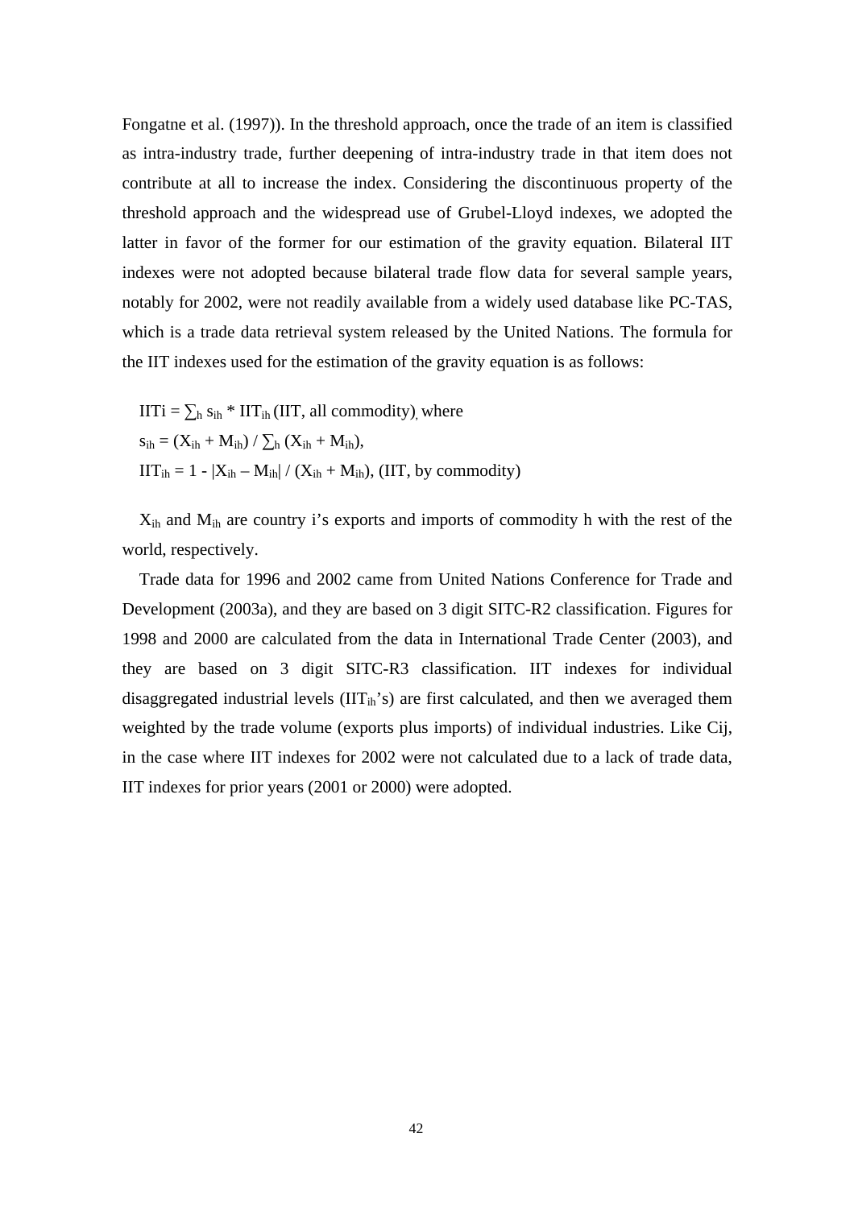Fongatne et al. (1997)). In the threshold approach, once the trade of an item is classified as intra-industry trade, further deepening of intra-industry trade in that item does not contribute at all to increase the index. Considering the discontinuous property of the threshold approach and the widespread use of Grubel-Lloyd indexes, we adopted the latter in favor of the former for our estimation of the gravity equation. Bilateral IIT indexes were not adopted because bilateral trade flow data for several sample years, notably for 2002, were not readily available from a widely used database like PC-TAS, which is a trade data retrieval system released by the United Nations. The formula for the IIT indexes used for the estimation of the gravity equation is as follows:

$IIT_i = \sum_h s_{ih} * IIT_{ih}$ (IIT, all commodity), where
$s_{ih} = (X_{ih} + M_{ih}) / \sum_h (X_{ih} + M_{ih})$,
$IIT_{ih} = 1 - |X_{ih} - M_{ih}| / (X_{ih} + M_{ih})$, (IIT, by commodity)

$X_{ih}$ and $M_{ih}$ are country i's exports and imports of commodity h with the rest of the world, respectively.

Trade data for 1996 and 2002 came from United Nations Conference for Trade and Development (2003a), and they are based on 3 digit SITC-R2 classification. Figures for 1998 and 2000 are calculated from the data in International Trade Center (2003), and they are based on 3 digit SITC-R3 classification. IIT indexes for individual disaggregated industrial levels ($IIT_{ih}$'s) are first calculated, and then we averaged them weighted by the trade volume (exports plus imports) of individual industries. Like Cij, in the case where IIT indexes for 2002 were not calculated due to a lack of trade data, IIT indexes for prior years (2001 or 2000) were adopted.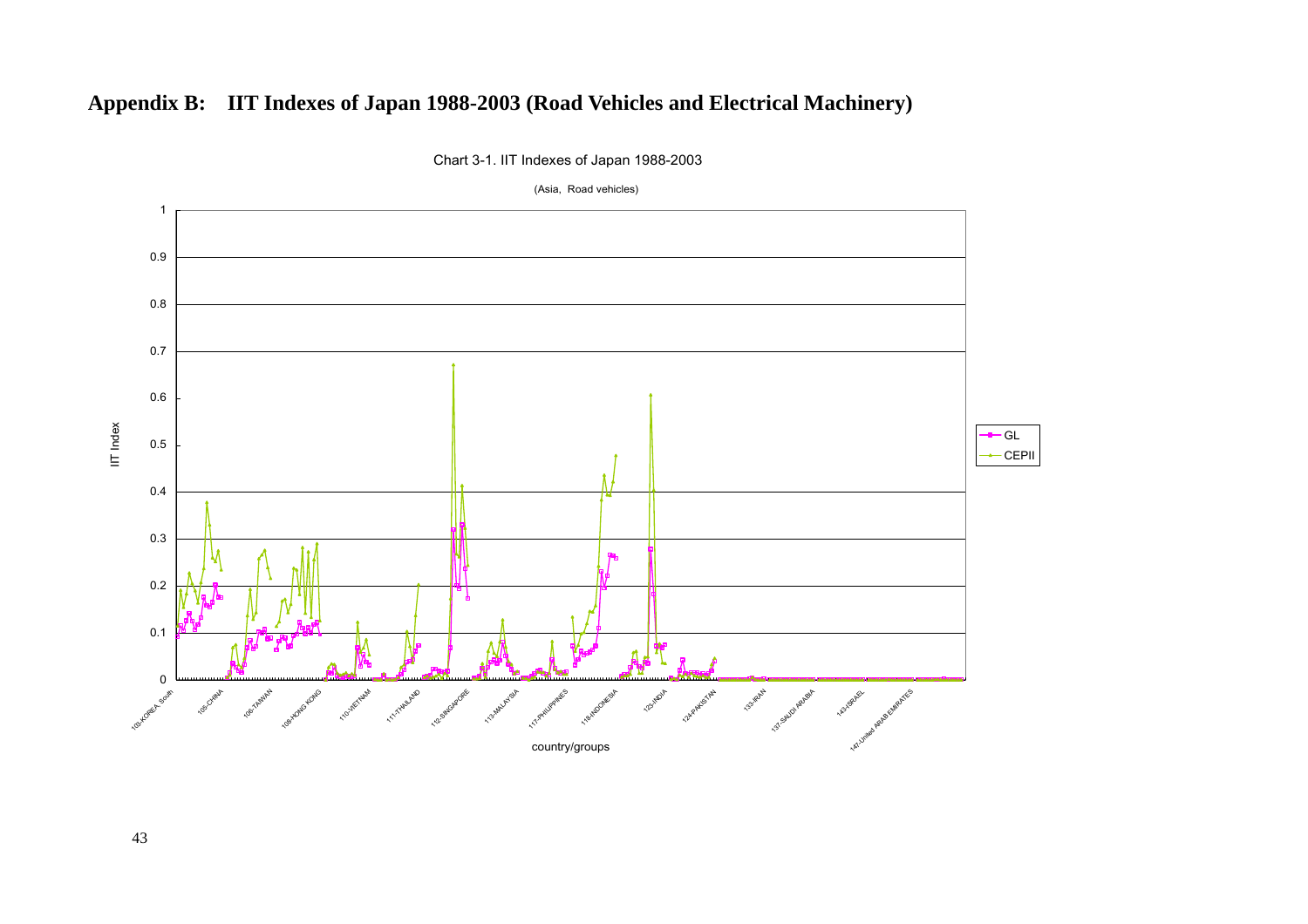# Appendix B: IIT Indexes of Japan 1988-2003 (Road Vehicles and Electrical Machinery)

Chart 3-1. IIT Indexes of Japan 1988-2003

(Asia, Road vehicles)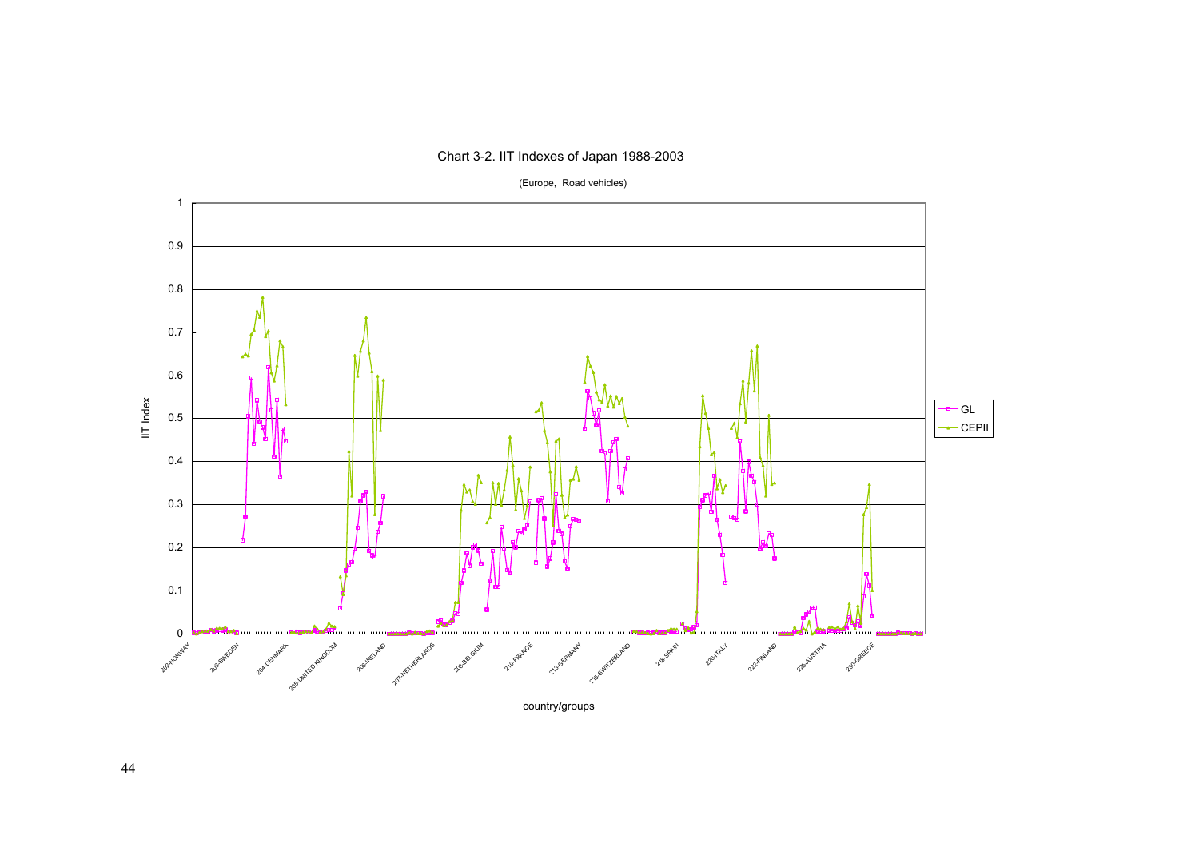Chart 3-2. IIT Indexes of Japan 1988-2003

(Europe, Road vehicles)

IIT Index

country/groups

GL

CEPII

202-NORWAY, 203-SWEDEN, 204-DENMARK, 205-UNITED KINGDOM, 206-IRELAND, 207-NETHERLANDS, 208-BELGIUM, 210-FRANCE, 213-GERMANY, 215-SWITZERLAND, 218-SPAIN, 220-ITALY, 222-FINLAND, 225-AUSTRIA, 230-GREECE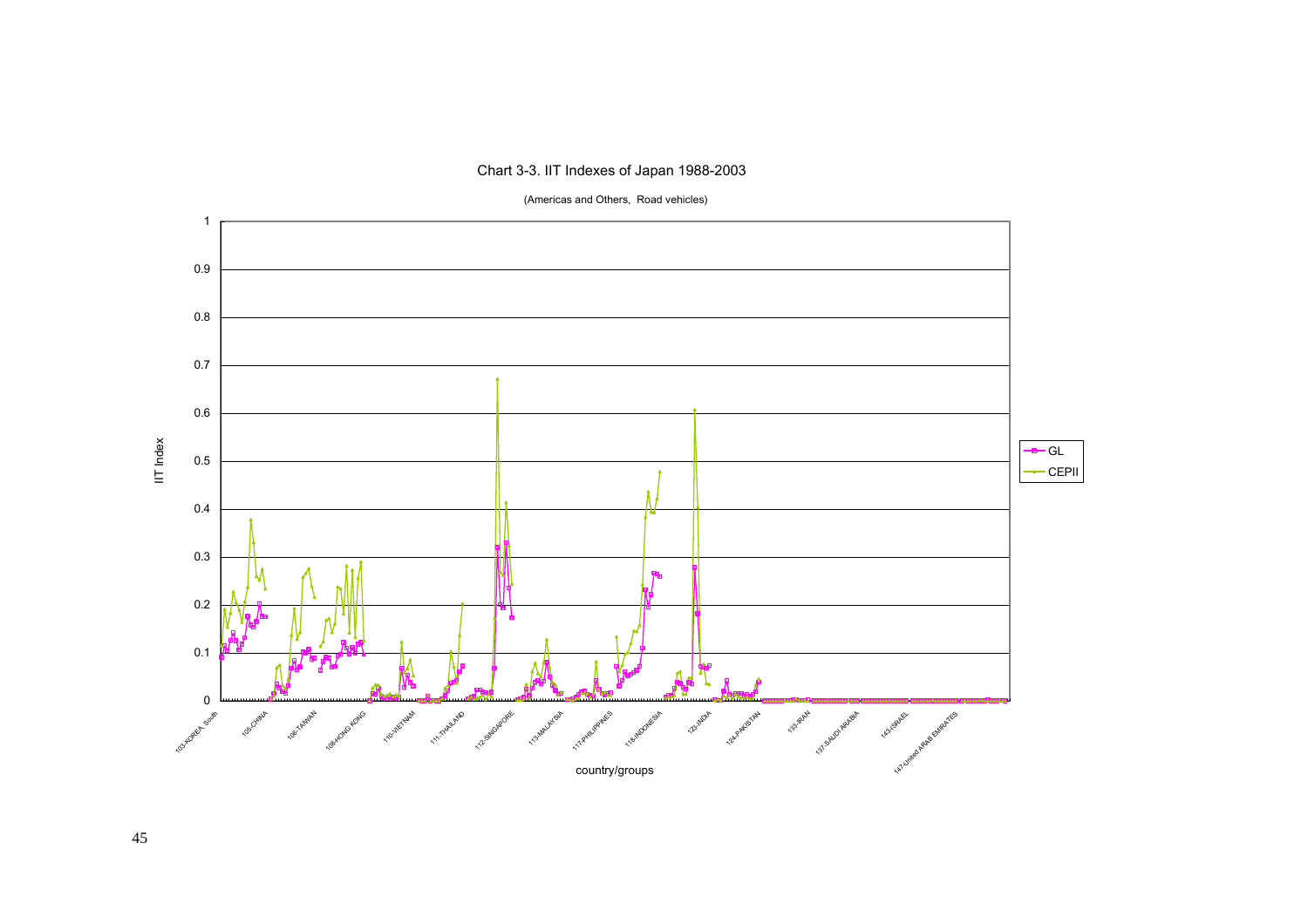Chart 3-3. IIT Indexes of Japan 1988-2003

(Americas and Others, Road vehicles)

IIT Index

country/groups

GL

CEPII

103-KOREA, South
105-CHINA
106-TAIWAN
108-HONG KONG
110-VIETNAM
111-THAILAND
112-SINGAPORE
113-MALAYSIA
117-PHILIPPINES
118-INDONESIA
123-INDIA
124-PAKISTAN
133-IRAN
137-SAUDI ARABIA
143-ISRAEL
147-United ARAB EMIRATES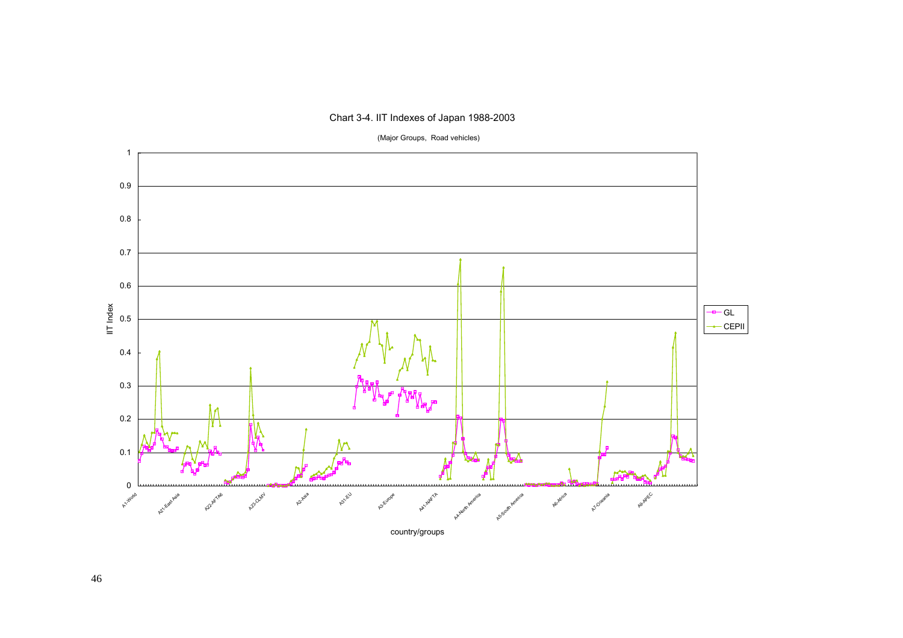Chart 3-4. IIT Indexes of Japan 1988-2003

(Major Groups, Road vehicles)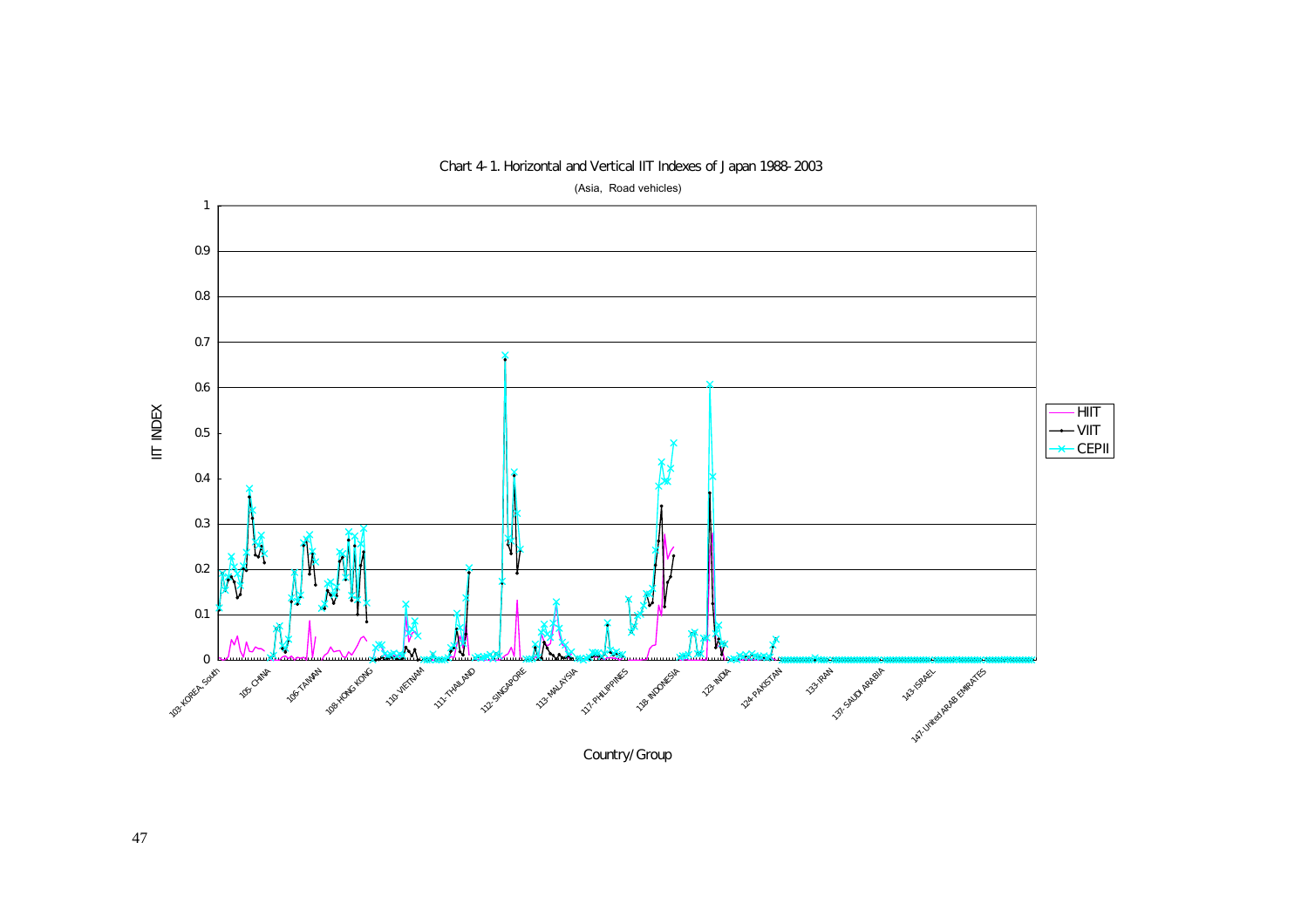Chart 4-1. Horizontal and Vertical IIT Indexes of Japan 1988-2003

(Asia, Road vehicles)

IIT INDEX

Legend: HIIT, VIIT, CEPII

Country/Group: 103-KOREA, South; 105-CHINA; 106-TAIWAN; 108-HONG KONG; 110-VIETNAM; 111-THAILAND; 112-SINGAPORE; 113-MALAYSIA; 117-PHILIPPINES; 118-INDONESIA; 123-INDIA; 124-PAKISTAN; 133-IRAN; 137-SAUDI ARABIA; 143-ISRAEL; 147-United ARAB EMIRATES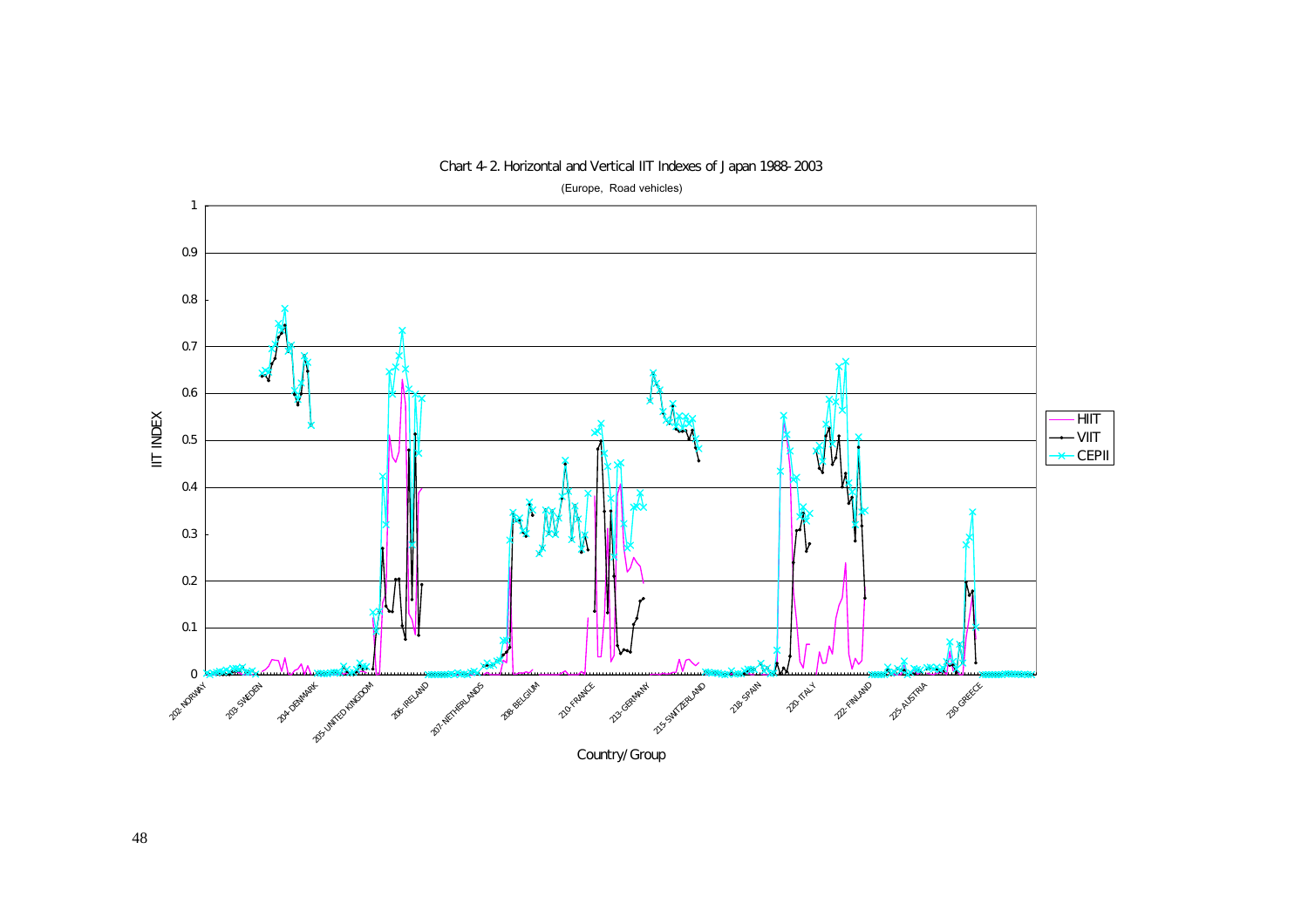Chart 4-2. Horizontal and Vertical IIT Indexes of Japan 1988-2003

(Europe, Road vehicles)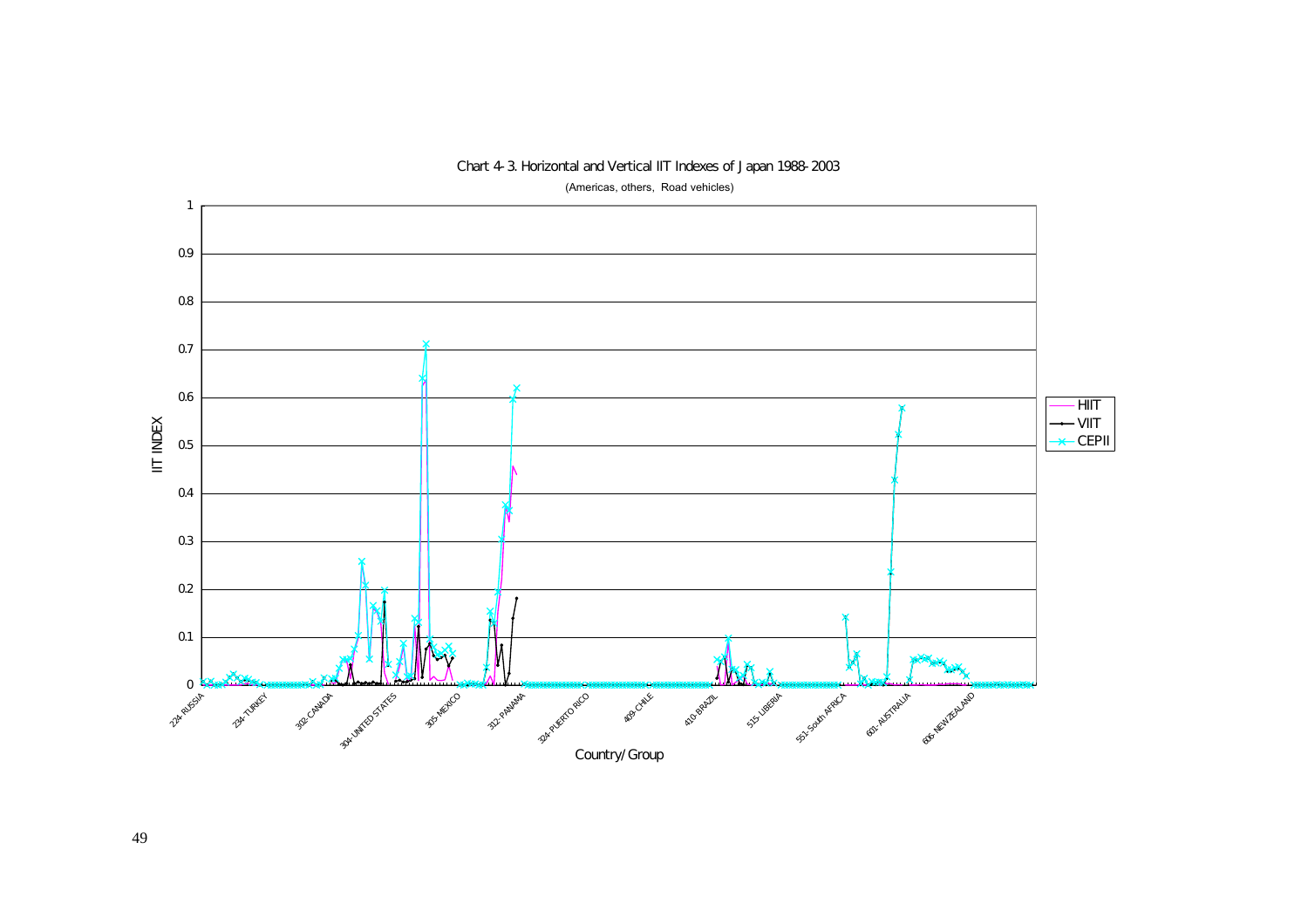Chart 4-3. Horizontal and Vertical IIT Indexes of Japan 1988-2003

(Americas, others, Road vehicles)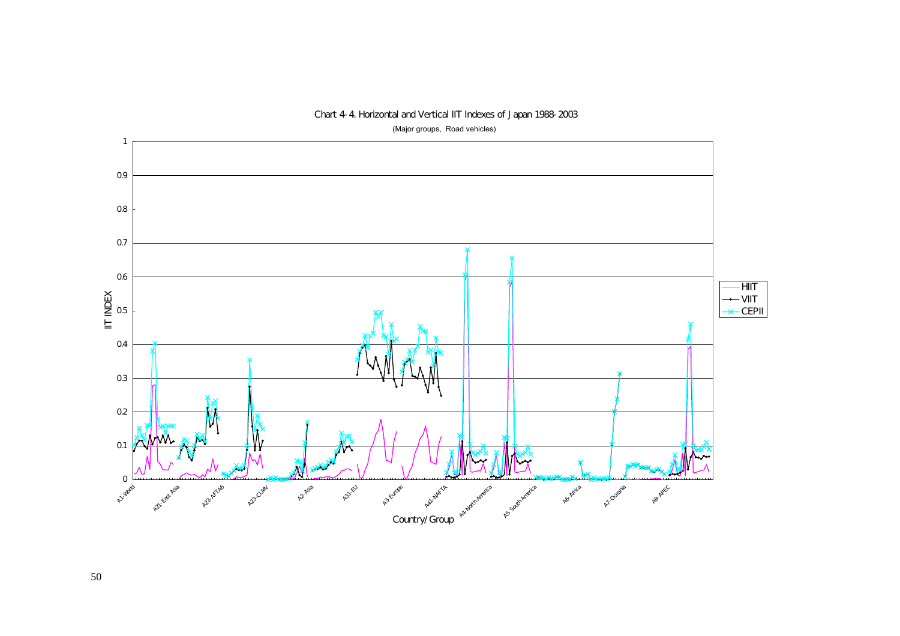Chart 4-4. Horizontal and Vertical IIT Indexes of Japan 1988-2003

(Major groups, Road vehicles)

IIT INDEX

Country/Group

HIIT

VIIT

CEPII

A1-World, A21-East Asia, A22-AFTA6, A23-CLMV, A2-Asia, A31-EU, A3-Europe, A41-NAFTA, A4-North America, A5-South America, A6-Africa, A7-Oceania, A9-APEC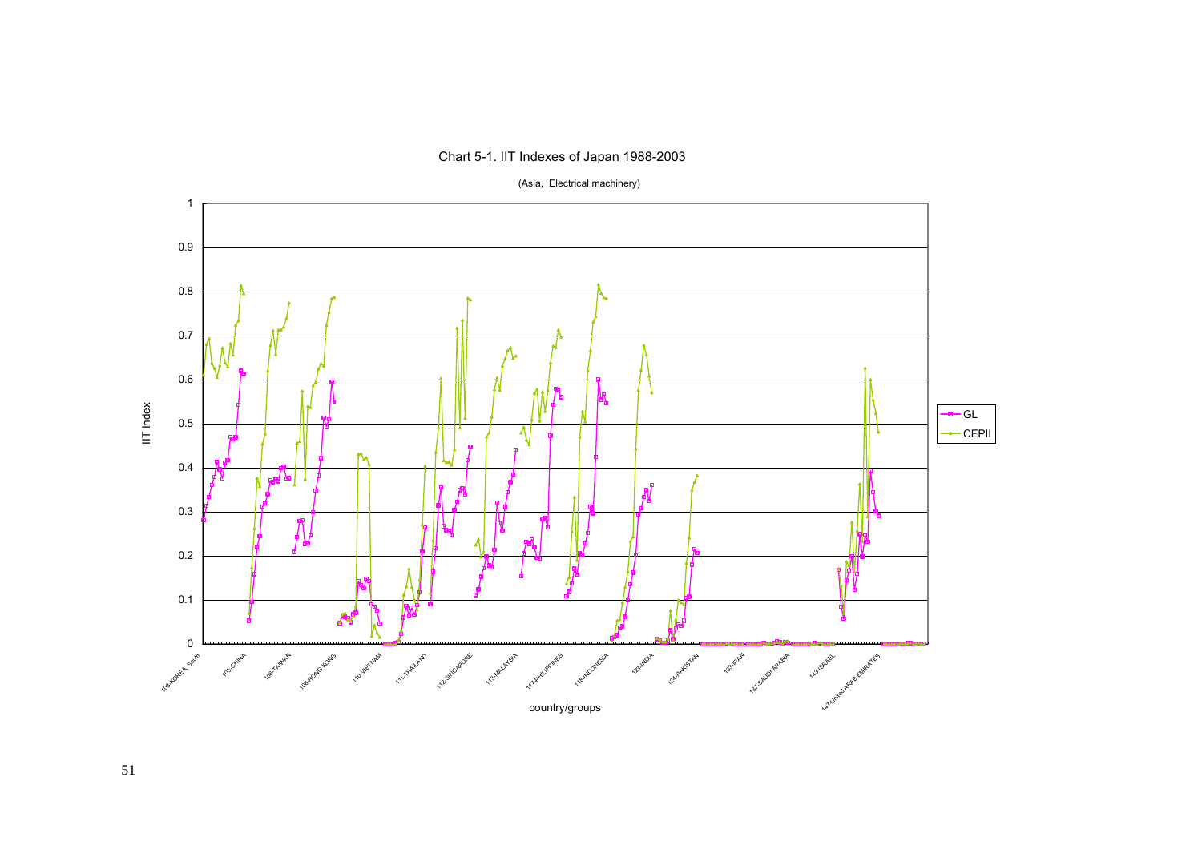Chart 5-1. IIT Indexes of Japan 1988-2003

(Asia, Electrical machinery)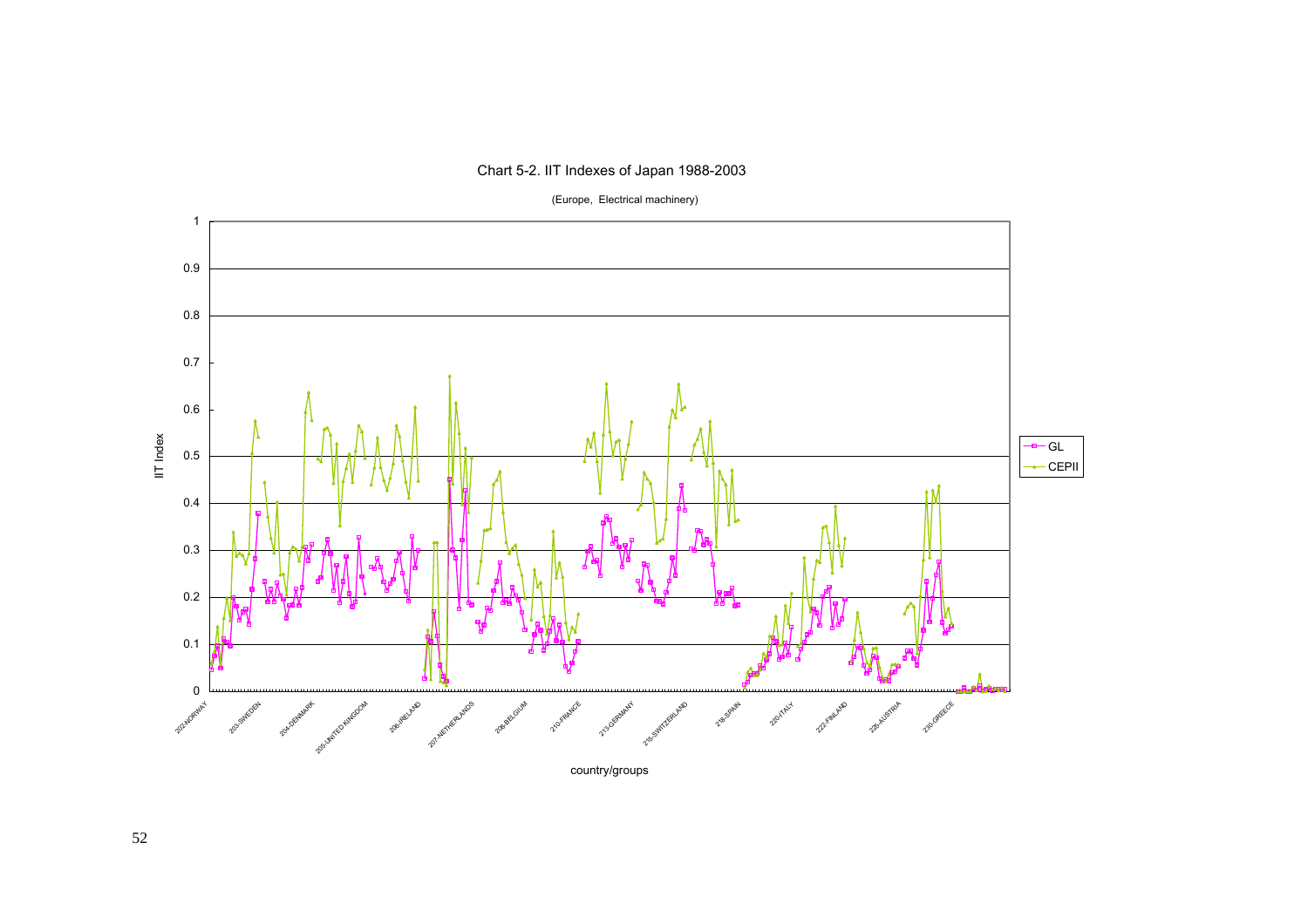Chart 5-2. IIT Indexes of Japan 1988-2003

(Europe, Electrical machinery)

IIT Index

country/groups

GL

CEPII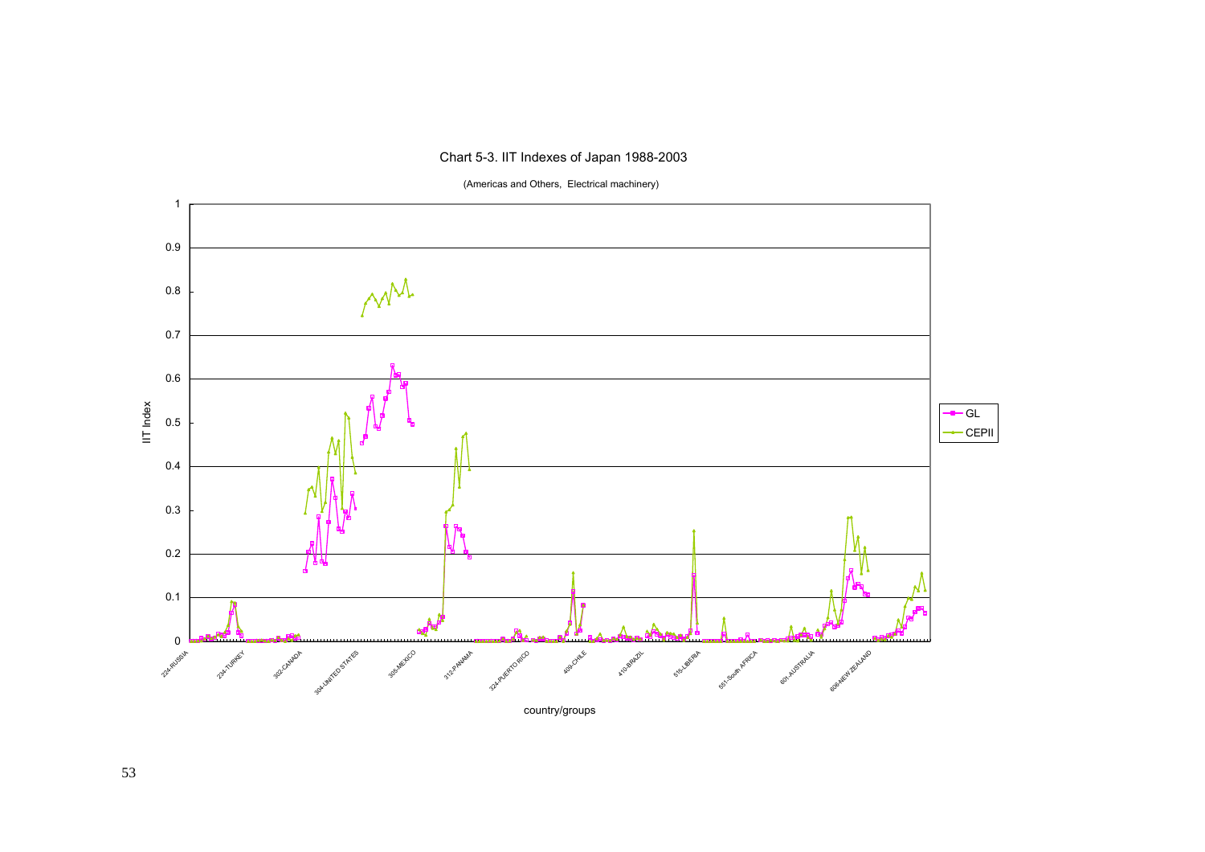Chart 5-3. IIT Indexes of Japan 1988-2003

(Americas and Others, Electrical machinery)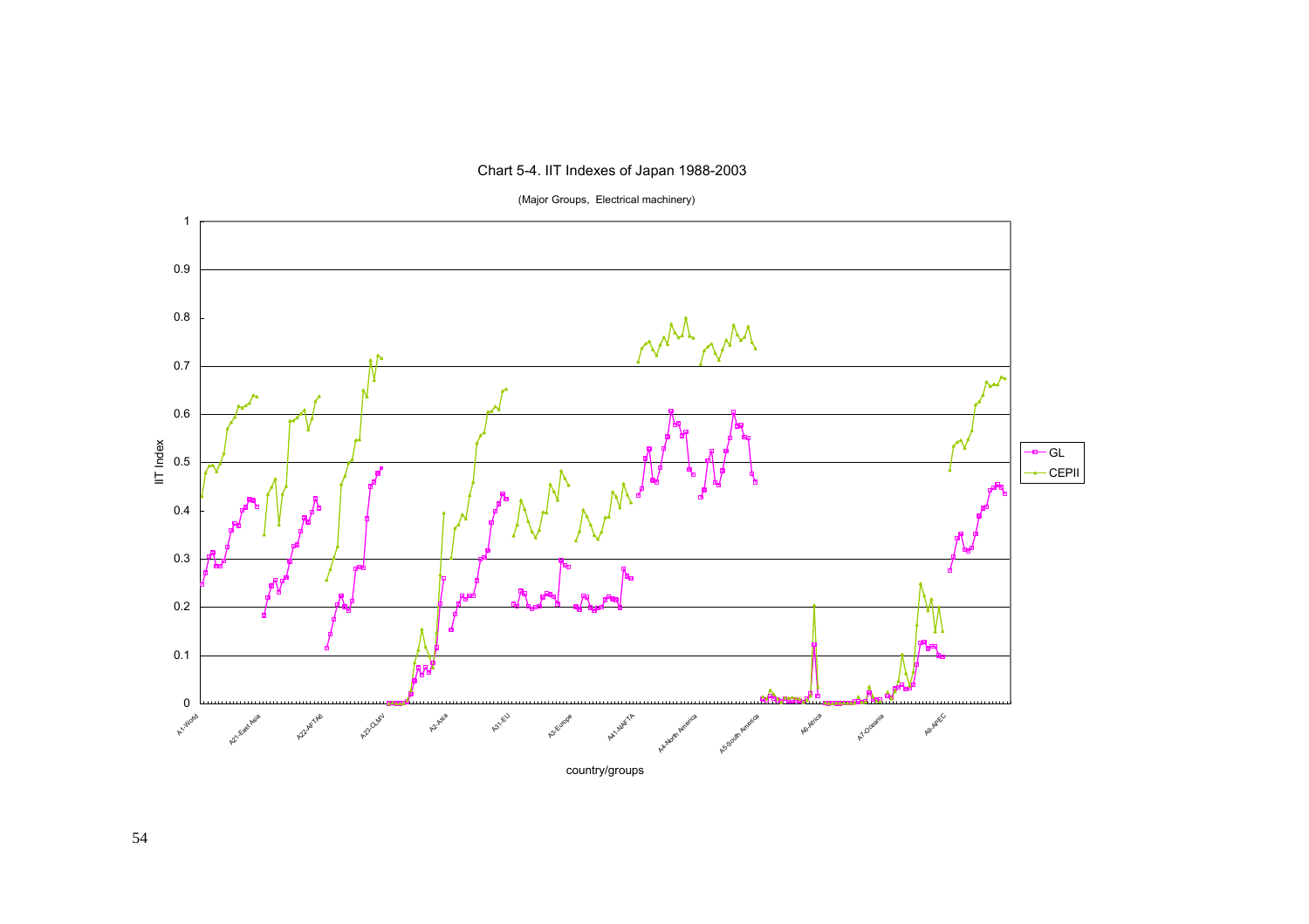Chart 5-4. IIT Indexes of Japan 1988-2003

(Major Groups, Electrical machinery)

IIT Index

1
0.9
0.8
0.7
0.6
0.5
0.4
0.3
0.2
0.1
0

A1-World, A21-East Asia, A22-AFTA6, A23-CLMV, A2-Asia, A31-EU, A3-Europe, A41-NAFTA, A4-North America, A5-South America, A6-Africa, A7-Oceania, A8-APEC

country/groups

GL
CEPII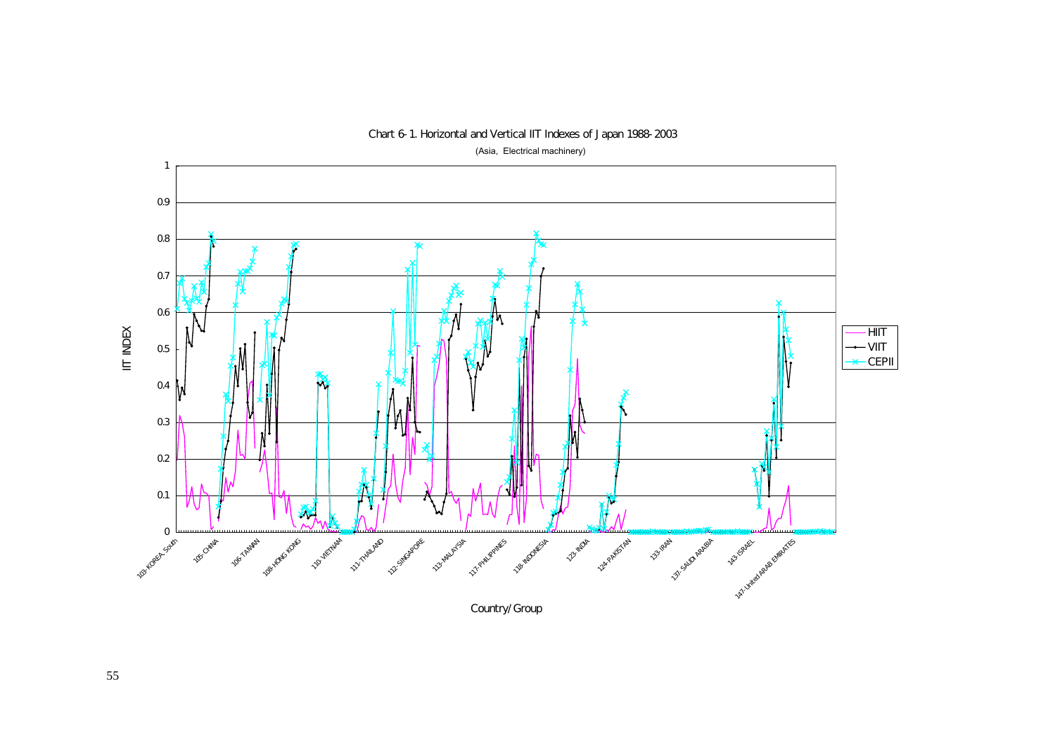Chart 6-1. Horizontal and Vertical IIT Indexes of Japan 1988-2003

(Asia, Electrical machinery)

IIT INDEX

Country/Group

HIIT

VIIT

CEPII

103-KOREA, South
105-CHINA
106-TAIWAN
108-HONG KONG
110-VIETNAM
111-THAILAND
112-SINGAPORE
113-MALAYSIA
117-PHILIPPINES
118-INDONESIA
123-INDIA
124-PAKISTAN
133-IRAN
137-SAUDI ARABIA
143-ISRAEL
147-United ARAB EMIRATES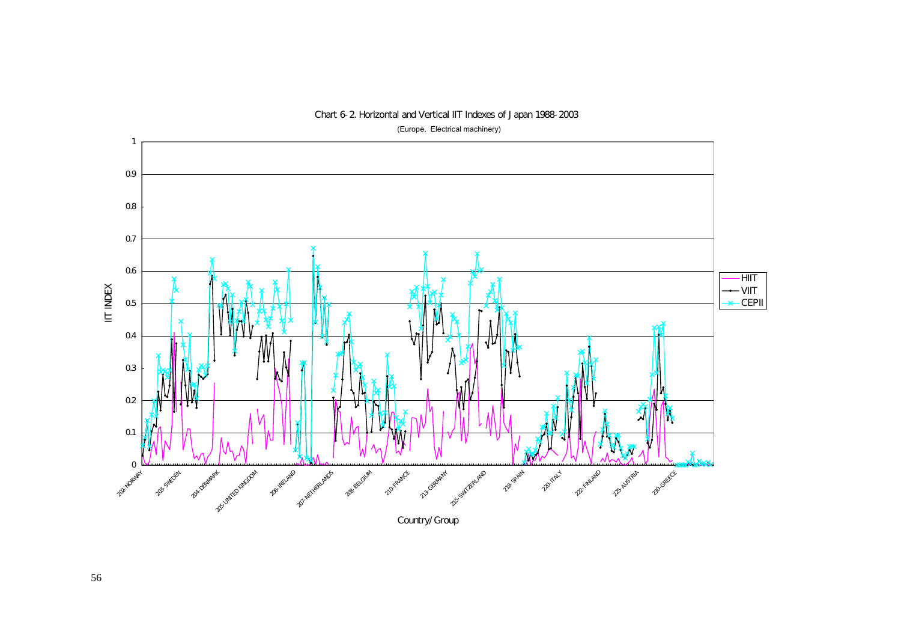Chart 6-2. Horizontal and Vertical IIT Indexes of Japan 1988-2003

(Europe, Electrical machinery)

IIT INDEX

1
0.9
0.8
0.7
0.6
0.5
0.4
0.3
0.2
0.1
0

HIIT
VIIT
CEPII

202-NORWAY
203-SWEDEN
204-DENMARK
205-UNITED KINGDOM
206-IRELAND
207-NETHERLANDS
208-BELGIUM
210-FRANCE
213-GERMANY
215-SWITZERLAND
218-SPAIN
220-ITALY
222-FINLAND
225-AUSTRIA
230-GREECE

Country/Group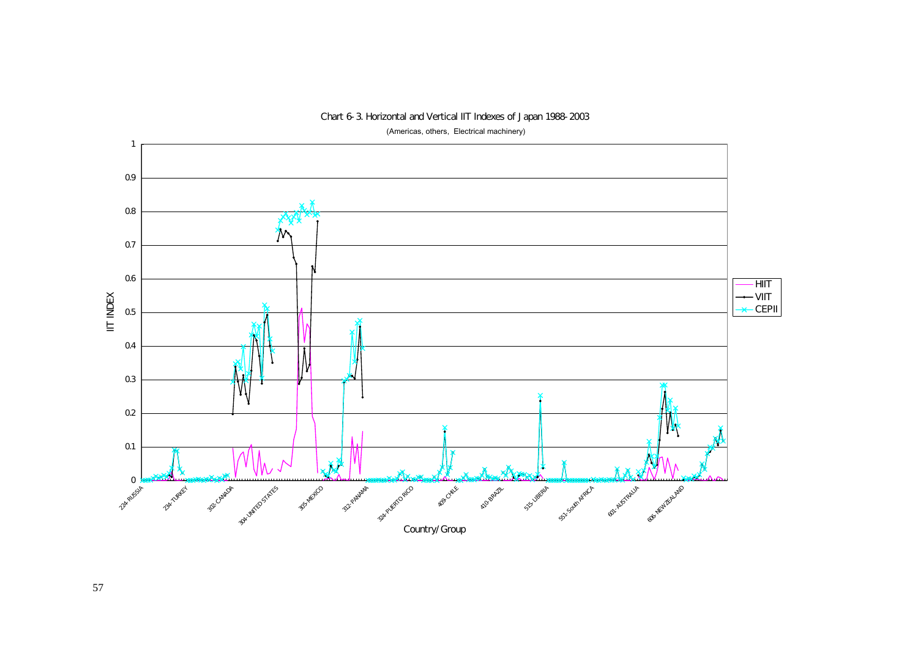Chart 6-3. Horizontal and Vertical IIT Indexes of Japan 1988-2003

(Americas, others, Electrical machinery)

IIT INDEX

1
0.9
0.8
0.7
0.6
0.5
0.4
0.3
0.2
0.1
0

HIIT
VIIT
CEPII

224-RUSSIA
234-TURKEY
302-CANADA
304-UNITED STATES
305-MEXICO
312-PANAMA
324-PUERTO RICO
409-CHILE
410-BRAZIL
515-LIBERIA
551-South AFRICA
601-AUSTRALIA
606-NEW ZEALAND

Country/Group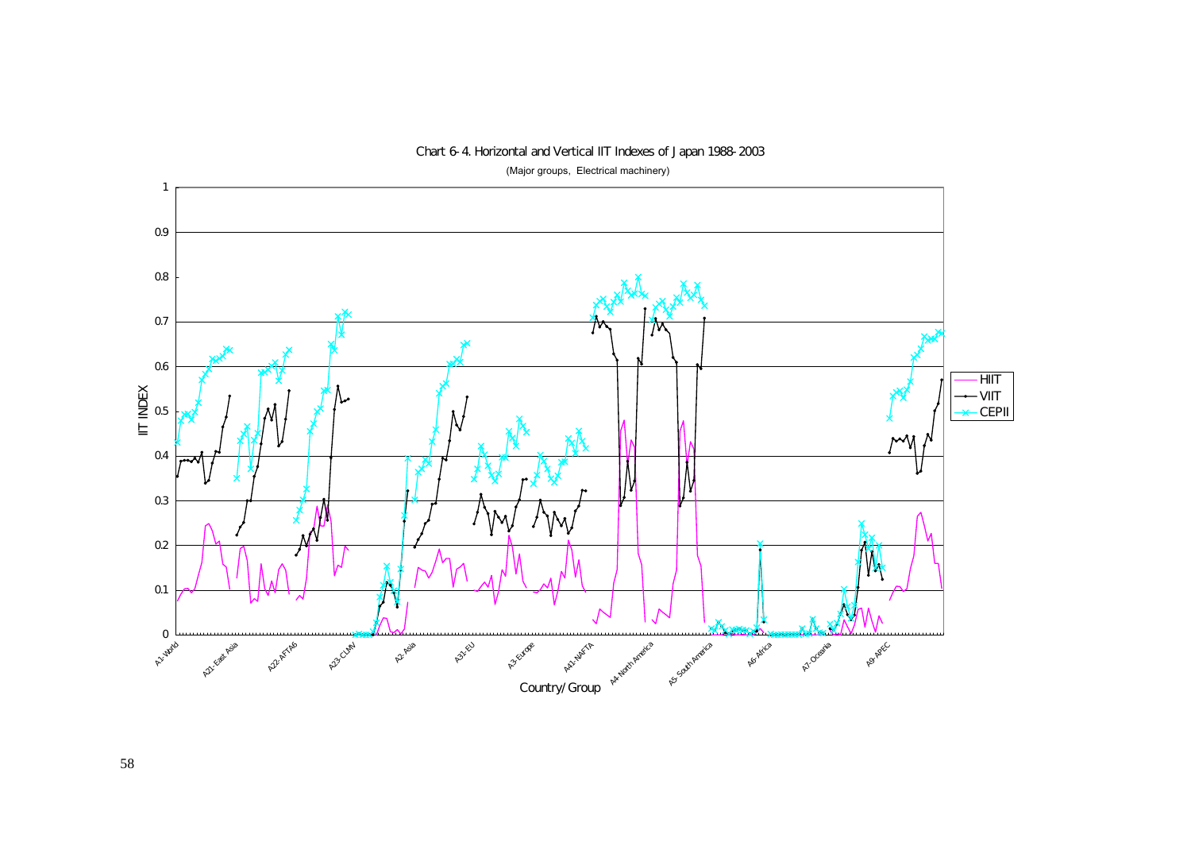Chart 6-4. Horizontal and Vertical IIT Indexes of Japan 1988-2003

(Major groups, Electrical machinery)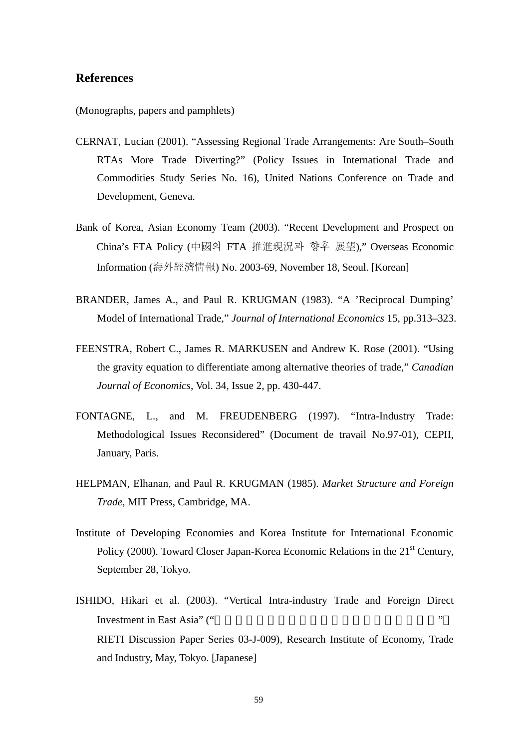## References

(Monographs, papers and pamphlets)

CERNAT, Lucian (2001). "Assessing Regional Trade Arrangements: Are South–South RTAs More Trade Diverting?" (Policy Issues in International Trade and Commodities Study Series No. 16), United Nations Conference on Trade and Development, Geneva.

Bank of Korea, Asian Economy Team (2003). "Recent Development and Prospect on China's FTA Policy (中國의 FTA 推進現況과 향후 展望)," Overseas Economic Information (海外經濟情報) No. 2003-69, November 18, Seoul. [Korean]

BRANDER, James A., and Paul R. KRUGMAN (1983). "A 'Reciprocal Dumping' Model of International Trade," *Journal of International Economics* 15, pp.313–323.

FEENSTRA, Robert C., James R. MARKUSEN and Andrew K. Rose (2001). "Using the gravity equation to differentiate among alternative theories of trade," *Canadian Journal of Economics*, Vol. 34, Issue 2, pp. 430-447.

FONTAGNE, L., and M. FREUDENBERG (1997). "Intra-Industry Trade: Methodological Issues Reconsidered" (Document de travail No.97-01), CEPII, January, Paris.

HELPMAN, Elhanan, and Paul R. KRUGMAN (1985). *Market Structure and Foreign Trade,* MIT Press, Cambridge, MA.

Institute of Developing Economies and Korea Institute for International Economic Policy (2000). Toward Closer Japan-Korea Economic Relations in the 21st Century, September 28, Tokyo.

ISHIDO, Hikari et al. (2003). "Vertical Intra-industry Trade and Foreign Direct Investment in East Asia" ("　　　　　　　　　　　　　　　　　　　　　　　　　　"， RIETI Discussion Paper Series 03-J-009), Research Institute of Economy, Trade and Industry, May, Tokyo. [Japanese]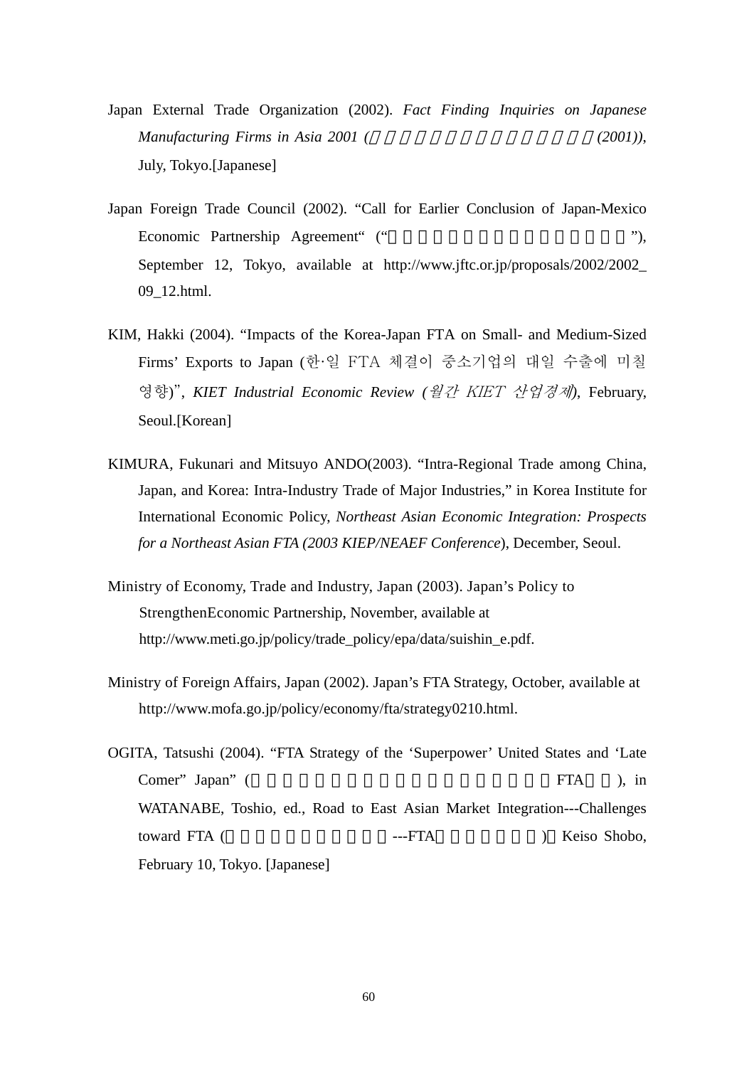Japan External Trade Organization (2002). *Fact Finding Inquiries on Japanese Manufacturing Firms in Asia 2001 (                    (2001))*, July, Tokyo.[Japanese]

Japan Foreign Trade Council (2002). "Call for Earlier Conclusion of Japan-Mexico Economic Partnership Agreement" ("                    "), September 12, Tokyo, available at http://www.jftc.or.jp/proposals/2002/2002_09_12.html.

KIM, Hakki (2004). "Impacts of the Korea-Japan FTA on Small- and Medium-Sized Firms' Exports to Japan (한·일 FTA 체결이 중소기업의 대일 수출에 미칠 영향)", *KIET Industrial Economic Review (월간 KIET 산업경제)*, February, Seoul.[Korean]

KIMURA, Fukunari and Mitsuyo ANDO(2003). "Intra-Regional Trade among China, Japan, and Korea: Intra-Industry Trade of Major Industries," in Korea Institute for International Economic Policy, *Northeast Asian Economic Integration: Prospects for a Northeast Asian FTA (2003 KIEP/NEAEF Conference*), December, Seoul.

Ministry of Economy, Trade and Industry, Japan (2003). Japan's Policy to StrengthenEconomic Partnership, November, available at http://www.meti.go.jp/policy/trade_policy/epa/data/suishin_e.pdf.

Ministry of Foreign Affairs, Japan (2002). Japan's FTA Strategy, October, available at http://www.mofa.go.jp/policy/economy/fta/strategy0210.html.

OGITA, Tatsushi (2004). "FTA Strategy of the 'Superpower' United States and 'Late Comer" Japan" (                    FTA    ), in WATANABE, Toshio, ed., Road to East Asian Market Integration---Challenges toward FTA (                    ---FTA                    ) Keiso Shobo, February 10, Tokyo. [Japanese]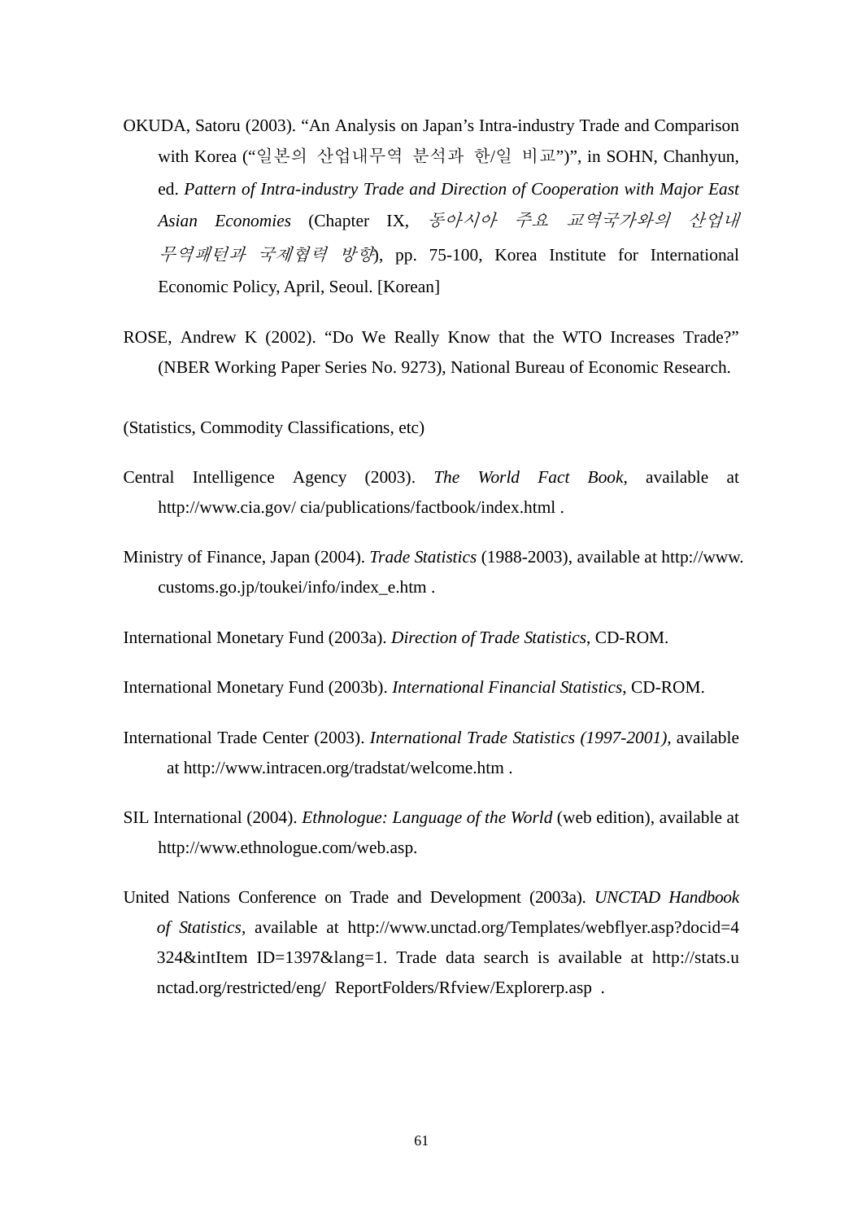OKUDA, Satoru (2003). “An Analysis on Japan’s Intra-industry Trade and Comparison with Korea (“일본의 산업내무역 분석과 한/일 비교”)”, in SOHN, Chanhyun, ed. *Pattern of Intra-industry Trade and Direction of Cooperation with Major East Asian Economies* (Chapter IX, *동아시아 주요 교역국가와의 산업내 무역패턴과 국제협력 방향*), pp. 75-100, Korea Institute for International Economic Policy, April, Seoul. [Korean]

ROSE, Andrew K (2002). “Do We Really Know that the WTO Increases Trade?” (NBER Working Paper Series No. 9273), National Bureau of Economic Research.

(Statistics, Commodity Classifications, etc)

Central Intelligence Agency (2003). *The World Fact Book*, available at http://www.cia.gov/ cia/publications/factbook/index.html .

Ministry of Finance, Japan (2004). *Trade Statistics* (1988-2003), available at http://www. customs.go.jp/toukei/info/index_e.htm .

International Monetary Fund (2003a). *Direction of Trade Statistics*, CD-ROM.

International Monetary Fund (2003b). *International Financial Statistics*, CD-ROM.

International Trade Center (2003). *International Trade Statistics (1997-2001),* available at http://www.intracen.org/tradstat/welcome.htm .

SIL International (2004). *Ethnologue: Language of the World* (web edition), available at http://www.ethnologue.com/web.asp.

United Nations Conference on Trade and Development (2003a). *UNCTAD Handbook of Statistics*, available at http://www.unctad.org/Templates/webflyer.asp?docid=4324&intItem ID=1397&lang=1. Trade data search is available at http://stats.unctad.org/restricted/eng/ ReportFolders/Rfview/Explorerp.asp .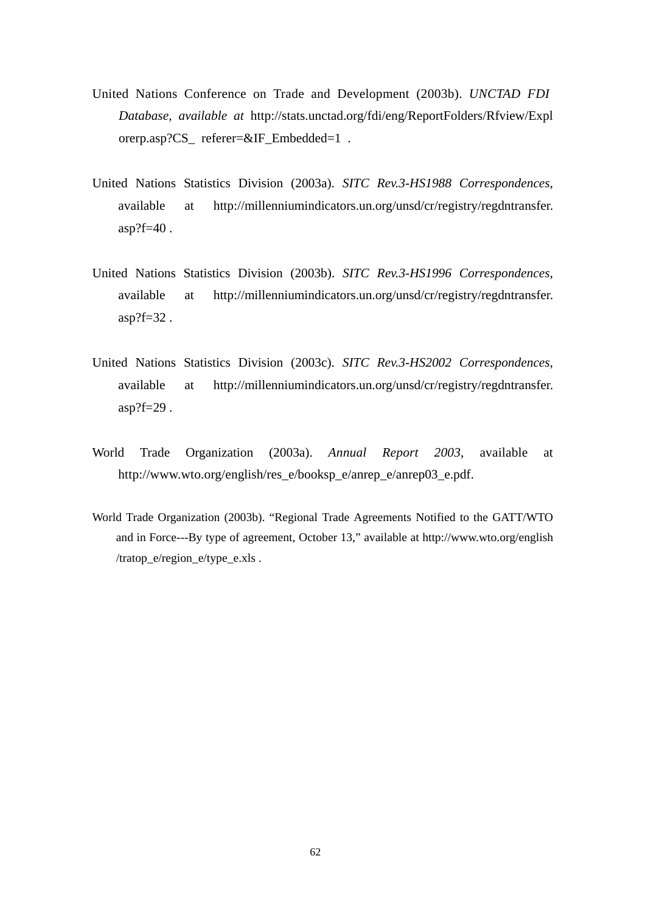United Nations Conference on Trade and Development (2003b). *UNCTAD FDI Database, available at* http://stats.unctad.org/fdi/eng/ReportFolders/Rfview/Explorerp.asp?CS_ referer=&IF_Embedded=1 .

United Nations Statistics Division (2003a). *SITC Rev.3-HS1988 Correspondences*, available at http://millenniumindicators.un.org/unsd/cr/registry/regdntransfer.asp?f=40 .

United Nations Statistics Division (2003b). *SITC Rev.3-HS1996 Correspondences*, available at http://millenniumindicators.un.org/unsd/cr/registry/regdntransfer.asp?f=32 .

United Nations Statistics Division (2003c). *SITC Rev.3-HS2002 Correspondences*, available at http://millenniumindicators.un.org/unsd/cr/registry/regdntransfer.asp?f=29 .

World Trade Organization (2003a). *Annual Report 2003*, available at http://www.wto.org/english/res_e/booksp_e/anrep_e/anrep03_e.pdf.

World Trade Organization (2003b). "Regional Trade Agreements Notified to the GATT/WTO and in Force---By type of agreement, October 13," available at http://www.wto.org/english/tratop_e/region_e/type_e.xls .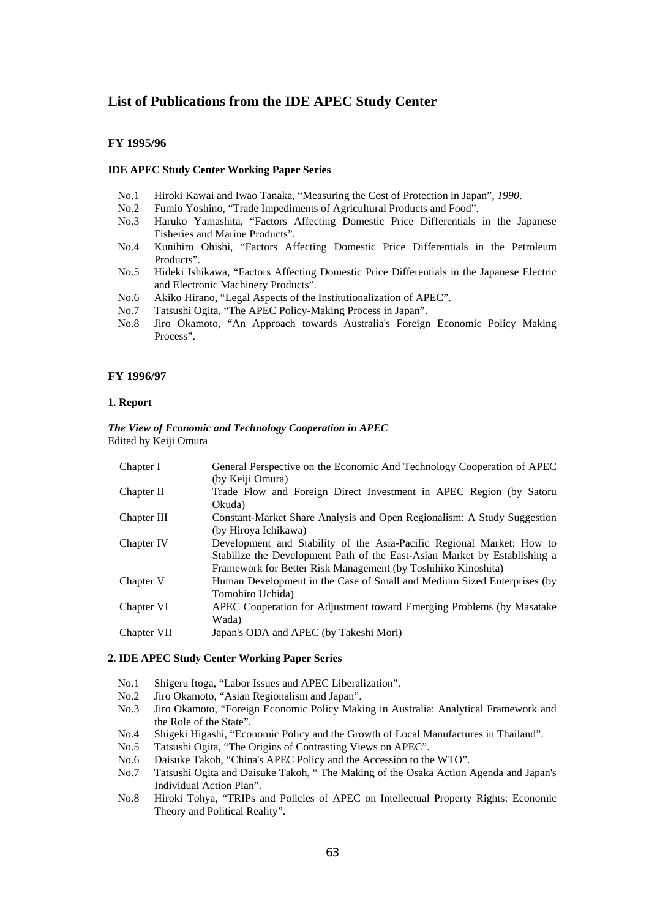# List of Publications from the IDE APEC Study Center

## FY 1995/96

### IDE APEC Study Center Working Paper Series

- No.1 Hiroki Kawai and Iwao Tanaka, "Measuring the Cost of Protection in Japan", *1990*.
- No.2 Fumio Yoshino, "Trade Impediments of Agricultural Products and Food".
- No.3 Haruko Yamashita, "Factors Affecting Domestic Price Differentials in the Japanese Fisheries and Marine Products".
- No.4 Kunihiro Ohishi, "Factors Affecting Domestic Price Differentials in the Petroleum Products".
- No.5 Hideki Ishikawa, "Factors Affecting Domestic Price Differentials in the Japanese Electric and Electronic Machinery Products".
- No.6 Akiko Hirano, "Legal Aspects of the Institutionalization of APEC".
- No.7 Tatsushi Ogita, "The APEC Policy-Making Process in Japan".
- No.8 Jiro Okamoto, "An Approach towards Australia's Foreign Economic Policy Making Process".

## FY 1996/97

### 1. Report

***The View of Economic and Technology Cooperation in APEC***
Edited by Keiji Omura

| | |
|---|---|
| Chapter I | General Perspective on the Economic And Technology Cooperation of APEC (by Keiji Omura) |
| Chapter II | Trade Flow and Foreign Direct Investment in APEC Region (by Satoru Okuda) |
| Chapter III | Constant-Market Share Analysis and Open Regionalism: A Study Suggestion (by Hiroya Ichikawa) |
| Chapter IV | Development and Stability of the Asia-Pacific Regional Market: How to Stabilize the Development Path of the East-Asian Market by Establishing a Framework for Better Risk Management (by Toshihiko Kinoshita) |
| Chapter V | Human Development in the Case of Small and Medium Sized Enterprises (by Tomohiro Uchida) |
| Chapter VI | APEC Cooperation for Adjustment toward Emerging Problems (by Masatake Wada) |
| Chapter VII | Japan's ODA and APEC (by Takeshi Mori) |

### 2. IDE APEC Study Center Working Paper Series

- No.1 Shigeru Itoga, "Labor Issues and APEC Liberalization".
- No.2 Jiro Okamoto, "Asian Regionalism and Japan".
- No.3 Jiro Okamoto, "Foreign Economic Policy Making in Australia: Analytical Framework and the Role of the State".
- No.4 Shigeki Higashi, "Economic Policy and the Growth of Local Manufactures in Thailand".
- No.5 Tatsushi Ogita, "The Origins of Contrasting Views on APEC".
- No.6 Daisuke Takoh, "China's APEC Policy and the Accession to the WTO".
- No.7 Tatsushi Ogita and Daisuke Takoh, " The Making of the Osaka Action Agenda and Japan's Individual Action Plan".
- No.8 Hiroki Tohya, "TRIPs and Policies of APEC on Intellectual Property Rights: Economic Theory and Political Reality".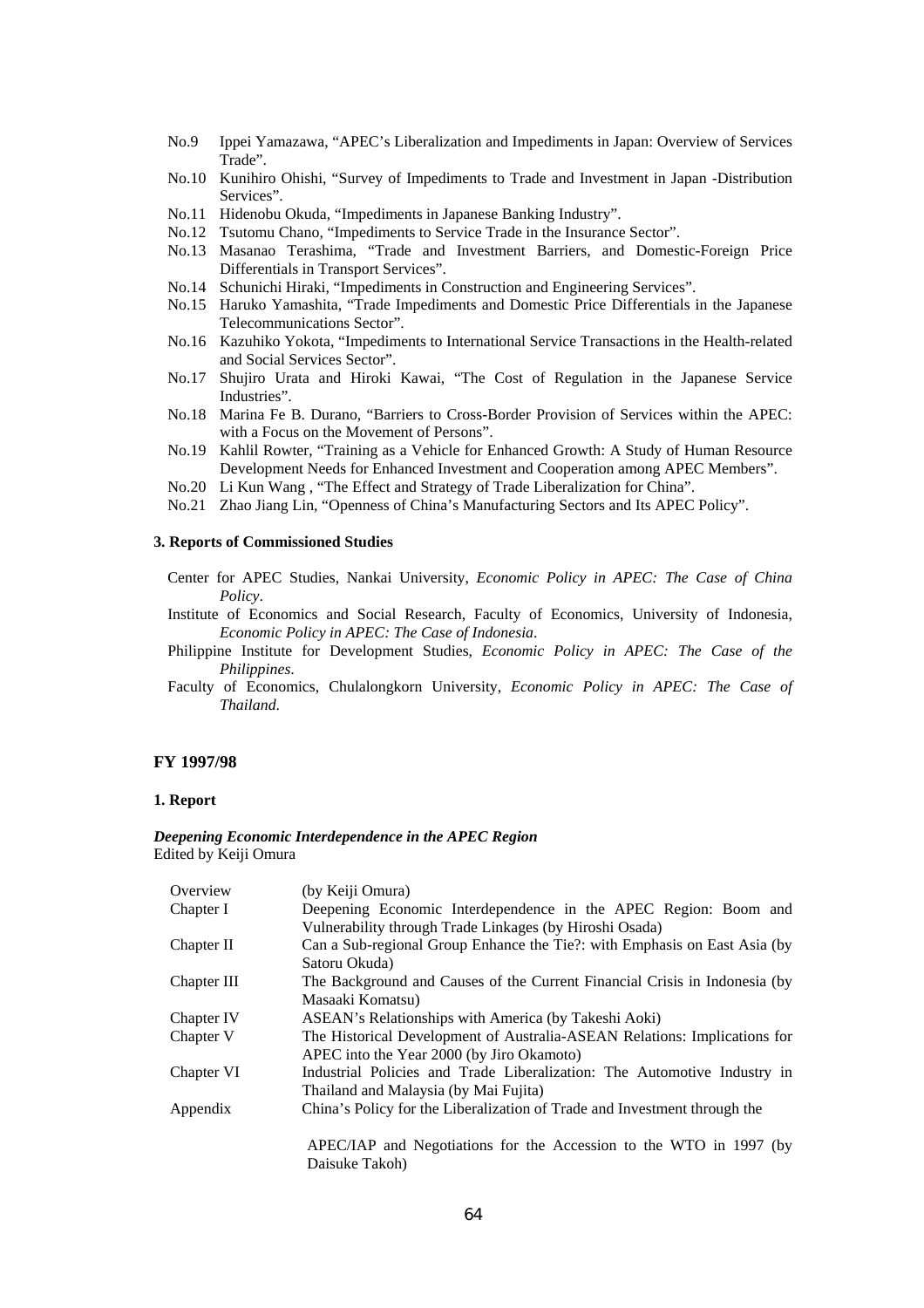No.9 Ippei Yamazawa, "APEC's Liberalization and Impediments in Japan: Overview of Services Trade".

No.10 Kunihiro Ohishi, "Survey of Impediments to Trade and Investment in Japan -Distribution Services".

No.11 Hidenobu Okuda, "Impediments in Japanese Banking Industry".

No.12 Tsutomu Chano, "Impediments to Service Trade in the Insurance Sector".

No.13 Masanao Terashima, "Trade and Investment Barriers, and Domestic-Foreign Price Differentials in Transport Services".

No.14 Schunichi Hiraki, "Impediments in Construction and Engineering Services".

No.15 Haruko Yamashita, "Trade Impediments and Domestic Price Differentials in the Japanese Telecommunications Sector".

No.16 Kazuhiko Yokota, "Impediments to International Service Transactions in the Health-related and Social Services Sector".

No.17 Shujiro Urata and Hiroki Kawai, "The Cost of Regulation in the Japanese Service Industries".

No.18 Marina Fe B. Durano, "Barriers to Cross-Border Provision of Services within the APEC: with a Focus on the Movement of Persons".

No.19 Kahlil Rowter, "Training as a Vehicle for Enhanced Growth: A Study of Human Resource Development Needs for Enhanced Investment and Cooperation among APEC Members".

No.20 Li Kun Wang , "The Effect and Strategy of Trade Liberalization for China".

No.21 Zhao Jiang Lin, "Openness of China's Manufacturing Sectors and Its APEC Policy".

#### 3. Reports of Commissioned Studies

Center for APEC Studies, Nankai University, *Economic Policy in APEC: The Case of China Policy*.

Institute of Economics and Social Research, Faculty of Economics, University of Indonesia, *Economic Policy in APEC: The Case of Indonesia*.

Philippine Institute for Development Studies, *Economic Policy in APEC: The Case of the Philippines.*

Faculty of Economics, Chulalongkorn University, *Economic Policy in APEC: The Case of Thailand*.

### FY 1997/98

#### 1. Report

***Deepening Economic Interdependence in the APEC Region***
Edited by Keiji Omura

| | |
|---|---|
| Overview | (by Keiji Omura) |
| Chapter I | Deepening Economic Interdependence in the APEC Region: Boom and Vulnerability through Trade Linkages (by Hiroshi Osada) |
| Chapter II | Can a Sub-regional Group Enhance the Tie?: with Emphasis on East Asia (by Satoru Okuda) |
| Chapter III | The Background and Causes of the Current Financial Crisis in Indonesia (by Masaaki Komatsu) |
| Chapter IV | ASEAN's Relationships with America (by Takeshi Aoki) |
| Chapter V | The Historical Development of Australia-ASEAN Relations: Implications for APEC into the Year 2000 (by Jiro Okamoto) |
| Chapter VI | Industrial Policies and Trade Liberalization: The Automotive Industry in Thailand and Malaysia (by Mai Fujita) |
| Appendix | China's Policy for the Liberalization of Trade and Investment through the APEC/IAP and Negotiations for the Accession to the WTO in 1997 (by Daisuke Takoh) |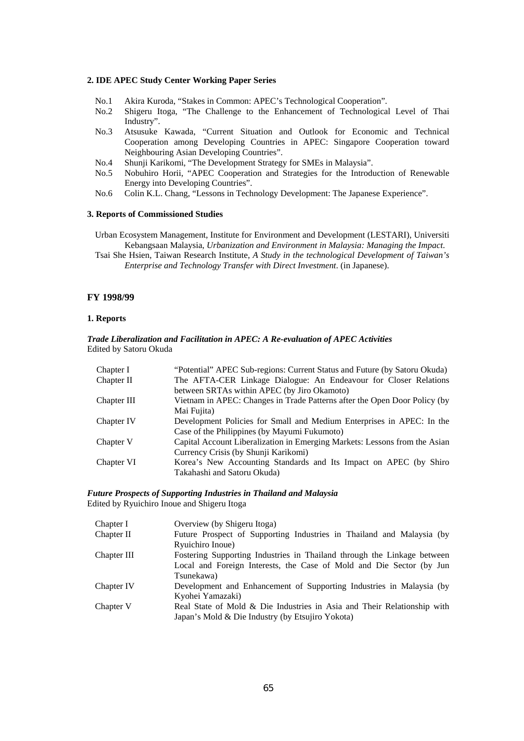**2. IDE APEC Study Center Working Paper Series**

No.1 Akira Kuroda, "Stakes in Common: APEC's Technological Cooperation".
No.2 Shigeru Itoga, "The Challenge to the Enhancement of Technological Level of Thai Industry".
No.3 Atsusuke Kawada, "Current Situation and Outlook for Economic and Technical Cooperation among Developing Countries in APEC: Singapore Cooperation toward Neighbouring Asian Developing Countries".
No.4 Shunji Karikomi, "The Development Strategy for SMEs in Malaysia".
No.5 Nobuhiro Horii, "APEC Cooperation and Strategies for the Introduction of Renewable Energy into Developing Countries".
No.6 Colin K.L. Chang, "Lessons in Technology Development: The Japanese Experience".

**3. Reports of Commissioned Studies**

Urban Ecosystem Management, Institute for Environment and Development (LESTARI), Universiti Kebangsaan Malaysia, *Urbanization and Environment in Malaysia: Managing the Impact*.

Tsai She Hsien, Taiwan Research Institute, *A Study in the technological Development of Taiwan's Enterprise and Technology Transfer with Direct Investment*. (in Japanese).

## FY 1998/99

**1. Reports**

***Trade Liberalization and Facilitation in APEC: A Re-evaluation of APEC Activities***
Edited by Satoru Okuda

| | |
|---|---|
| Chapter I | "Potential" APEC Sub-regions: Current Status and Future (by Satoru Okuda) |
| Chapter II | The AFTA-CER Linkage Dialogue: An Endeavour for Closer Relations between SRTAs within APEC (by Jiro Okamoto) |
| Chapter III | Vietnam in APEC: Changes in Trade Patterns after the Open Door Policy (by Mai Fujita) |
| Chapter IV | Development Policies for Small and Medium Enterprises in APEC: In the Case of the Philippines (by Mayumi Fukumoto) |
| Chapter V | Capital Account Liberalization in Emerging Markets: Lessons from the Asian Currency Crisis (by Shunji Karikomi) |
| Chapter VI | Korea's New Accounting Standards and Its Impact on APEC (by Shiro Takahashi and Satoru Okuda) |

***Future Prospects of Supporting Industries in Thailand and Malaysia***
Edited by Ryuichiro Inoue and Shigeru Itoga

| | |
|---|---|
| Chapter I | Overview (by Shigeru Itoga) |
| Chapter II | Future Prospect of Supporting Industries in Thailand and Malaysia (by Ryuichiro Inoue) |
| Chapter III | Fostering Supporting Industries in Thailand through the Linkage between Local and Foreign Interests, the Case of Mold and Die Sector (by Jun Tsunekawa) |
| Chapter IV | Development and Enhancement of Supporting Industries in Malaysia (by Kyohei Yamazaki) |
| Chapter V | Real State of Mold & Die Industries in Asia and Their Relationship with Japan's Mold & Die Industry (by Etsujiro Yokota) |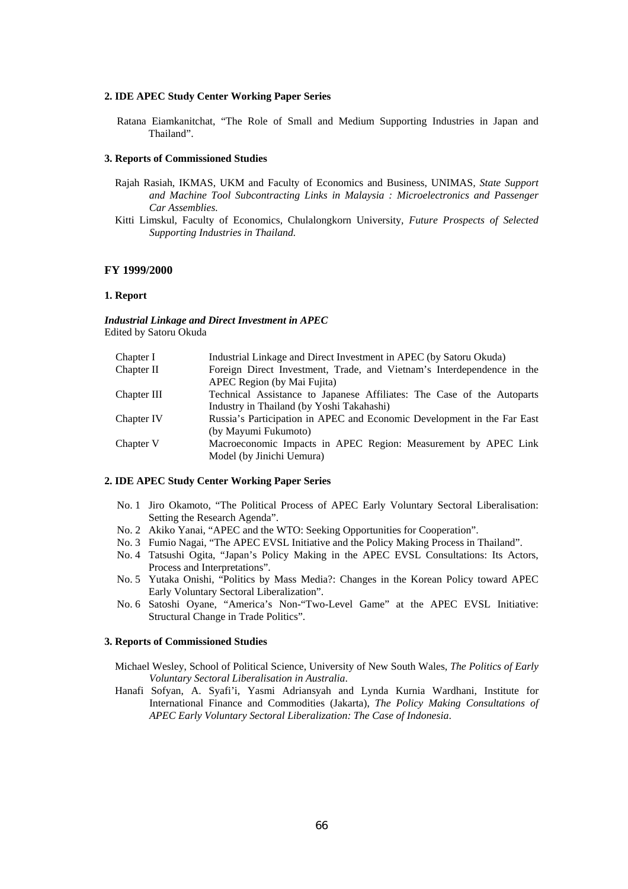**2. IDE APEC Study Center Working Paper Series**

Ratana Eiamkanitchat, "The Role of Small and Medium Supporting Industries in Japan and Thailand".

**3. Reports of Commissioned Studies**

Rajah Rasiah, IKMAS, UKM and Faculty of Economics and Business, UNIMAS, *State Support and Machine Tool Subcontracting Links in Malaysia : Microelectronics and Passenger Car Assemblies.*

Kitti Limskul, Faculty of Economics, Chulalongkorn University, *Future Prospects of Selected Supporting Industries in Thailand.*

### FY 1999/2000

**1. Report**

***Industrial Linkage and Direct Investment in APEC***
Edited by Satoru Okuda

| | |
|---|---|
| Chapter I | Industrial Linkage and Direct Investment in APEC (by Satoru Okuda) |
| Chapter II | Foreign Direct Investment, Trade, and Vietnam's Interdependence in the APEC Region (by Mai Fujita) |
| Chapter III | Technical Assistance to Japanese Affiliates: The Case of the Autoparts Industry in Thailand (by Yoshi Takahashi) |
| Chapter IV | Russia's Participation in APEC and Economic Development in the Far East (by Mayumi Fukumoto) |
| Chapter V | Macroeconomic Impacts in APEC Region: Measurement by APEC Link Model (by Jinichi Uemura) |

**2. IDE APEC Study Center Working Paper Series**

No. 1 Jiro Okamoto, "The Political Process of APEC Early Voluntary Sectoral Liberalisation: Setting the Research Agenda".
No. 2 Akiko Yanai, "APEC and the WTO: Seeking Opportunities for Cooperation".
No. 3 Fumio Nagai, "The APEC EVSL Initiative and the Policy Making Process in Thailand".
No. 4 Tatsushi Ogita, "Japan's Policy Making in the APEC EVSL Consultations: Its Actors, Process and Interpretations".
No. 5 Yutaka Onishi, "Politics by Mass Media?: Changes in the Korean Policy toward APEC Early Voluntary Sectoral Liberalization".
No. 6 Satoshi Oyane, "America's Non-"Two-Level Game" at the APEC EVSL Initiative: Structural Change in Trade Politics".

**3. Reports of Commissioned Studies**

Michael Wesley, School of Political Science, University of New South Wales, *The Politics of Early Voluntary Sectoral Liberalisation in Australia*.

Hanafi Sofyan, A. Syafi'i, Yasmi Adriansyah and Lynda Kurnia Wardhani, Institute for International Finance and Commodities (Jakarta), *The Policy Making Consultations of APEC Early Voluntary Sectoral Liberalization: The Case of Indonesia*.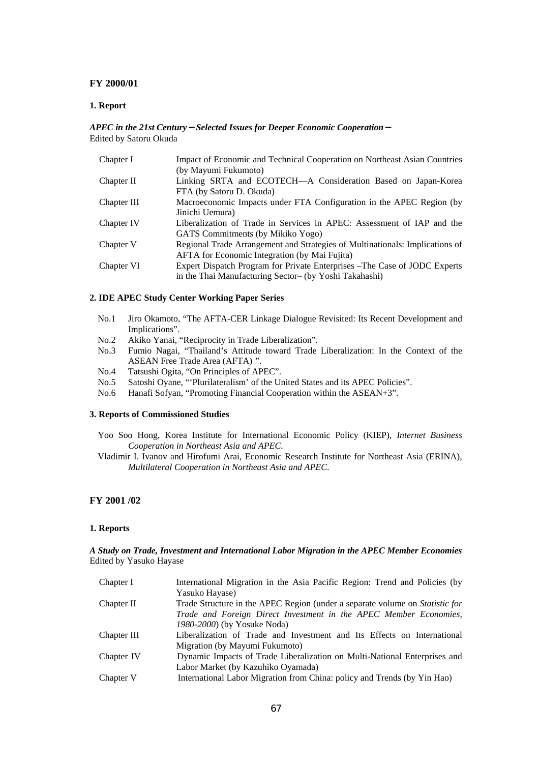## FY 2000/01

### 1. Report

***APEC in the 21st Century－Selected Issues for Deeper Economic Cooperation－***
Edited by Satoru Okuda

| | |
|---|---|
| Chapter I | Impact of Economic and Technical Cooperation on Northeast Asian Countries (by Mayumi Fukumoto) |
| Chapter II | Linking SRTA and ECOTECH—A Consideration Based on Japan-Korea FTA (by Satoru D. Okuda) |
| Chapter III | Macroeconomic Impacts under FTA Configuration in the APEC Region (by Jinichi Uemura) |
| Chapter IV | Liberalization of Trade in Services in APEC: Assessment of IAP and the GATS Commitments (by Mikiko Yogo) |
| Chapter V | Regional Trade Arrangement and Strategies of Multinationals: Implications of AFTA for Economic Integration (by Mai Fujita) |
| Chapter VI | Expert Dispatch Program for Private Enterprises –The Case of JODC Experts in the Thai Manufacturing Sector– (by Yoshi Takahashi) |

### 2. IDE APEC Study Center Working Paper Series

- No.1 Jiro Okamoto, "The AFTA-CER Linkage Dialogue Revisited: Its Recent Development and Implications".
- No.2 Akiko Yanai, "Reciprocity in Trade Liberalization".
- No.3 Fumio Nagai, "Thailand's Attitude toward Trade Liberalization: In the Context of the ASEAN Free Trade Area (AFTA) ".
- No.4 Tatsushi Ogita, "On Principles of APEC".
- No.5 Satoshi Oyane, "'Plurilateralism' of the United States and its APEC Policies".
- No.6 Hanafi Sofyan, "Promoting Financial Cooperation within the ASEAN+3".

### 3. Reports of Commissioned Studies

Yoo Soo Hong, Korea Institute for International Economic Policy (KIEP), *Internet Business Cooperation in Northeast Asia and APEC*.

Vladimir I. Ivanov and Hirofumi Arai, Economic Research Institute for Northeast Asia (ERINA), *Multilateral Cooperation in Northeast Asia and APEC*.

## FY 2001 /02

### 1. Reports

***A Study on Trade, Investment and International Labor Migration in the APEC Member Economies***
Edited by Yasuko Hayase

| | |
|---|---|
| Chapter I | International Migration in the Asia Pacific Region: Trend and Policies (by Yasuko Hayase) |
| Chapter II | Trade Structure in the APEC Region (under a separate volume on *Statistic for Trade and Foreign Direct Investment in the APEC Member Economies, 1980-2000*) (by Yosuke Noda) |
| Chapter III | Liberalization of Trade and Investment and Its Effects on International Migration (by Mayumi Fukumoto) |
| Chapter IV | Dynamic Impacts of Trade Liberalization on Multi-National Enterprises and Labor Market (by Kazuhiko Oyamada) |
| Chapter V | International Labor Migration from China: policy and Trends (by Yin Hao) |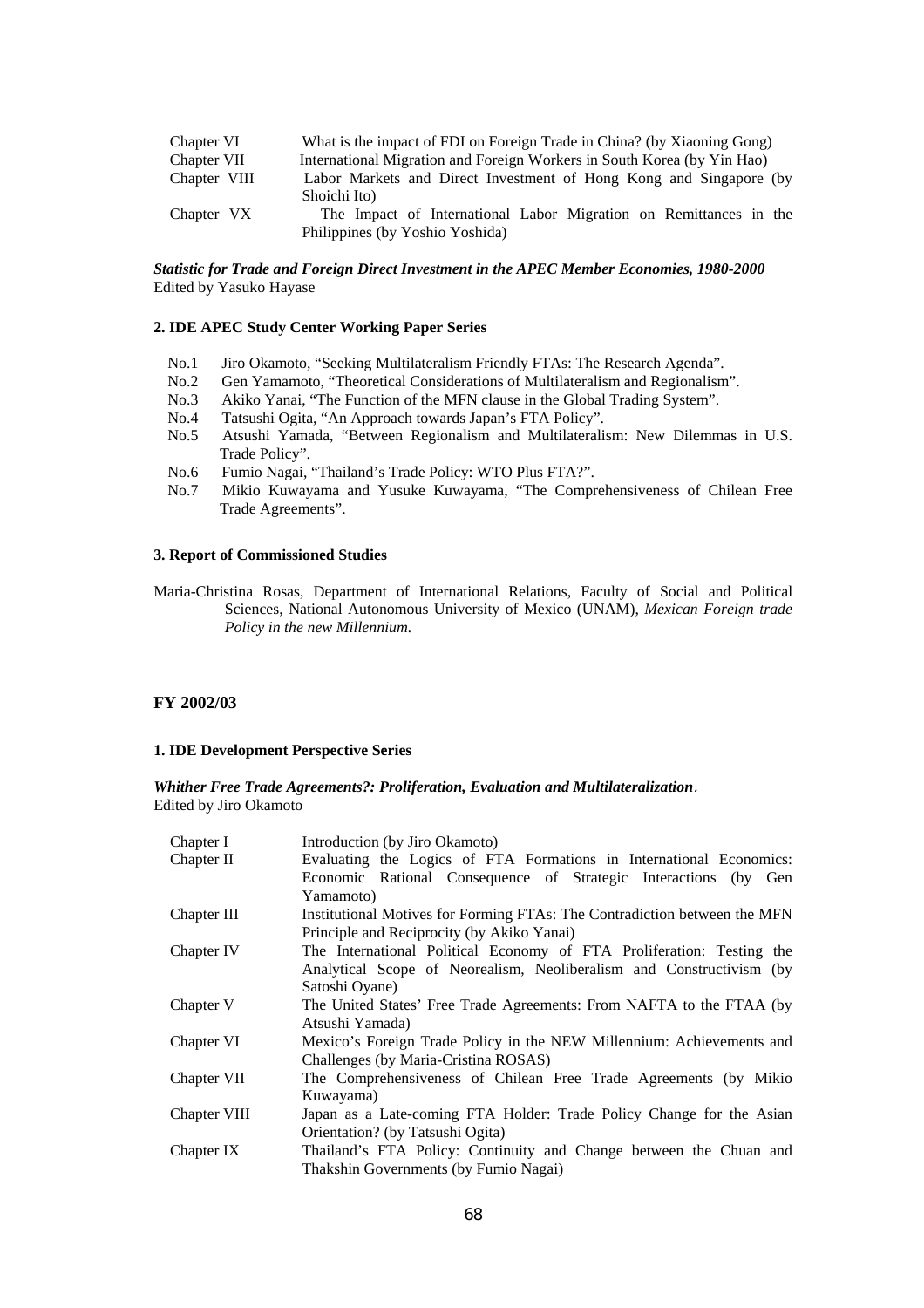| | |
|---|---|
| Chapter VI | What is the impact of FDI on Foreign Trade in China? (by Xiaoning Gong) |
| Chapter VII | International Migration and Foreign Workers in South Korea (by Yin Hao) |
| Chapter VIII | Labor Markets and Direct Investment of Hong Kong and Singapore (by Shoichi Ito) |
| Chapter VX | The Impact of International Labor Migration on Remittances in the Philippines (by Yoshio Yoshida) |

***Statistic for Trade and Foreign Direct Investment in the APEC Member Economies, 1980-2000***
Edited by Yasuko Hayase

#### 2. IDE APEC Study Center Working Paper Series

- No.1 Jiro Okamoto, "Seeking Multilateralism Friendly FTAs: The Research Agenda".
- No.2 Gen Yamamoto, "Theoretical Considerations of Multilateralism and Regionalism".
- No.3 Akiko Yanai, "The Function of the MFN clause in the Global Trading System".
- No.4 Tatsushi Ogita, "An Approach towards Japan's FTA Policy".
- No.5 Atsushi Yamada, "Between Regionalism and Multilateralism: New Dilemmas in U.S. Trade Policy".
- No.6 Fumio Nagai, "Thailand's Trade Policy: WTO Plus FTA?".
- No.7 Mikio Kuwayama and Yusuke Kuwayama, "The Comprehensiveness of Chilean Free Trade Agreements".

#### 3. Report of Commissioned Studies

Maria-Christina Rosas, Department of International Relations, Faculty of Social and Political Sciences, National Autonomous University of Mexico (UNAM), *Mexican Foreign trade Policy in the new Millennium.*

### FY 2002/03

#### 1. IDE Development Perspective Series

***Whither Free Trade Agreements?: Proliferation, Evaluation and Multilateralization***.
Edited by Jiro Okamoto

| | |
|---|---|
| Chapter I | Introduction (by Jiro Okamoto) |
| Chapter II | Evaluating the Logics of FTA Formations in International Economics: Economic Rational Consequence of Strategic Interactions (by Gen Yamamoto) |
| Chapter III | Institutional Motives for Forming FTAs: The Contradiction between the MFN Principle and Reciprocity (by Akiko Yanai) |
| Chapter IV | The International Political Economy of FTA Proliferation: Testing the Analytical Scope of Neorealism, Neoliberalism and Constructivism (by Satoshi Oyane) |
| Chapter V | The United States' Free Trade Agreements: From NAFTA to the FTAA (by Atsushi Yamada) |
| Chapter VI | Mexico's Foreign Trade Policy in the NEW Millennium: Achievements and Challenges (by Maria-Cristina ROSAS) |
| Chapter VII | The Comprehensiveness of Chilean Free Trade Agreements (by Mikio Kuwayama) |
| Chapter VIII | Japan as a Late-coming FTA Holder: Trade Policy Change for the Asian Orientation? (by Tatsushi Ogita) |
| Chapter IX | Thailand's FTA Policy: Continuity and Change between the Chuan and Thakshin Governments (by Fumio Nagai) |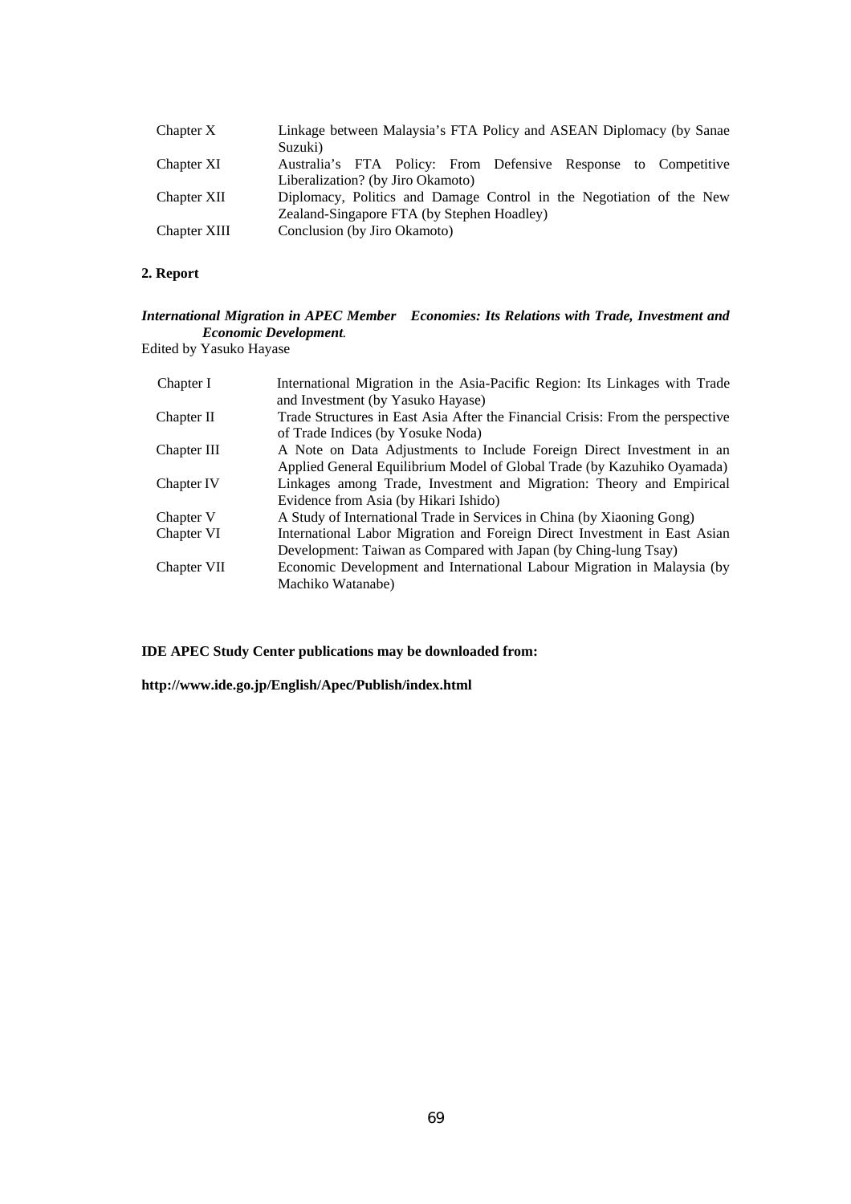| | |
|---|---|
| Chapter X | Linkage between Malaysia's FTA Policy and ASEAN Diplomacy (by Sanae Suzuki) |
| Chapter XI | Australia's FTA Policy: From Defensive Response to Competitive Liberalization? (by Jiro Okamoto) |
| Chapter XII | Diplomacy, Politics and Damage Control in the Negotiation of the New Zealand-Singapore FTA (by Stephen Hoadley) |
| Chapter XIII | Conclusion (by Jiro Okamoto) |

**2. Report**

***International Migration in APEC Member Economies: Its Relations with Trade, Investment and Economic Development.***
Edited by Yasuko Hayase

| | |
|---|---|
| Chapter I | International Migration in the Asia-Pacific Region: Its Linkages with Trade and Investment (by Yasuko Hayase) |
| Chapter II | Trade Structures in East Asia After the Financial Crisis: From the perspective of Trade Indices (by Yosuke Noda) |
| Chapter III | A Note on Data Adjustments to Include Foreign Direct Investment in an Applied General Equilibrium Model of Global Trade (by Kazuhiko Oyamada) |
| Chapter IV | Linkages among Trade, Investment and Migration: Theory and Empirical Evidence from Asia (by Hikari Ishido) |
| Chapter V | A Study of International Trade in Services in China (by Xiaoning Gong) |
| Chapter VI | International Labor Migration and Foreign Direct Investment in East Asian Development: Taiwan as Compared with Japan (by Ching-lung Tsay) |
| Chapter VII | Economic Development and International Labour Migration in Malaysia (by Machiko Watanabe) |

**IDE APEC Study Center publications may be downloaded from:**

**http://www.ide.go.jp/English/Apec/Publish/index.html**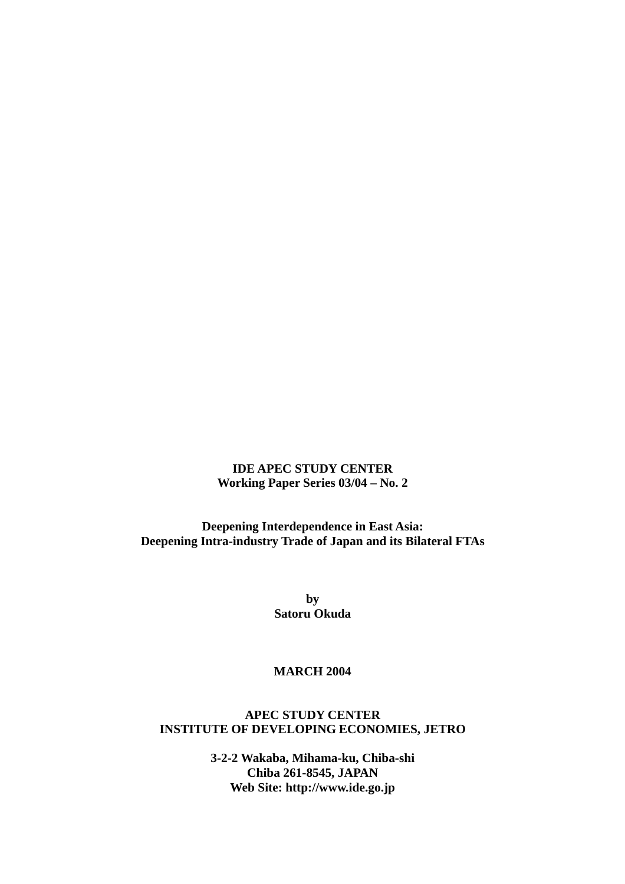**IDE APEC STUDY CENTER**
**Working Paper Series 03/04 – No. 2**

**Deepening Interdependence in East Asia:**
**Deepening Intra-industry Trade of Japan and its Bilateral FTAs**

**by**
**Satoru Okuda**

**MARCH 2004**

**APEC STUDY CENTER**
**INSTITUTE OF DEVELOPING ECONOMIES, JETRO**

**3-2-2 Wakaba, Mihama-ku, Chiba-shi**
**Chiba 261-8545, JAPAN**
**Web Site: http://www.ide.go.jp**